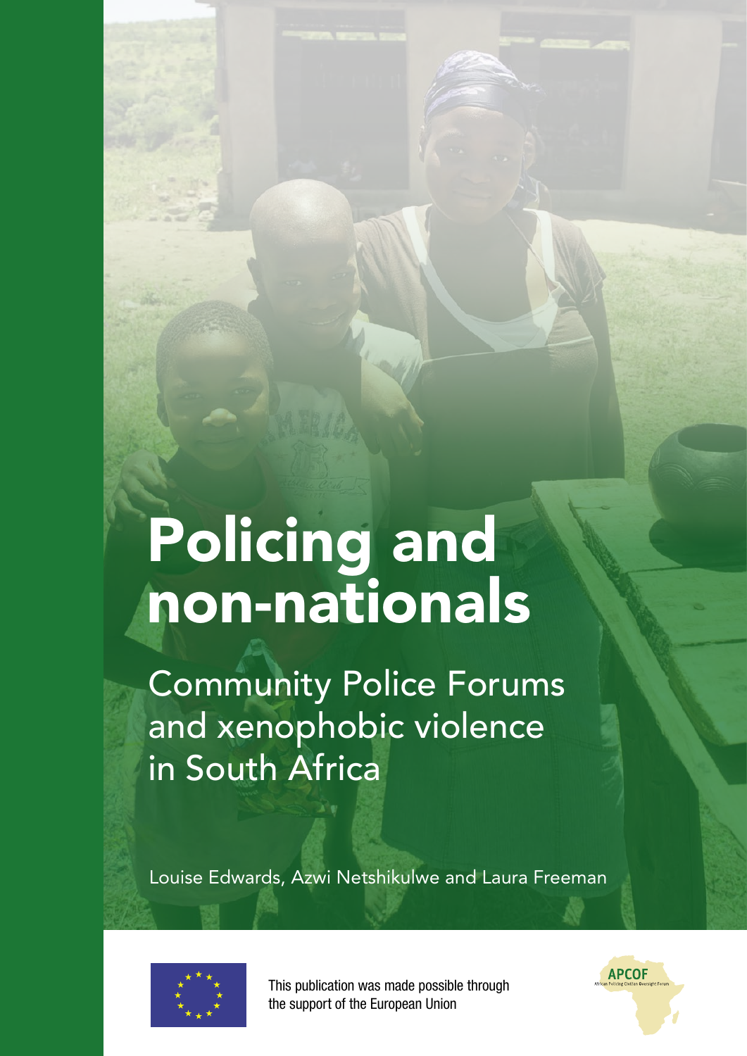# Policing and non-nationals

## Community Police Forums and xenophobic violence in South Africa

Louise Edwards, Azwi Netshikulwe and Laura Freeman

This publication was made possible through the support of the European Union

APCOF

African Policing Civilian Oversight Forum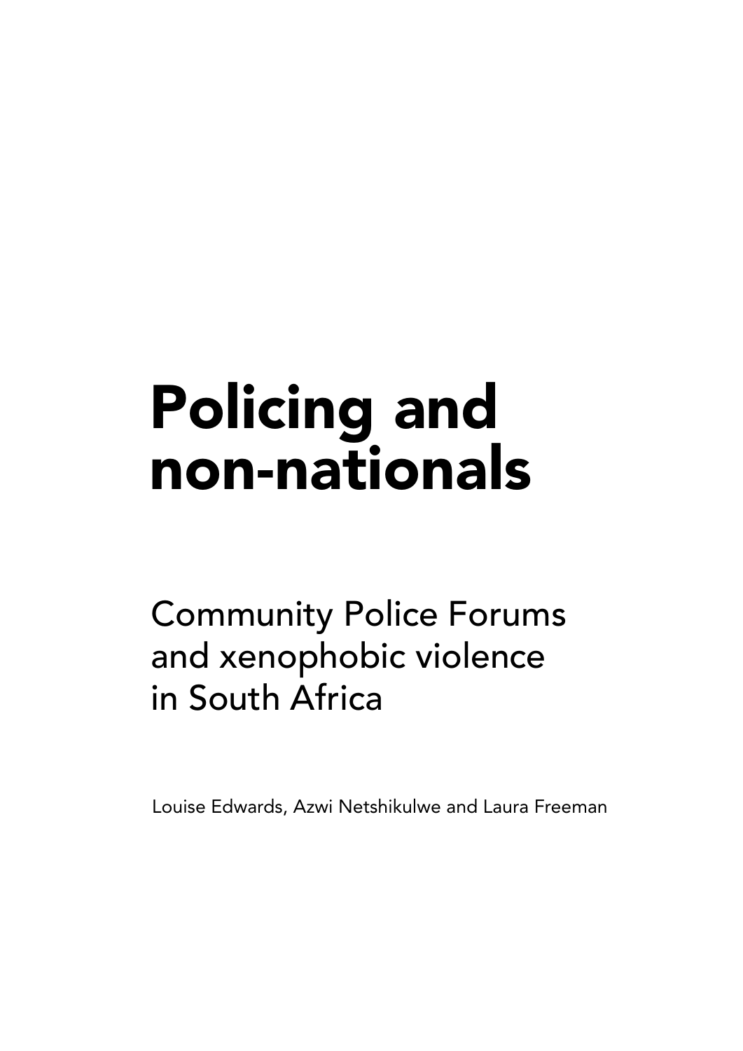# Policing and non-nationals

## Community Police Forums and xenophobic violence in South Africa

Louise Edwards, Azwi Netshikulwe and Laura Freeman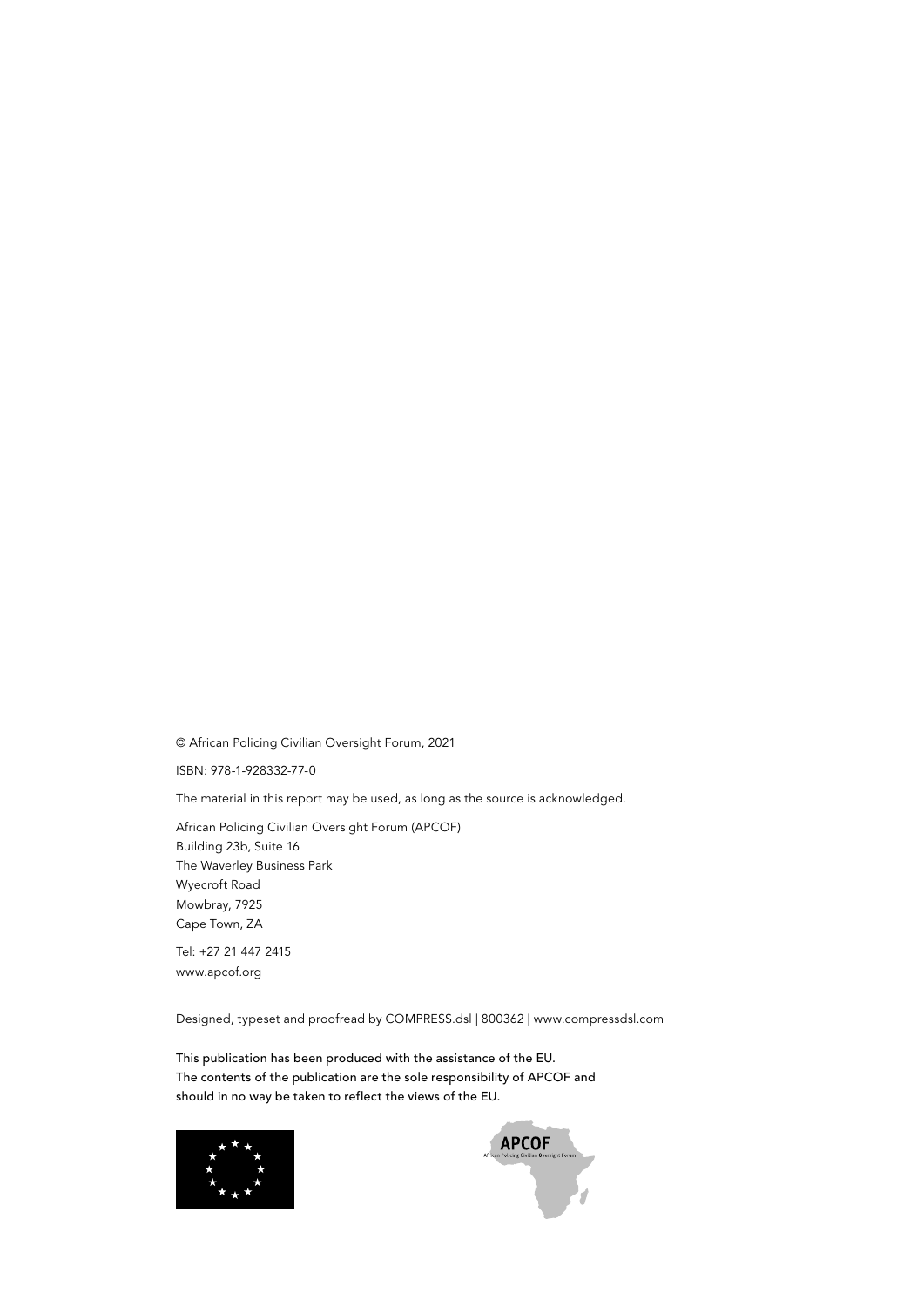© African Policing Civilian Oversight Forum, 2021

ISBN: 978-1-928332-77-0

The material in this report may be used, as long as the source is acknowledged.

African Policing Civilian Oversight Forum (APCOF)
Building 23b, Suite 16
The Waverley Business Park
Wyecroft Road
Mowbray, 7925
Cape Town, ZA

Tel: +27 21 447 2415
www.apcof.org

Designed, typeset and proofread by COMPRESS.dsl | 800362 | www.compressdsl.com

This publication has been produced with the assistance of the EU.
The contents of the publication are the sole responsibility of APCOF and should in no way be taken to reflect the views of the EU.

APCOF
African Policing Civilian Oversight Forum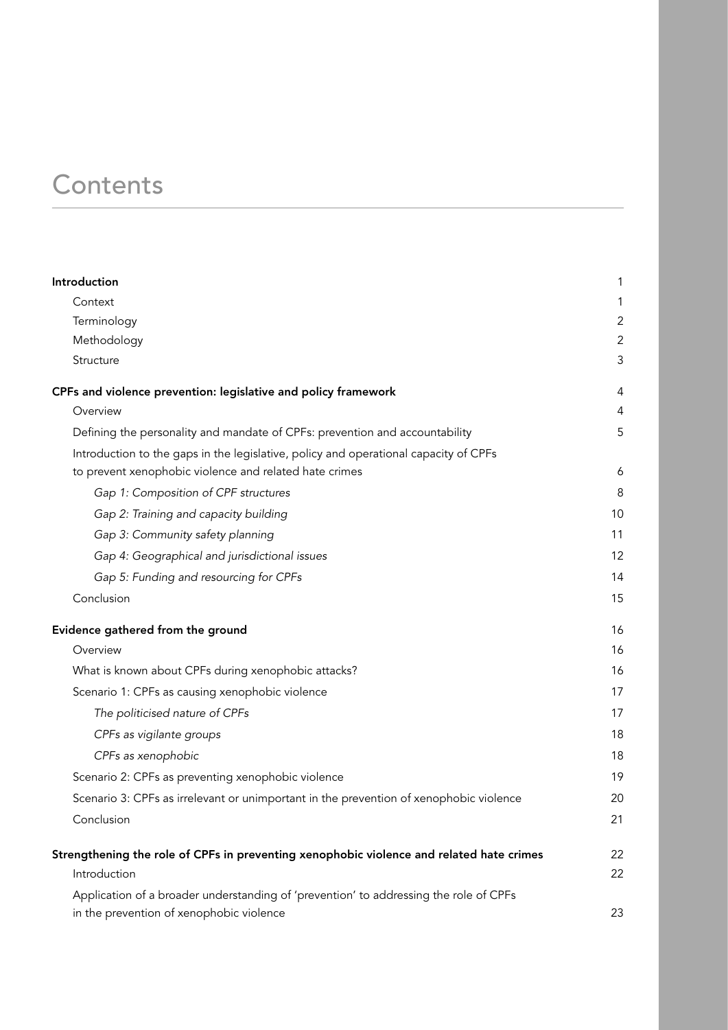# Contents

| | |
|---|---|
| **Introduction** | 1 |
| Context | 1 |
| Terminology | 2 |
| Methodology | 2 |
| Structure | 3 |
| **CPFs and violence prevention: legislative and policy framework** | 4 |
| Overview | 4 |
| Defining the personality and mandate of CPFs: prevention and accountability | 5 |
| Introduction to the gaps in the legislative, policy and operational capacity of CPFs to prevent xenophobic violence and related hate crimes | 6 |
| *Gap 1: Composition of CPF structures* | 8 |
| *Gap 2: Training and capacity building* | 10 |
| *Gap 3: Community safety planning* | 11 |
| *Gap 4: Geographical and jurisdictional issues* | 12 |
| *Gap 5: Funding and resourcing for CPFs* | 14 |
| Conclusion | 15 |
| **Evidence gathered from the ground** | 16 |
| Overview | 16 |
| What is known about CPFs during xenophobic attacks? | 16 |
| Scenario 1: CPFs as causing xenophobic violence | 17 |
| *The politicised nature of CPFs* | 17 |
| *CPFs as vigilante groups* | 18 |
| *CPFs as xenophobic* | 18 |
| Scenario 2: CPFs as preventing xenophobic violence | 19 |
| Scenario 3: CPFs as irrelevant or unimportant in the prevention of xenophobic violence | 20 |
| Conclusion | 21 |
| **Strengthening the role of CPFs in preventing xenophobic violence and related hate crimes** | 22 |
| Introduction | 22 |
| Application of a broader understanding of 'prevention' to addressing the role of CPFs in the prevention of xenophobic violence | 23 |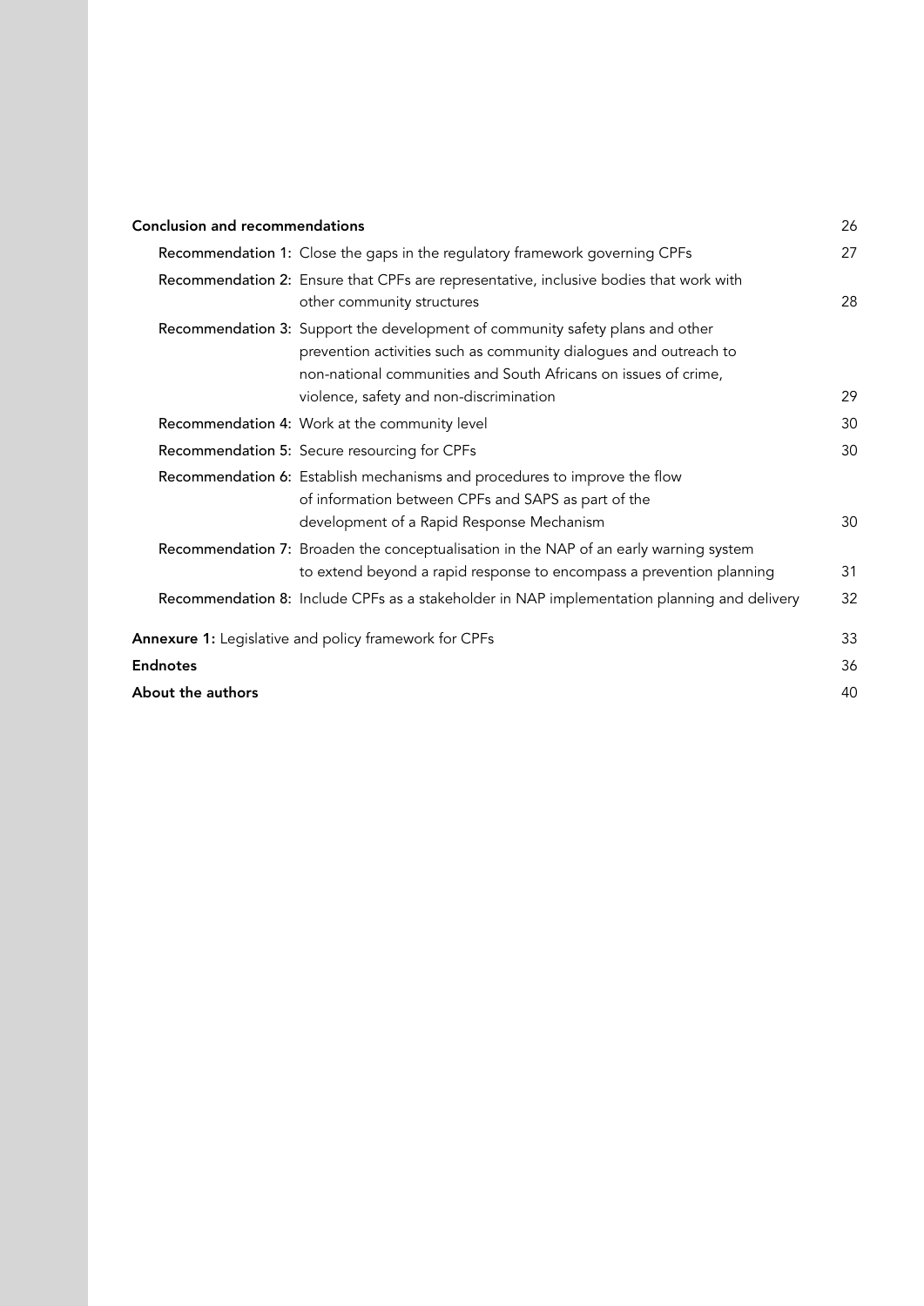| | |
|---|---|
| **Conclusion and recommendations** | 26 |
| **Recommendation 1:** Close the gaps in the regulatory framework governing CPFs | 27 |
| **Recommendation 2:** Ensure that CPFs are representative, inclusive bodies that work with other community structures | 28 |
| **Recommendation 3:** Support the development of community safety plans and other prevention activities such as community dialogues and outreach to non-national communities and South Africans on issues of crime, violence, safety and non-discrimination | 29 |
| **Recommendation 4:** Work at the community level | 30 |
| **Recommendation 5:** Secure resourcing for CPFs | 30 |
| **Recommendation 6:** Establish mechanisms and procedures to improve the flow of information between CPFs and SAPS as part of the development of a Rapid Response Mechanism | 30 |
| **Recommendation 7:** Broaden the conceptualisation in the NAP of an early warning system to extend beyond a rapid response to encompass a prevention planning | 31 |
| **Recommendation 8:** Include CPFs as a stakeholder in NAP implementation planning and delivery | 32 |
| **Annexure 1:** Legislative and policy framework for CPFs | 33 |
| **Endnotes** | 36 |
| **About the authors** | 40 |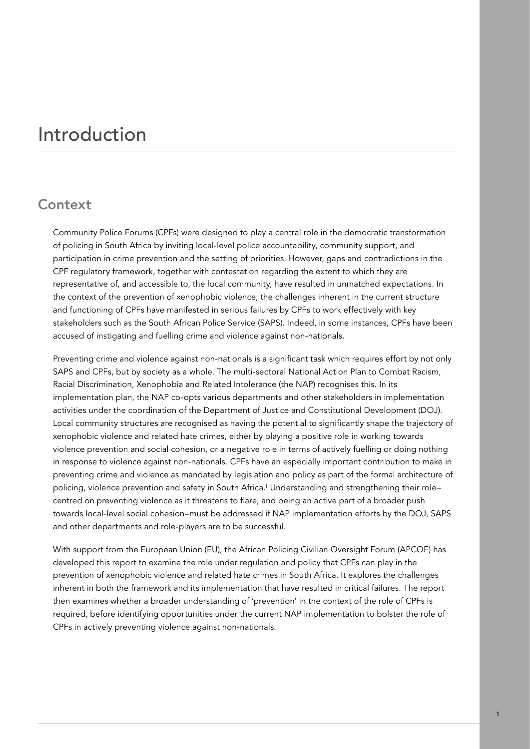# Introduction

## Context

Community Police Forums (CPFs) were designed to play a central role in the democratic transformation of policing in South Africa by inviting local-level police accountability, community support, and participation in crime prevention and the setting of priorities. However, gaps and contradictions in the CPF regulatory framework, together with contestation regarding the extent to which they are representative of, and accessible to, the local community, have resulted in unmatched expectations. In the context of the prevention of xenophobic violence, the challenges inherent in the current structure and functioning of CPFs have manifested in serious failures by CPFs to work effectively with key stakeholders such as the South African Police Service (SAPS). Indeed, in some instances, CPFs have been accused of instigating and fuelling crime and violence against non-nationals.

Preventing crime and violence against non-nationals is a significant task which requires effort by not only SAPS and CPFs, but by society as a whole. The multi-sectoral National Action Plan to Combat Racism, Racial Discrimination, Xenophobia and Related Intolerance (the NAP) recognises this. In its implementation plan, the NAP co-opts various departments and other stakeholders in implementation activities under the coordination of the Department of Justice and Constitutional Development (DOJ). Local community structures are recognised as having the potential to significantly shape the trajectory of xenophobic violence and related hate crimes, either by playing a positive role in working towards violence prevention and social cohesion, or a negative role in terms of actively fuelling or doing nothing in response to violence against non-nationals. CPFs have an especially important contribution to make in preventing crime and violence as mandated by legislation and policy as part of the formal architecture of policing, violence prevention and safety in South Africa.[1] Understanding and strengthening their role–centred on preventing violence as it threatens to flare, and being an active part of a broader push towards local-level social cohesion–must be addressed if NAP implementation efforts by the DOJ, SAPS and other departments and role-players are to be successful.

With support from the European Union (EU), the African Policing Civilian Oversight Forum (APCOF) has developed this report to examine the role under regulation and policy that CPFs can play in the prevention of xenophobic violence and related hate crimes in South Africa. It explores the challenges inherent in both the framework and its implementation that have resulted in critical failures. The report then examines whether a broader understanding of 'prevention' in the context of the role of CPFs is required, before identifying opportunities under the current NAP implementation to bolster the role of CPFs in actively preventing violence against non-nationals.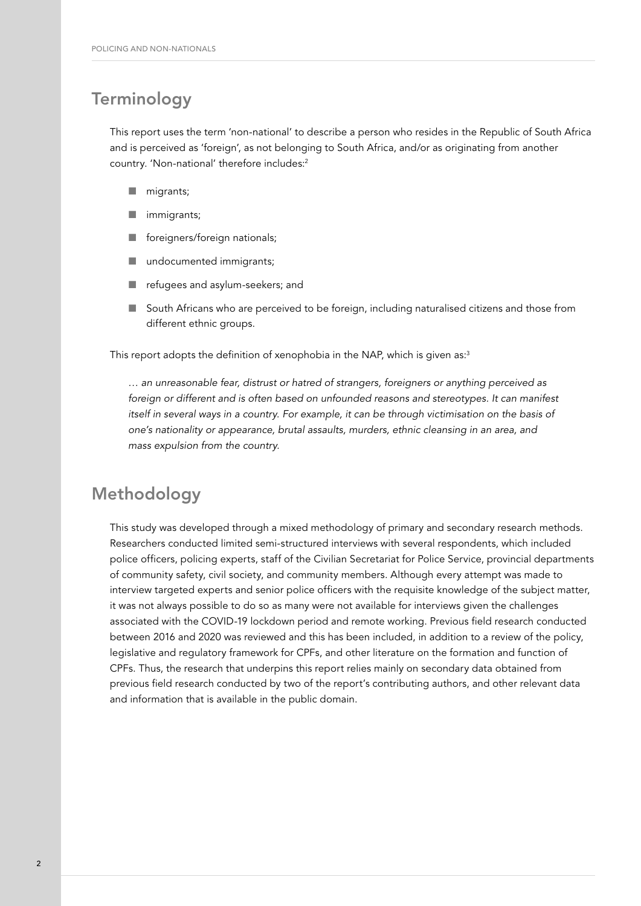## Terminology

This report uses the term 'non-national' to describe a person who resides in the Republic of South Africa and is perceived as 'foreign', as not belonging to South Africa, and/or as originating from another country. 'Non-national' therefore includes:[2]

- migrants;
- immigrants;
- foreigners/foreign nationals;
- undocumented immigrants;
- refugees and asylum-seekers; and
- South Africans who are perceived to be foreign, including naturalised citizens and those from different ethnic groups.

This report adopts the definition of xenophobia in the NAP, which is given as:[3]

> *… an unreasonable fear, distrust or hatred of strangers, foreigners or anything perceived as foreign or different and is often based on unfounded reasons and stereotypes. It can manifest itself in several ways in a country. For example, it can be through victimisation on the basis of one's nationality or appearance, brutal assaults, murders, ethnic cleansing in an area, and mass expulsion from the country.*

## Methodology

This study was developed through a mixed methodology of primary and secondary research methods. Researchers conducted limited semi-structured interviews with several respondents, which included police officers, policing experts, staff of the Civilian Secretariat for Police Service, provincial departments of community safety, civil society, and community members. Although every attempt was made to interview targeted experts and senior police officers with the requisite knowledge of the subject matter, it was not always possible to do so as many were not available for interviews given the challenges associated with the COVID-19 lockdown period and remote working. Previous field research conducted between 2016 and 2020 was reviewed and this has been included, in addition to a review of the policy, legislative and regulatory framework for CPFs, and other literature on the formation and function of CPFs. Thus, the research that underpins this report relies mainly on secondary data obtained from previous field research conducted by two of the report's contributing authors, and other relevant data and information that is available in the public domain.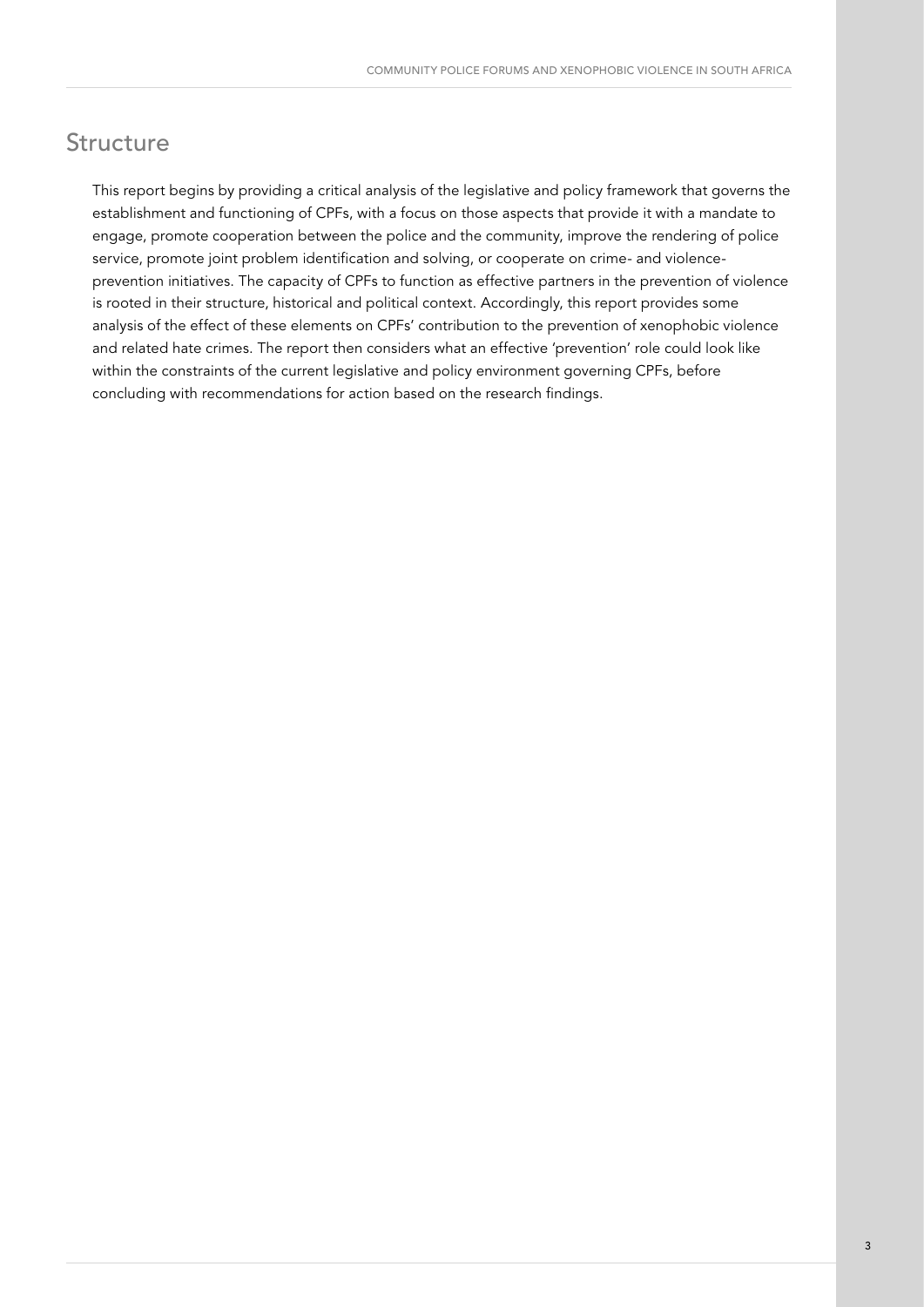## Structure

This report begins by providing a critical analysis of the legislative and policy framework that governs the establishment and functioning of CPFs, with a focus on those aspects that provide it with a mandate to engage, promote cooperation between the police and the community, improve the rendering of police service, promote joint problem identification and solving, or cooperate on crime- and violence-prevention initiatives. The capacity of CPFs to function as effective partners in the prevention of violence is rooted in their structure, historical and political context. Accordingly, this report provides some analysis of the effect of these elements on CPFs' contribution to the prevention of xenophobic violence and related hate crimes. The report then considers what an effective 'prevention' role could look like within the constraints of the current legislative and policy environment governing CPFs, before concluding with recommendations for action based on the research findings.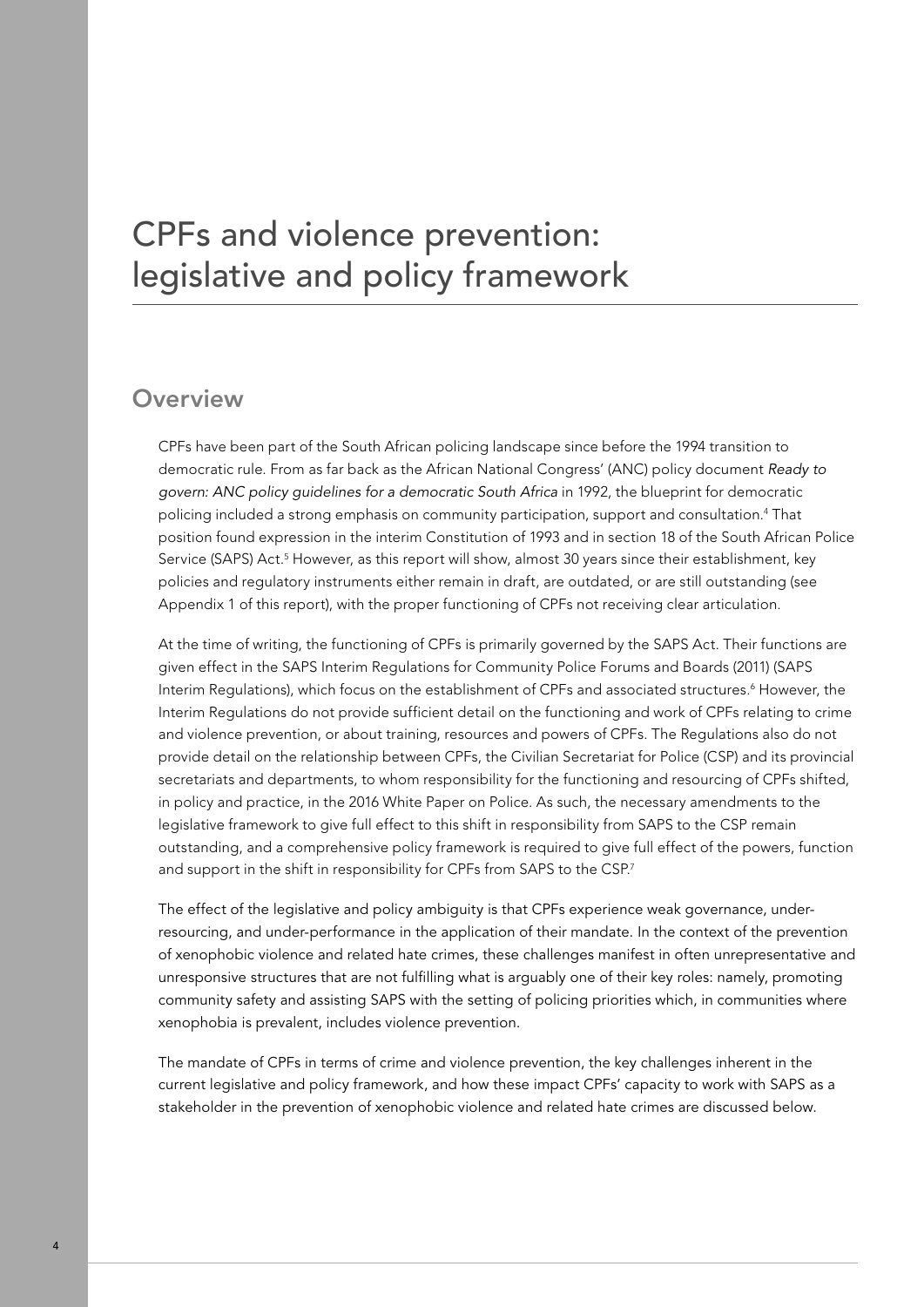# CPFs and violence prevention: legislative and policy framework

## Overview

CPFs have been part of the South African policing landscape since before the 1994 transition to democratic rule. From as far back as the African National Congress' (ANC) policy document *Ready to govern: ANC policy guidelines for a democratic South Africa* in 1992, the blueprint for democratic policing included a strong emphasis on community participation, support and consultation.[4] That position found expression in the interim Constitution of 1993 and in section 18 of the South African Police Service (SAPS) Act.[5] However, as this report will show, almost 30 years since their establishment, key policies and regulatory instruments either remain in draft, are outdated, or are still outstanding (see Appendix 1 of this report), with the proper functioning of CPFs not receiving clear articulation.

At the time of writing, the functioning of CPFs is primarily governed by the SAPS Act. Their functions are given effect in the SAPS Interim Regulations for Community Police Forums and Boards (2011) (SAPS Interim Regulations), which focus on the establishment of CPFs and associated structures.[6] However, the Interim Regulations do not provide sufficient detail on the functioning and work of CPFs relating to crime and violence prevention, or about training, resources and powers of CPFs. The Regulations also do not provide detail on the relationship between CPFs, the Civilian Secretariat for Police (CSP) and its provincial secretariats and departments, to whom responsibility for the functioning and resourcing of CPFs shifted, in policy and practice, in the 2016 White Paper on Police. As such, the necessary amendments to the legislative framework to give full effect to this shift in responsibility from SAPS to the CSP remain outstanding, and a comprehensive policy framework is required to give full effect of the powers, function and support in the shift in responsibility for CPFs from SAPS to the CSP.[7]

The effect of the legislative and policy ambiguity is that CPFs experience weak governance, under-resourcing, and under-performance in the application of their mandate. In the context of the prevention of xenophobic violence and related hate crimes, these challenges manifest in often unrepresentative and unresponsive structures that are not fulfilling what is arguably one of their key roles: namely, promoting community safety and assisting SAPS with the setting of policing priorities which, in communities where xenophobia is prevalent, includes violence prevention.

The mandate of CPFs in terms of crime and violence prevention, the key challenges inherent in the current legislative and policy framework, and how these impact CPFs' capacity to work with SAPS as a stakeholder in the prevention of xenophobic violence and related hate crimes are discussed below.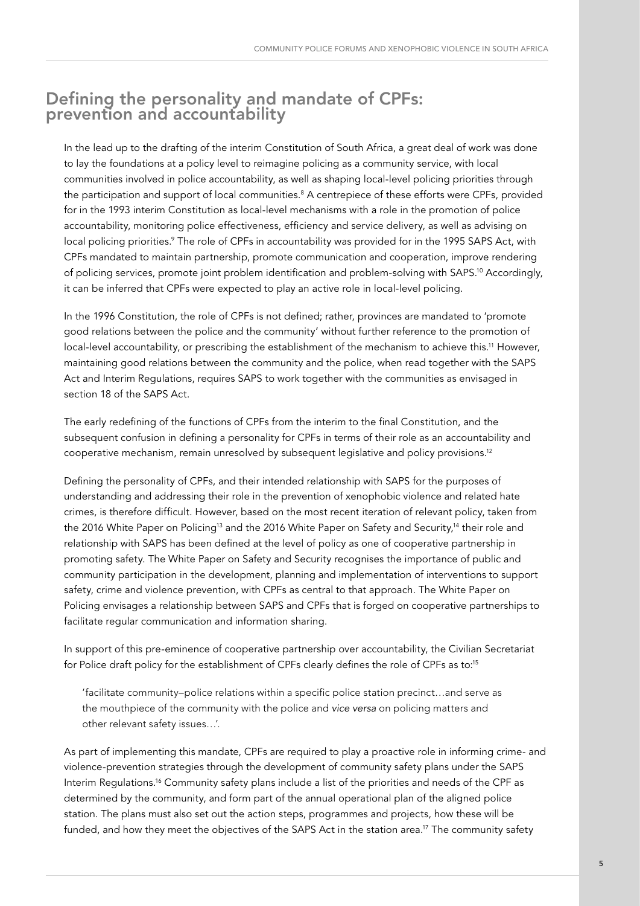## Defining the personality and mandate of CPFs: prevention and accountability

In the lead up to the drafting of the interim Constitution of South Africa, a great deal of work was done to lay the foundations at a policy level to reimagine policing as a community service, with local communities involved in police accountability, as well as shaping local-level policing priorities through the participation and support of local communities.[8] A centrepiece of these efforts were CPFs, provided for in the 1993 interim Constitution as local-level mechanisms with a role in the promotion of police accountability, monitoring police effectiveness, efficiency and service delivery, as well as advising on local policing priorities.[9] The role of CPFs in accountability was provided for in the 1995 SAPS Act, with CPFs mandated to maintain partnership, promote communication and cooperation, improve rendering of policing services, promote joint problem identification and problem-solving with SAPS.[10] Accordingly, it can be inferred that CPFs were expected to play an active role in local-level policing.

In the 1996 Constitution, the role of CPFs is not defined; rather, provinces are mandated to 'promote good relations between the police and the community' without further reference to the promotion of local-level accountability, or prescribing the establishment of the mechanism to achieve this.[11] However, maintaining good relations between the community and the police, when read together with the SAPS Act and Interim Regulations, requires SAPS to work together with the communities as envisaged in section 18 of the SAPS Act.

The early redefining of the functions of CPFs from the interim to the final Constitution, and the subsequent confusion in defining a personality for CPFs in terms of their role as an accountability and cooperative mechanism, remain unresolved by subsequent legislative and policy provisions.[12]

Defining the personality of CPFs, and their intended relationship with SAPS for the purposes of understanding and addressing their role in the prevention of xenophobic violence and related hate crimes, is therefore difficult. However, based on the most recent iteration of relevant policy, taken from the 2016 White Paper on Policing[13] and the 2016 White Paper on Safety and Security,[14] their role and relationship with SAPS has been defined at the level of policy as one of cooperative partnership in promoting safety. The White Paper on Safety and Security recognises the importance of public and community participation in the development, planning and implementation of interventions to support safety, crime and violence prevention, with CPFs as central to that approach. The White Paper on Policing envisages a relationship between SAPS and CPFs that is forged on cooperative partnerships to facilitate regular communication and information sharing.

In support of this pre-eminence of cooperative partnership over accountability, the Civilian Secretariat for Police draft policy for the establishment of CPFs clearly defines the role of CPFs as to:[15]

> 'facilitate community–police relations within a specific police station precinct…and serve as the mouthpiece of the community with the police and *vice versa* on policing matters and other relevant safety issues…'.

As part of implementing this mandate, CPFs are required to play a proactive role in informing crime- and violence-prevention strategies through the development of community safety plans under the SAPS Interim Regulations.[16] Community safety plans include a list of the priorities and needs of the CPF as determined by the community, and form part of the annual operational plan of the aligned police station. The plans must also set out the action steps, programmes and projects, how these will be funded, and how they meet the objectives of the SAPS Act in the station area.[17] The community safety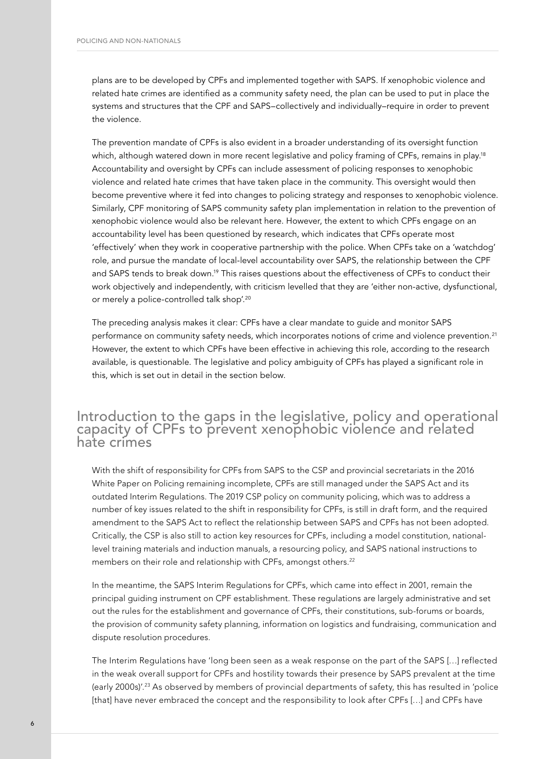plans are to be developed by CPFs and implemented together with SAPS. If xenophobic violence and related hate crimes are identified as a community safety need, the plan can be used to put in place the systems and structures that the CPF and SAPS–collectively and individually–require in order to prevent the violence.

The prevention mandate of CPFs is also evident in a broader understanding of its oversight function which, although watered down in more recent legislative and policy framing of CPFs, remains in play.[18] Accountability and oversight by CPFs can include assessment of policing responses to xenophobic violence and related hate crimes that have taken place in the community. This oversight would then become preventive where it fed into changes to policing strategy and responses to xenophobic violence. Similarly, CPF monitoring of SAPS community safety plan implementation in relation to the prevention of xenophobic violence would also be relevant here. However, the extent to which CPFs engage on an accountability level has been questioned by research, which indicates that CPFs operate most 'effectively' when they work in cooperative partnership with the police. When CPFs take on a 'watchdog' role, and pursue the mandate of local-level accountability over SAPS, the relationship between the CPF and SAPS tends to break down.[19] This raises questions about the effectiveness of CPFs to conduct their work objectively and independently, with criticism levelled that they are 'either non-active, dysfunctional, or merely a police-controlled talk shop'.[20]

The preceding analysis makes it clear: CPFs have a clear mandate to guide and monitor SAPS performance on community safety needs, which incorporates notions of crime and violence prevention.[21] However, the extent to which CPFs have been effective in achieving this role, according to the research available, is questionable. The legislative and policy ambiguity of CPFs has played a significant role in this, which is set out in detail in the section below.

## Introduction to the gaps in the legislative, policy and operational capacity of CPFs to prevent xenophobic violence and related hate crimes

With the shift of responsibility for CPFs from SAPS to the CSP and provincial secretariats in the 2016 White Paper on Policing remaining incomplete, CPFs are still managed under the SAPS Act and its outdated Interim Regulations. The 2019 CSP policy on community policing, which was to address a number of key issues related to the shift in responsibility for CPFs, is still in draft form, and the required amendment to the SAPS Act to reflect the relationship between SAPS and CPFs has not been adopted. Critically, the CSP is also still to action key resources for CPFs, including a model constitution, national-level training materials and induction manuals, a resourcing policy, and SAPS national instructions to members on their role and relationship with CPFs, amongst others.[22]

In the meantime, the SAPS Interim Regulations for CPFs, which came into effect in 2001, remain the principal guiding instrument on CPF establishment. These regulations are largely administrative and set out the rules for the establishment and governance of CPFs, their constitutions, sub-forums or boards, the provision of community safety planning, information on logistics and fundraising, communication and dispute resolution procedures.

The Interim Regulations have 'long been seen as a weak response on the part of the SAPS […] reflected in the weak overall support for CPFs and hostility towards their presence by SAPS prevalent at the time (early 2000s)'.[23] As observed by members of provincial departments of safety, this has resulted in 'police [that] have never embraced the concept and the responsibility to look after CPFs […] and CPFs have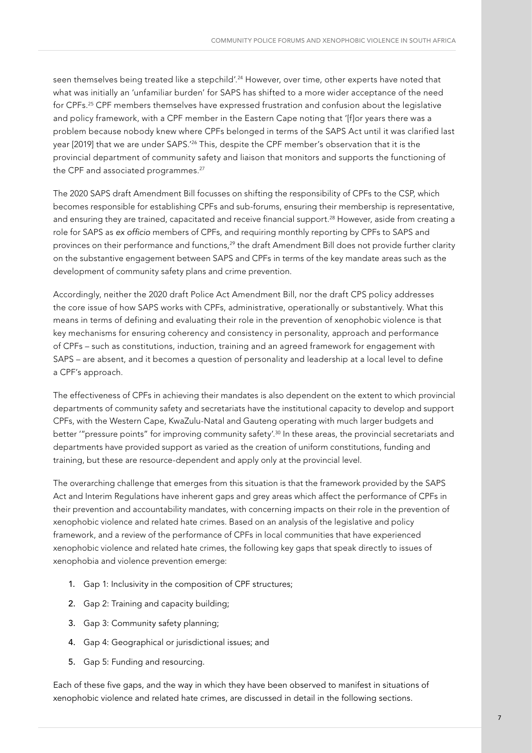seen themselves being treated like a stepchild'.[24] However, over time, other experts have noted that what was initially an 'unfamiliar burden' for SAPS has shifted to a more wider acceptance of the need for CPFs.[25] CPF members themselves have expressed frustration and confusion about the legislative and policy framework, with a CPF member in the Eastern Cape noting that '[f]or years there was a problem because nobody knew where CPFs belonged in terms of the SAPS Act until it was clarified last year [2019] that we are under SAPS.'[26] This, despite the CPF member's observation that it is the provincial department of community safety and liaison that monitors and supports the functioning of the CPF and associated programmes.[27]

The 2020 SAPS draft Amendment Bill focusses on shifting the responsibility of CPFs to the CSP, which becomes responsible for establishing CPFs and sub-forums, ensuring their membership is representative, and ensuring they are trained, capacitated and receive financial support.[28] However, aside from creating a role for SAPS as *ex officio* members of CPFs, and requiring monthly reporting by CPFs to SAPS and provinces on their performance and functions,[29] the draft Amendment Bill does not provide further clarity on the substantive engagement between SAPS and CPFs in terms of the key mandate areas such as the development of community safety plans and crime prevention.

Accordingly, neither the 2020 draft Police Act Amendment Bill, nor the draft CPS policy addresses the core issue of how SAPS works with CPFs, administrative, operationally or substantively. What this means in terms of defining and evaluating their role in the prevention of xenophobic violence is that key mechanisms for ensuring coherency and consistency in personality, approach and performance of CPFs – such as constitutions, induction, training and an agreed framework for engagement with SAPS – are absent, and it becomes a question of personality and leadership at a local level to define a CPF's approach.

The effectiveness of CPFs in achieving their mandates is also dependent on the extent to which provincial departments of community safety and secretariats have the institutional capacity to develop and support CPFs, with the Western Cape, KwaZulu-Natal and Gauteng operating with much larger budgets and better '"pressure points" for improving community safety'.[30] In these areas, the provincial secretariats and departments have provided support as varied as the creation of uniform constitutions, funding and training, but these are resource-dependent and apply only at the provincial level.

The overarching challenge that emerges from this situation is that the framework provided by the SAPS Act and Interim Regulations have inherent gaps and grey areas which affect the performance of CPFs in their prevention and accountability mandates, with concerning impacts on their role in the prevention of xenophobic violence and related hate crimes. Based on an analysis of the legislative and policy framework, and a review of the performance of CPFs in local communities that have experienced xenophobic violence and related hate crimes, the following key gaps that speak directly to issues of xenophobia and violence prevention emerge:

1. Gap 1: Inclusivity in the composition of CPF structures;
2. Gap 2: Training and capacity building;
3. Gap 3: Community safety planning;
4. Gap 4: Geographical or jurisdictional issues; and
5. Gap 5: Funding and resourcing.

Each of these five gaps, and the way in which they have been observed to manifest in situations of xenophobic violence and related hate crimes, are discussed in detail in the following sections.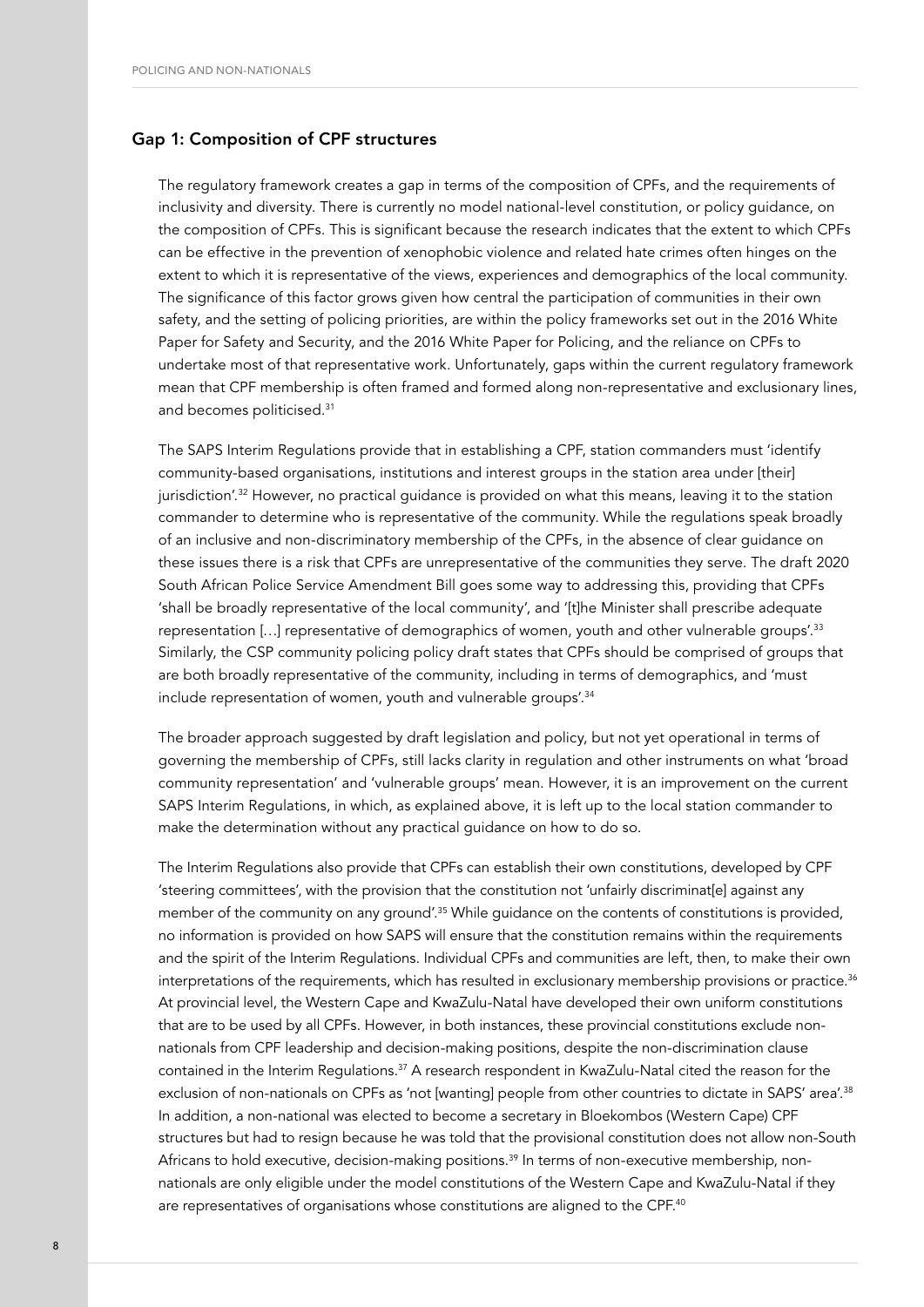### Gap 1: Composition of CPF structures

The regulatory framework creates a gap in terms of the composition of CPFs, and the requirements of inclusivity and diversity. There is currently no model national-level constitution, or policy guidance, on the composition of CPFs. This is significant because the research indicates that the extent to which CPFs can be effective in the prevention of xenophobic violence and related hate crimes often hinges on the extent to which it is representative of the views, experiences and demographics of the local community. The significance of this factor grows given how central the participation of communities in their own safety, and the setting of policing priorities, are within the policy frameworks set out in the 2016 White Paper for Safety and Security, and the 2016 White Paper for Policing, and the reliance on CPFs to undertake most of that representative work. Unfortunately, gaps within the current regulatory framework mean that CPF membership is often framed and formed along non-representative and exclusionary lines, and becomes politicised.[31]

The SAPS Interim Regulations provide that in establishing a CPF, station commanders must 'identify community-based organisations, institutions and interest groups in the station area under [their] jurisdiction'.[32] However, no practical guidance is provided on what this means, leaving it to the station commander to determine who is representative of the community. While the regulations speak broadly of an inclusive and non-discriminatory membership of the CPFs, in the absence of clear guidance on these issues there is a risk that CPFs are unrepresentative of the communities they serve. The draft 2020 South African Police Service Amendment Bill goes some way to addressing this, providing that CPFs 'shall be broadly representative of the local community', and '[t]he Minister shall prescribe adequate representation […] representative of demographics of women, youth and other vulnerable groups'.[33] Similarly, the CSP community policing policy draft states that CPFs should be comprised of groups that are both broadly representative of the community, including in terms of demographics, and 'must include representation of women, youth and vulnerable groups'.[34]

The broader approach suggested by draft legislation and policy, but not yet operational in terms of governing the membership of CPFs, still lacks clarity in regulation and other instruments on what 'broad community representation' and 'vulnerable groups' mean. However, it is an improvement on the current SAPS Interim Regulations, in which, as explained above, it is left up to the local station commander to make the determination without any practical guidance on how to do so.

The Interim Regulations also provide that CPFs can establish their own constitutions, developed by CPF 'steering committees', with the provision that the constitution not 'unfairly discriminat[e] against any member of the community on any ground'.[35] While guidance on the contents of constitutions is provided, no information is provided on how SAPS will ensure that the constitution remains within the requirements and the spirit of the Interim Regulations. Individual CPFs and communities are left, then, to make their own interpretations of the requirements, which has resulted in exclusionary membership provisions or practice.[36] At provincial level, the Western Cape and KwaZulu-Natal have developed their own uniform constitutions that are to be used by all CPFs. However, in both instances, these provincial constitutions exclude non-nationals from CPF leadership and decision-making positions, despite the non-discrimination clause contained in the Interim Regulations.[37] A research respondent in KwaZulu-Natal cited the reason for the exclusion of non-nationals on CPFs as 'not [wanting] people from other countries to dictate in SAPS' area'.[38] In addition, a non-national was elected to become a secretary in Bloekombos (Western Cape) CPF structures but had to resign because he was told that the provisional constitution does not allow non-South Africans to hold executive, decision-making positions.[39] In terms of non-executive membership, non-nationals are only eligible under the model constitutions of the Western Cape and KwaZulu-Natal if they are representatives of organisations whose constitutions are aligned to the CPF.[40]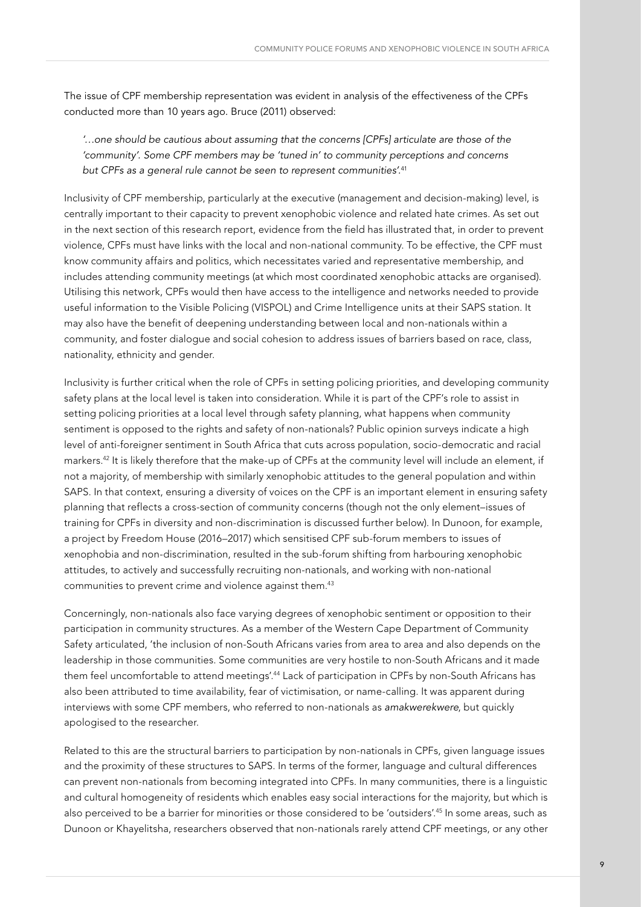The issue of CPF membership representation was evident in analysis of the effectiveness of the CPFs conducted more than 10 years ago. Bruce (2011) observed:

> *'…one should be cautious about assuming that the concerns [CPFs] articulate are those of the 'community'. Some CPF members may be 'tuned in' to community perceptions and concerns but CPFs as a general rule cannot be seen to represent communities'.*[41]

Inclusivity of CPF membership, particularly at the executive (management and decision-making) level, is centrally important to their capacity to prevent xenophobic violence and related hate crimes. As set out in the next section of this research report, evidence from the field has illustrated that, in order to prevent violence, CPFs must have links with the local and non-national community. To be effective, the CPF must know community affairs and politics, which necessitates varied and representative membership, and includes attending community meetings (at which most coordinated xenophobic attacks are organised). Utilising this network, CPFs would then have access to the intelligence and networks needed to provide useful information to the Visible Policing (VISPOL) and Crime Intelligence units at their SAPS station. It may also have the benefit of deepening understanding between local and non-nationals within a community, and foster dialogue and social cohesion to address issues of barriers based on race, class, nationality, ethnicity and gender.

Inclusivity is further critical when the role of CPFs in setting policing priorities, and developing community safety plans at the local level is taken into consideration. While it is part of the CPF's role to assist in setting policing priorities at a local level through safety planning, what happens when community sentiment is opposed to the rights and safety of non-nationals? Public opinion surveys indicate a high level of anti-foreigner sentiment in South Africa that cuts across population, socio-democratic and racial markers.[42] It is likely therefore that the make-up of CPFs at the community level will include an element, if not a majority, of membership with similarly xenophobic attitudes to the general population and within SAPS. In that context, ensuring a diversity of voices on the CPF is an important element in ensuring safety planning that reflects a cross-section of community concerns (though not the only element–issues of training for CPFs in diversity and non-discrimination is discussed further below). In Dunoon, for example, a project by Freedom House (2016–2017) which sensitised CPF sub-forum members to issues of xenophobia and non-discrimination, resulted in the sub-forum shifting from harbouring xenophobic attitudes, to actively and successfully recruiting non-nationals, and working with non-national communities to prevent crime and violence against them.[43]

Concerningly, non-nationals also face varying degrees of xenophobic sentiment or opposition to their participation in community structures. As a member of the Western Cape Department of Community Safety articulated, 'the inclusion of non-South Africans varies from area to area and also depends on the leadership in those communities. Some communities are very hostile to non-South Africans and it made them feel uncomfortable to attend meetings'.[44] Lack of participation in CPFs by non-South Africans has also been attributed to time availability, fear of victimisation, or name-calling. It was apparent during interviews with some CPF members, who referred to non-nationals as *amakwerekwere*, but quickly apologised to the researcher.

Related to this are the structural barriers to participation by non-nationals in CPFs, given language issues and the proximity of these structures to SAPS. In terms of the former, language and cultural differences can prevent non-nationals from becoming integrated into CPFs. In many communities, there is a linguistic and cultural homogeneity of residents which enables easy social interactions for the majority, but which is also perceived to be a barrier for minorities or those considered to be 'outsiders'.[45] In some areas, such as Dunoon or Khayelitsha, researchers observed that non-nationals rarely attend CPF meetings, or any other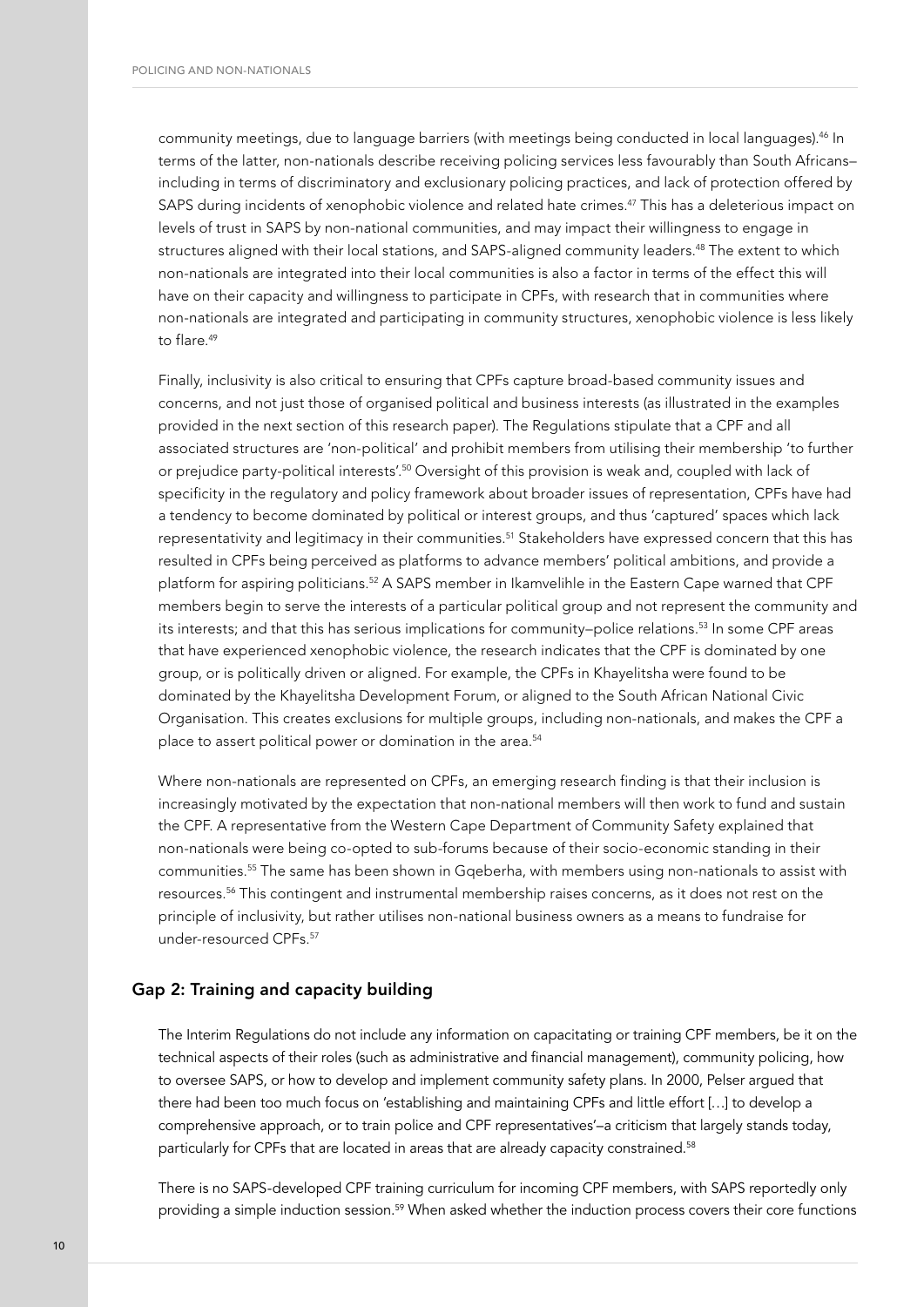community meetings, due to language barriers (with meetings being conducted in local languages).[46] In terms of the latter, non-nationals describe receiving policing services less favourably than South Africans–including in terms of discriminatory and exclusionary policing practices, and lack of protection offered by SAPS during incidents of xenophobic violence and related hate crimes.[47] This has a deleterious impact on levels of trust in SAPS by non-national communities, and may impact their willingness to engage in structures aligned with their local stations, and SAPS-aligned community leaders.[48] The extent to which non-nationals are integrated into their local communities is also a factor in terms of the effect this will have on their capacity and willingness to participate in CPFs, with research that in communities where non-nationals are integrated and participating in community structures, xenophobic violence is less likely to flare.[49]

Finally, inclusivity is also critical to ensuring that CPFs capture broad-based community issues and concerns, and not just those of organised political and business interests (as illustrated in the examples provided in the next section of this research paper). The Regulations stipulate that a CPF and all associated structures are 'non-political' and prohibit members from utilising their membership 'to further or prejudice party-political interests'.[50] Oversight of this provision is weak and, coupled with lack of specificity in the regulatory and policy framework about broader issues of representation, CPFs have had a tendency to become dominated by political or interest groups, and thus 'captured' spaces which lack representativity and legitimacy in their communities.[51] Stakeholders have expressed concern that this has resulted in CPFs being perceived as platforms to advance members' political ambitions, and provide a platform for aspiring politicians.[52] A SAPS member in Ikamvelihle in the Eastern Cape warned that CPF members begin to serve the interests of a particular political group and not represent the community and its interests; and that this has serious implications for community–police relations.[53] In some CPF areas that have experienced xenophobic violence, the research indicates that the CPF is dominated by one group, or is politically driven or aligned. For example, the CPFs in Khayelitsha were found to be dominated by the Khayelitsha Development Forum, or aligned to the South African National Civic Organisation. This creates exclusions for multiple groups, including non-nationals, and makes the CPF a place to assert political power or domination in the area.[54]

Where non-nationals are represented on CPFs, an emerging research finding is that their inclusion is increasingly motivated by the expectation that non-national members will then work to fund and sustain the CPF. A representative from the Western Cape Department of Community Safety explained that non-nationals were being co-opted to sub-forums because of their socio-economic standing in their communities.[55] The same has been shown in Gqeberha, with members using non-nationals to assist with resources.[56] This contingent and instrumental membership raises concerns, as it does not rest on the principle of inclusivity, but rather utilises non-national business owners as a means to fundraise for under-resourced CPFs.[57]

## Gap 2: Training and capacity building

The Interim Regulations do not include any information on capacitating or training CPF members, be it on the technical aspects of their roles (such as administrative and financial management), community policing, how to oversee SAPS, or how to develop and implement community safety plans. In 2000, Pelser argued that there had been too much focus on 'establishing and maintaining CPFs and little effort […] to develop a comprehensive approach, or to train police and CPF representatives'–a criticism that largely stands today, particularly for CPFs that are located in areas that are already capacity constrained.[58]

There is no SAPS-developed CPF training curriculum for incoming CPF members, with SAPS reportedly only providing a simple induction session.[59] When asked whether the induction process covers their core functions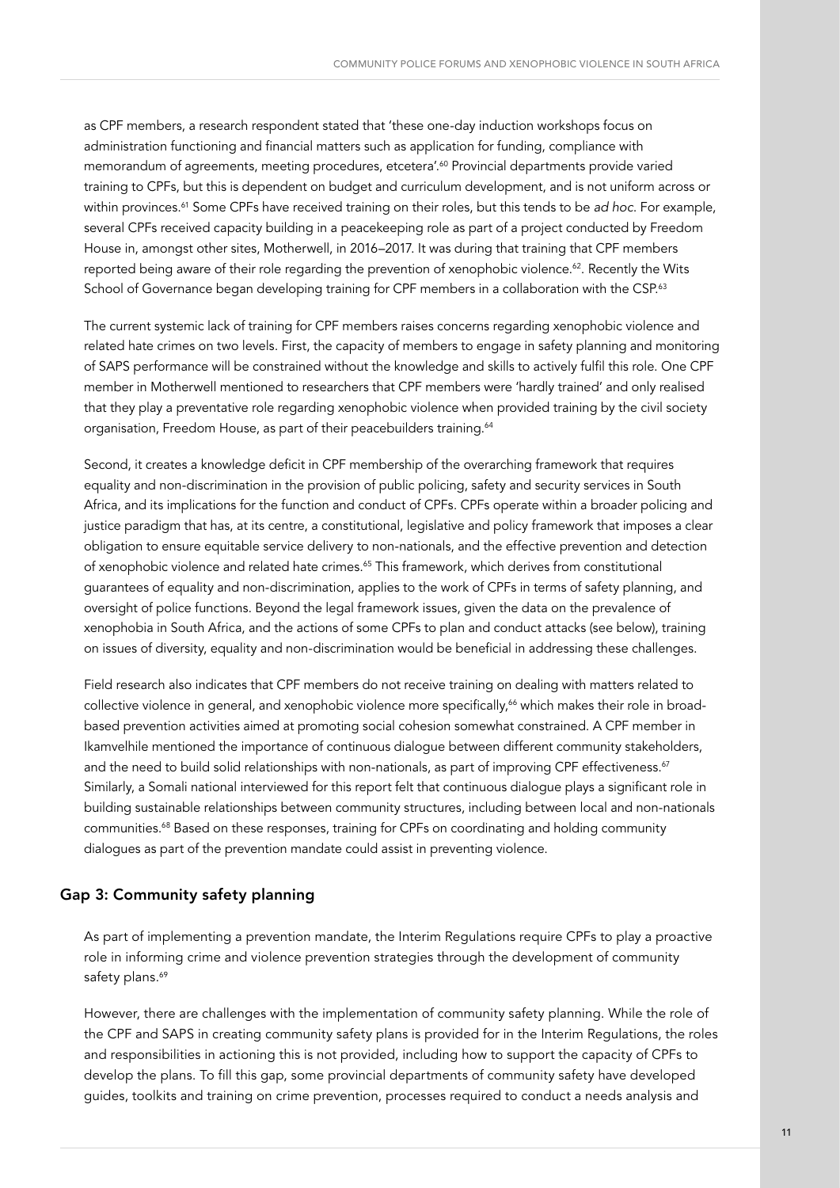as CPF members, a research respondent stated that 'these one-day induction workshops focus on administration functioning and financial matters such as application for funding, compliance with memorandum of agreements, meeting procedures, etcetera'.[60] Provincial departments provide varied training to CPFs, but this is dependent on budget and curriculum development, and is not uniform across or within provinces.[61] Some CPFs have received training on their roles, but this tends to be *ad hoc*. For example, several CPFs received capacity building in a peacekeeping role as part of a project conducted by Freedom House in, amongst other sites, Motherwell, in 2016–2017. It was during that training that CPF members reported being aware of their role regarding the prevention of xenophobic violence.[62]. Recently the Wits School of Governance began developing training for CPF members in a collaboration with the CSP.[63]

The current systemic lack of training for CPF members raises concerns regarding xenophobic violence and related hate crimes on two levels. First, the capacity of members to engage in safety planning and monitoring of SAPS performance will be constrained without the knowledge and skills to actively fulfil this role. One CPF member in Motherwell mentioned to researchers that CPF members were 'hardly trained' and only realised that they play a preventative role regarding xenophobic violence when provided training by the civil society organisation, Freedom House, as part of their peacebuilders training.[64]

Second, it creates a knowledge deficit in CPF membership of the overarching framework that requires equality and non-discrimination in the provision of public policing, safety and security services in South Africa, and its implications for the function and conduct of CPFs. CPFs operate within a broader policing and justice paradigm that has, at its centre, a constitutional, legislative and policy framework that imposes a clear obligation to ensure equitable service delivery to non-nationals, and the effective prevention and detection of xenophobic violence and related hate crimes.[65] This framework, which derives from constitutional guarantees of equality and non-discrimination, applies to the work of CPFs in terms of safety planning, and oversight of police functions. Beyond the legal framework issues, given the data on the prevalence of xenophobia in South Africa, and the actions of some CPFs to plan and conduct attacks (see below), training on issues of diversity, equality and non-discrimination would be beneficial in addressing these challenges.

Field research also indicates that CPF members do not receive training on dealing with matters related to collective violence in general, and xenophobic violence more specifically,[66] which makes their role in broad-based prevention activities aimed at promoting social cohesion somewhat constrained. A CPF member in Ikamvelhile mentioned the importance of continuous dialogue between different community stakeholders, and the need to build solid relationships with non-nationals, as part of improving CPF effectiveness.[67] Similarly, a Somali national interviewed for this report felt that continuous dialogue plays a significant role in building sustainable relationships between community structures, including between local and non-nationals communities.[68] Based on these responses, training for CPFs on coordinating and holding community dialogues as part of the prevention mandate could assist in preventing violence.

## Gap 3: Community safety planning

As part of implementing a prevention mandate, the Interim Regulations require CPFs to play a proactive role in informing crime and violence prevention strategies through the development of community safety plans.[69]

However, there are challenges with the implementation of community safety planning. While the role of the CPF and SAPS in creating community safety plans is provided for in the Interim Regulations, the roles and responsibilities in actioning this is not provided, including how to support the capacity of CPFs to develop the plans. To fill this gap, some provincial departments of community safety have developed guides, toolkits and training on crime prevention, processes required to conduct a needs analysis and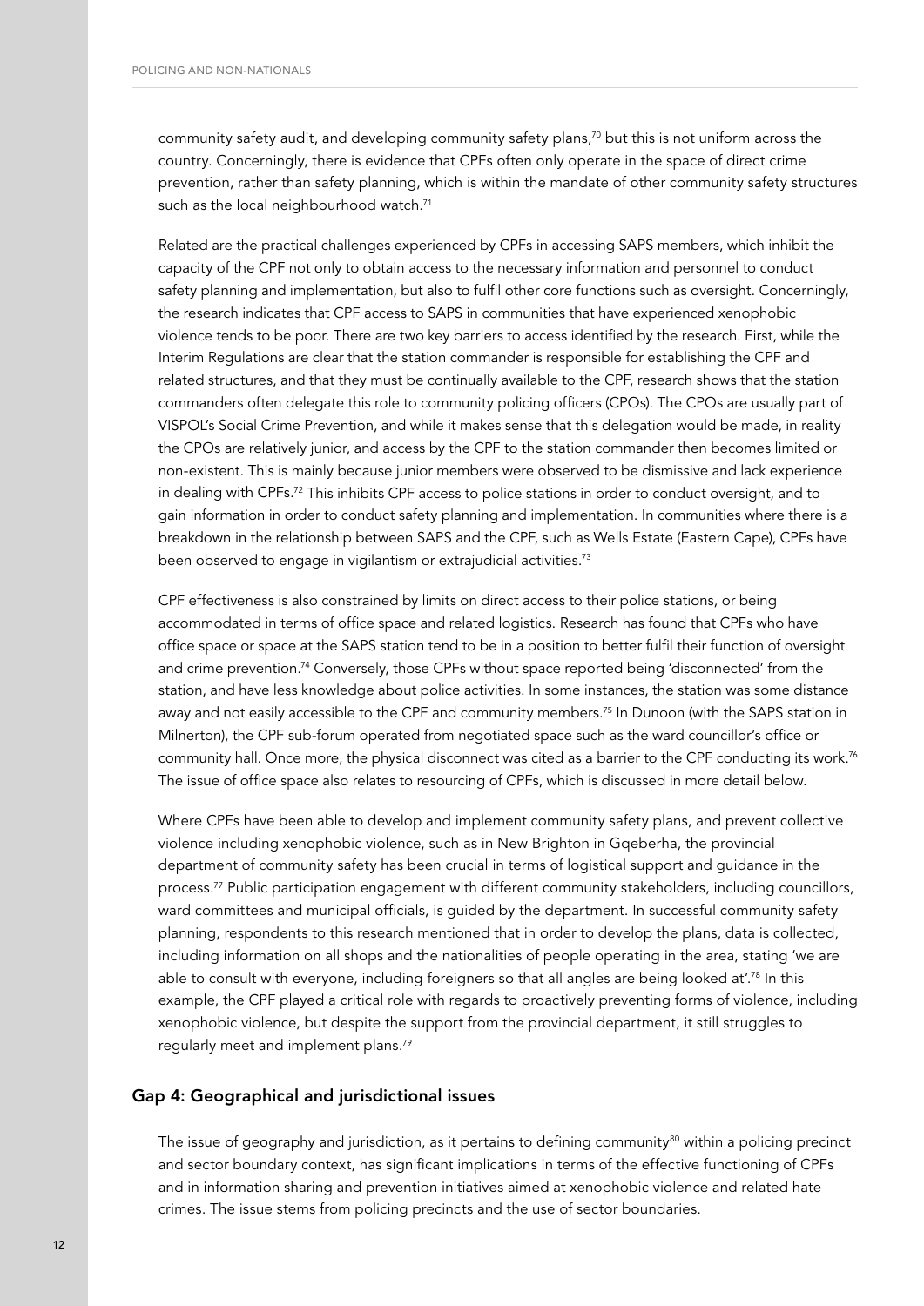community safety audit, and developing community safety plans,[70] but this is not uniform across the country. Concerningly, there is evidence that CPFs often only operate in the space of direct crime prevention, rather than safety planning, which is within the mandate of other community safety structures such as the local neighbourhood watch.[71]

Related are the practical challenges experienced by CPFs in accessing SAPS members, which inhibit the capacity of the CPF not only to obtain access to the necessary information and personnel to conduct safety planning and implementation, but also to fulfil other core functions such as oversight. Concerningly, the research indicates that CPF access to SAPS in communities that have experienced xenophobic violence tends to be poor. There are two key barriers to access identified by the research. First, while the Interim Regulations are clear that the station commander is responsible for establishing the CPF and related structures, and that they must be continually available to the CPF, research shows that the station commanders often delegate this role to community policing officers (CPOs). The CPOs are usually part of VISPOL's Social Crime Prevention, and while it makes sense that this delegation would be made, in reality the CPOs are relatively junior, and access by the CPF to the station commander then becomes limited or non-existent. This is mainly because junior members were observed to be dismissive and lack experience in dealing with CPFs.[72] This inhibits CPF access to police stations in order to conduct oversight, and to gain information in order to conduct safety planning and implementation. In communities where there is a breakdown in the relationship between SAPS and the CPF, such as Wells Estate (Eastern Cape), CPFs have been observed to engage in vigilantism or extrajudicial activities.[73]

CPF effectiveness is also constrained by limits on direct access to their police stations, or being accommodated in terms of office space and related logistics. Research has found that CPFs who have office space or space at the SAPS station tend to be in a position to better fulfil their function of oversight and crime prevention.[74] Conversely, those CPFs without space reported being 'disconnected' from the station, and have less knowledge about police activities. In some instances, the station was some distance away and not easily accessible to the CPF and community members.[75] In Dunoon (with the SAPS station in Milnerton), the CPF sub-forum operated from negotiated space such as the ward councillor's office or community hall. Once more, the physical disconnect was cited as a barrier to the CPF conducting its work.[76] The issue of office space also relates to resourcing of CPFs, which is discussed in more detail below.

Where CPFs have been able to develop and implement community safety plans, and prevent collective violence including xenophobic violence, such as in New Brighton in Gqeberha, the provincial department of community safety has been crucial in terms of logistical support and guidance in the process.[77] Public participation engagement with different community stakeholders, including councillors, ward committees and municipal officials, is guided by the department. In successful community safety planning, respondents to this research mentioned that in order to develop the plans, data is collected, including information on all shops and the nationalities of people operating in the area, stating 'we are able to consult with everyone, including foreigners so that all angles are being looked at'.[78] In this example, the CPF played a critical role with regards to proactively preventing forms of violence, including xenophobic violence, but despite the support from the provincial department, it still struggles to regularly meet and implement plans.[79]

## Gap 4: Geographical and jurisdictional issues

The issue of geography and jurisdiction, as it pertains to defining community[80] within a policing precinct and sector boundary context, has significant implications in terms of the effective functioning of CPFs and in information sharing and prevention initiatives aimed at xenophobic violence and related hate crimes. The issue stems from policing precincts and the use of sector boundaries.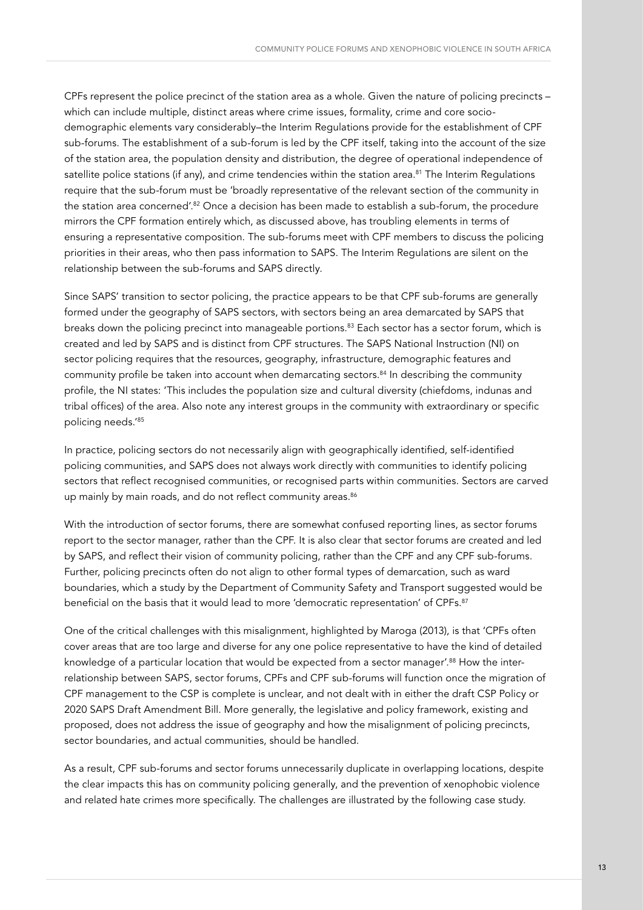CPFs represent the police precinct of the station area as a whole. Given the nature of policing precincts – which can include multiple, distinct areas where crime issues, formality, crime and core socio-demographic elements vary considerably–the Interim Regulations provide for the establishment of CPF sub-forums. The establishment of a sub-forum is led by the CPF itself, taking into the account of the size of the station area, the population density and distribution, the degree of operational independence of satellite police stations (if any), and crime tendencies within the station area.[81] The Interim Regulations require that the sub-forum must be 'broadly representative of the relevant section of the community in the station area concerned'.[82] Once a decision has been made to establish a sub-forum, the procedure mirrors the CPF formation entirely which, as discussed above, has troubling elements in terms of ensuring a representative composition. The sub-forums meet with CPF members to discuss the policing priorities in their areas, who then pass information to SAPS. The Interim Regulations are silent on the relationship between the sub-forums and SAPS directly.

Since SAPS' transition to sector policing, the practice appears to be that CPF sub-forums are generally formed under the geography of SAPS sectors, with sectors being an area demarcated by SAPS that breaks down the policing precinct into manageable portions.[83] Each sector has a sector forum, which is created and led by SAPS and is distinct from CPF structures. The SAPS National Instruction (NI) on sector policing requires that the resources, geography, infrastructure, demographic features and community profile be taken into account when demarcating sectors.[84] In describing the community profile, the NI states: 'This includes the population size and cultural diversity (chiefdoms, indunas and tribal offices) of the area. Also note any interest groups in the community with extraordinary or specific policing needs.'[85]

In practice, policing sectors do not necessarily align with geographically identified, self-identified policing communities, and SAPS does not always work directly with communities to identify policing sectors that reflect recognised communities, or recognised parts within communities. Sectors are carved up mainly by main roads, and do not reflect community areas.[86]

With the introduction of sector forums, there are somewhat confused reporting lines, as sector forums report to the sector manager, rather than the CPF. It is also clear that sector forums are created and led by SAPS, and reflect their vision of community policing, rather than the CPF and any CPF sub-forums. Further, policing precincts often do not align to other formal types of demarcation, such as ward boundaries, which a study by the Department of Community Safety and Transport suggested would be beneficial on the basis that it would lead to more 'democratic representation' of CPFs.[87]

One of the critical challenges with this misalignment, highlighted by Maroga (2013), is that 'CPFs often cover areas that are too large and diverse for any one police representative to have the kind of detailed knowledge of a particular location that would be expected from a sector manager'.[88] How the inter-relationship between SAPS, sector forums, CPFs and CPF sub-forums will function once the migration of CPF management to the CSP is complete is unclear, and not dealt with in either the draft CSP Policy or 2020 SAPS Draft Amendment Bill. More generally, the legislative and policy framework, existing and proposed, does not address the issue of geography and how the misalignment of policing precincts, sector boundaries, and actual communities, should be handled.

As a result, CPF sub-forums and sector forums unnecessarily duplicate in overlapping locations, despite the clear impacts this has on community policing generally, and the prevention of xenophobic violence and related hate crimes more specifically. The challenges are illustrated by the following case study.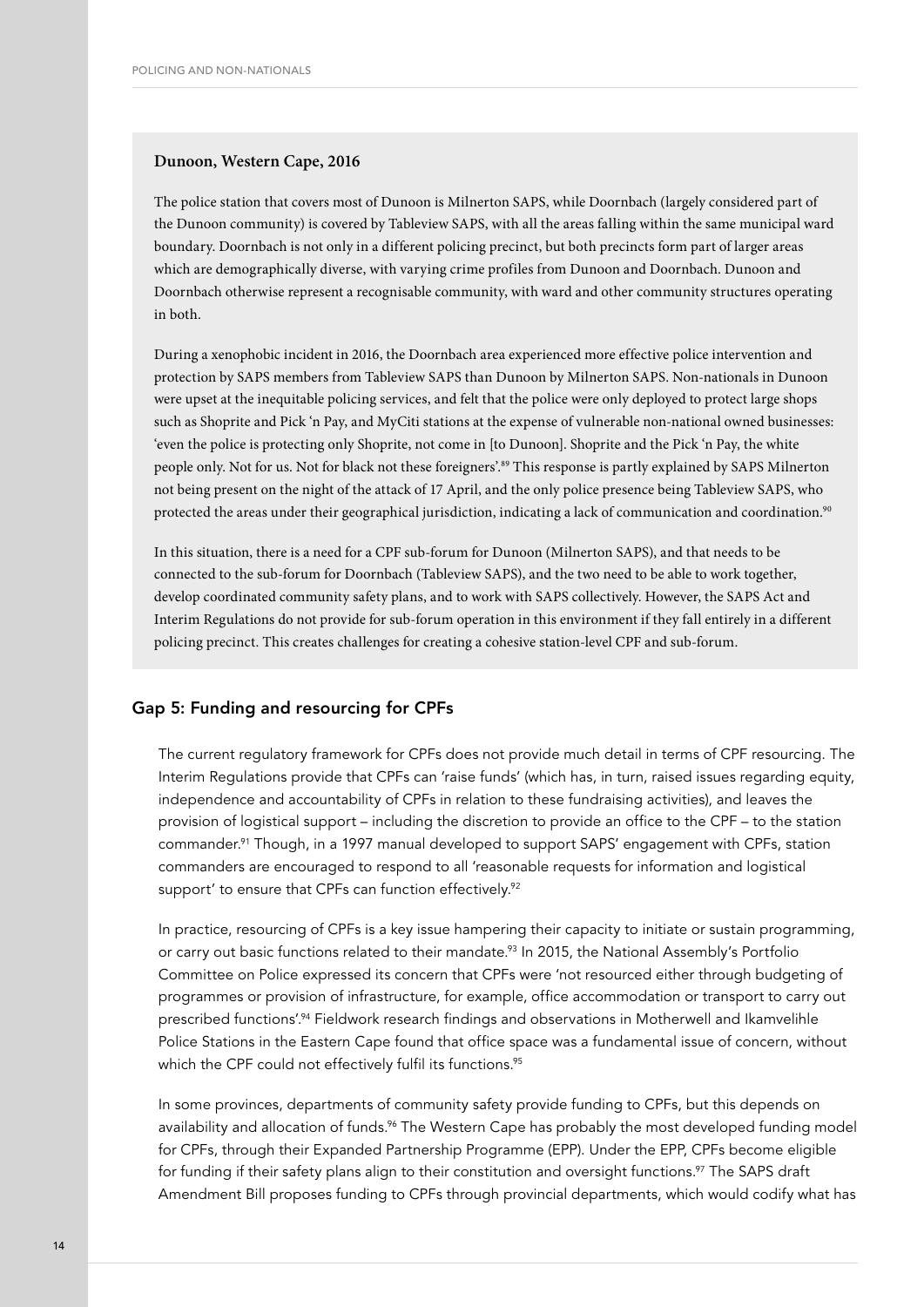**Dunoon, Western Cape, 2016**

The police station that covers most of Dunoon is Milnerton SAPS, while Doornbach (largely considered part of the Dunoon community) is covered by Tableview SAPS, with all the areas falling within the same municipal ward boundary. Doornbach is not only in a different policing precinct, but both precincts form part of larger areas which are demographically diverse, with varying crime profiles from Dunoon and Doornbach. Dunoon and Doornbach otherwise represent a recognisable community, with ward and other community structures operating in both.

During a xenophobic incident in 2016, the Doornbach area experienced more effective police intervention and protection by SAPS members from Tableview SAPS than Dunoon by Milnerton SAPS. Non-nationals in Dunoon were upset at the inequitable policing services, and felt that the police were only deployed to protect large shops such as Shoprite and Pick 'n Pay, and MyCiti stations at the expense of vulnerable non-national owned businesses: 'even the police is protecting only Shoprite, not come in [to Dunoon]. Shoprite and the Pick 'n Pay, the white people only. Not for us. Not for black not these foreigners'.[89] This response is partly explained by SAPS Milnerton not being present on the night of the attack of 17 April, and the only police presence being Tableview SAPS, who protected the areas under their geographical jurisdiction, indicating a lack of communication and coordination.[90]

In this situation, there is a need for a CPF sub-forum for Dunoon (Milnerton SAPS), and that needs to be connected to the sub-forum for Doornbach (Tableview SAPS), and the two need to be able to work together, develop coordinated community safety plans, and to work with SAPS collectively. However, the SAPS Act and Interim Regulations do not provide for sub-forum operation in this environment if they fall entirely in a different policing precinct. This creates challenges for creating a cohesive station-level CPF and sub-forum.

## Gap 5: Funding and resourcing for CPFs

The current regulatory framework for CPFs does not provide much detail in terms of CPF resourcing. The Interim Regulations provide that CPFs can 'raise funds' (which has, in turn, raised issues regarding equity, independence and accountability of CPFs in relation to these fundraising activities), and leaves the provision of logistical support – including the discretion to provide an office to the CPF – to the station commander.[91] Though, in a 1997 manual developed to support SAPS' engagement with CPFs, station commanders are encouraged to respond to all 'reasonable requests for information and logistical support' to ensure that CPFs can function effectively.[92]

In practice, resourcing of CPFs is a key issue hampering their capacity to initiate or sustain programming, or carry out basic functions related to their mandate.[93] In 2015, the National Assembly's Portfolio Committee on Police expressed its concern that CPFs were 'not resourced either through budgeting of programmes or provision of infrastructure, for example, office accommodation or transport to carry out prescribed functions'.[94] Fieldwork research findings and observations in Motherwell and Ikamvelihle Police Stations in the Eastern Cape found that office space was a fundamental issue of concern, without which the CPF could not effectively fulfil its functions.[95]

In some provinces, departments of community safety provide funding to CPFs, but this depends on availability and allocation of funds.[96] The Western Cape has probably the most developed funding model for CPFs, through their Expanded Partnership Programme (EPP). Under the EPP, CPFs become eligible for funding if their safety plans align to their constitution and oversight functions.[97] The SAPS draft Amendment Bill proposes funding to CPFs through provincial departments, which would codify what has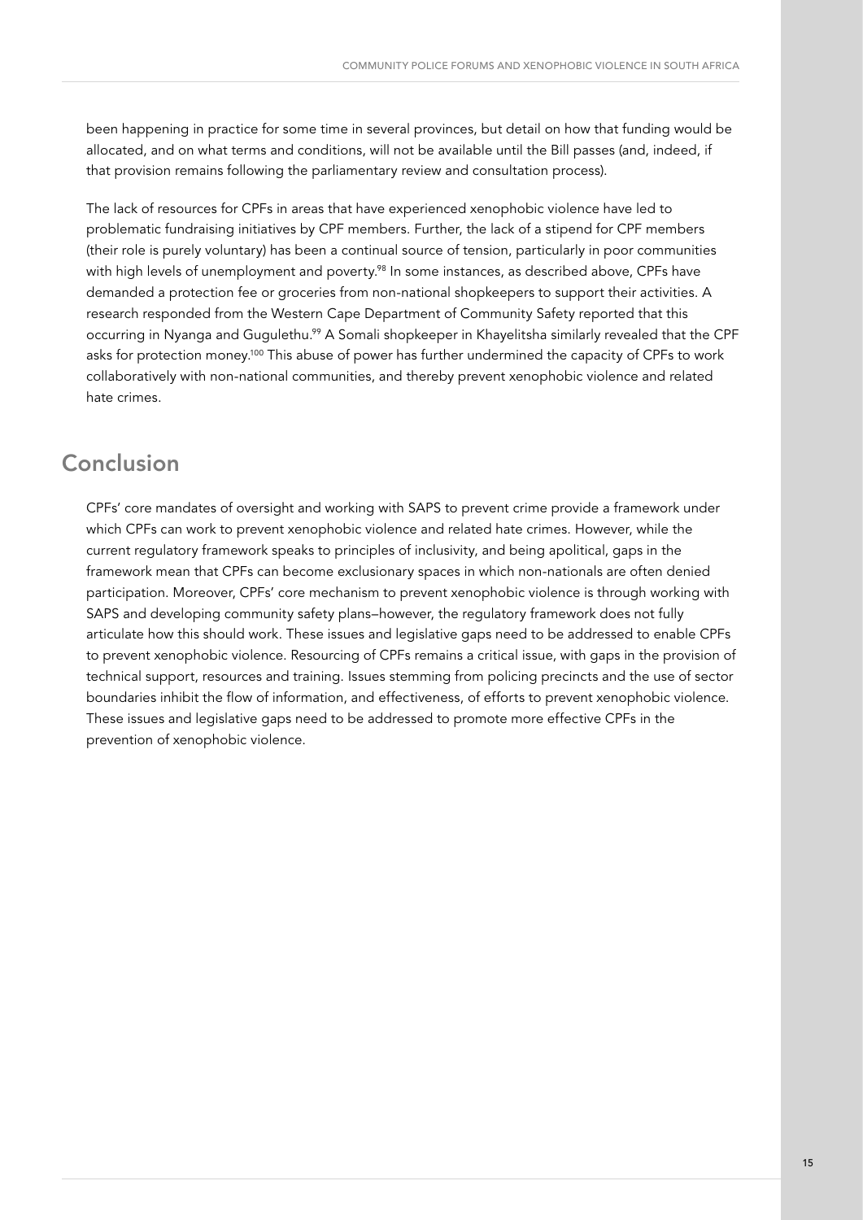been happening in practice for some time in several provinces, but detail on how that funding would be allocated, and on what terms and conditions, will not be available until the Bill passes (and, indeed, if that provision remains following the parliamentary review and consultation process).

The lack of resources for CPFs in areas that have experienced xenophobic violence have led to problematic fundraising initiatives by CPF members. Further, the lack of a stipend for CPF members (their role is purely voluntary) has been a continual source of tension, particularly in poor communities with high levels of unemployment and poverty.[98] In some instances, as described above, CPFs have demanded a protection fee or groceries from non-national shopkeepers to support their activities. A research responded from the Western Cape Department of Community Safety reported that this occurring in Nyanga and Gugulethu.[99] A Somali shopkeeper in Khayelitsha similarly revealed that the CPF asks for protection money.[100] This abuse of power has further undermined the capacity of CPFs to work collaboratively with non-national communities, and thereby prevent xenophobic violence and related hate crimes.

## Conclusion

CPFs' core mandates of oversight and working with SAPS to prevent crime provide a framework under which CPFs can work to prevent xenophobic violence and related hate crimes. However, while the current regulatory framework speaks to principles of inclusivity, and being apolitical, gaps in the framework mean that CPFs can become exclusionary spaces in which non-nationals are often denied participation. Moreover, CPFs' core mechanism to prevent xenophobic violence is through working with SAPS and developing community safety plans–however, the regulatory framework does not fully articulate how this should work. These issues and legislative gaps need to be addressed to enable CPFs to prevent xenophobic violence. Resourcing of CPFs remains a critical issue, with gaps in the provision of technical support, resources and training. Issues stemming from policing precincts and the use of sector boundaries inhibit the flow of information, and effectiveness, of efforts to prevent xenophobic violence. These issues and legislative gaps need to be addressed to promote more effective CPFs in the prevention of xenophobic violence.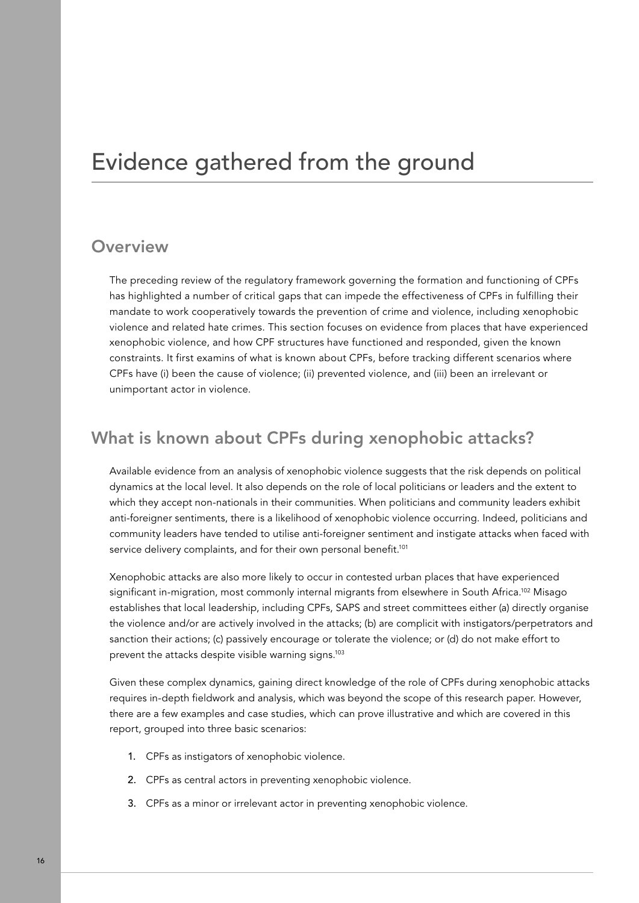# Evidence gathered from the ground

## Overview

The preceding review of the regulatory framework governing the formation and functioning of CPFs has highlighted a number of critical gaps that can impede the effectiveness of CPFs in fulfilling their mandate to work cooperatively towards the prevention of crime and violence, including xenophobic violence and related hate crimes. This section focuses on evidence from places that have experienced xenophobic violence, and how CPF structures have functioned and responded, given the known constraints. It first examins of what is known about CPFs, before tracking different scenarios where CPFs have (i) been the cause of violence; (ii) prevented violence, and (iii) been an irrelevant or unimportant actor in violence.

## What is known about CPFs during xenophobic attacks?

Available evidence from an analysis of xenophobic violence suggests that the risk depends on political dynamics at the local level. It also depends on the role of local politicians or leaders and the extent to which they accept non-nationals in their communities. When politicians and community leaders exhibit anti-foreigner sentiments, there is a likelihood of xenophobic violence occurring. Indeed, politicians and community leaders have tended to utilise anti-foreigner sentiment and instigate attacks when faced with service delivery complaints, and for their own personal benefit.[101]

Xenophobic attacks are also more likely to occur in contested urban places that have experienced significant in-migration, most commonly internal migrants from elsewhere in South Africa.[102] Misago establishes that local leadership, including CPFs, SAPS and street committees either (a) directly organise the violence and/or are actively involved in the attacks; (b) are complicit with instigators/perpetrators and sanction their actions; (c) passively encourage or tolerate the violence; or (d) do not make effort to prevent the attacks despite visible warning signs.[103]

Given these complex dynamics, gaining direct knowledge of the role of CPFs during xenophobic attacks requires in-depth fieldwork and analysis, which was beyond the scope of this research paper. However, there are a few examples and case studies, which can prove illustrative and which are covered in this report, grouped into three basic scenarios:

1. CPFs as instigators of xenophobic violence.
2. CPFs as central actors in preventing xenophobic violence.
3. CPFs as a minor or irrelevant actor in preventing xenophobic violence.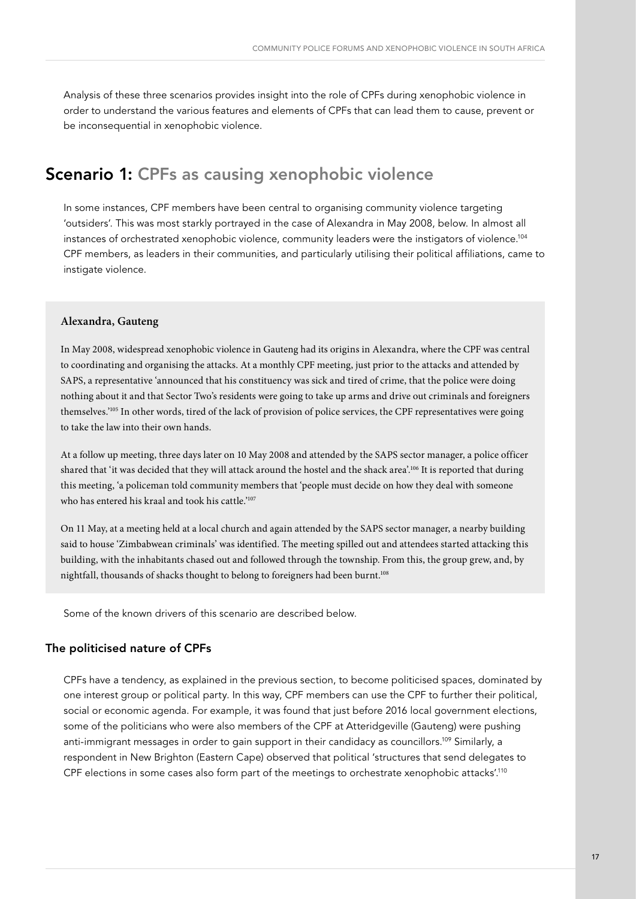Analysis of these three scenarios provides insight into the role of CPFs during xenophobic violence in order to understand the various features and elements of CPFs that can lead them to cause, prevent or be inconsequential in xenophobic violence.

## Scenario 1: CPFs as causing xenophobic violence

In some instances, CPF members have been central to organising community violence targeting 'outsiders'. This was most starkly portrayed in the case of Alexandra in May 2008, below. In almost all instances of orchestrated xenophobic violence, community leaders were the instigators of violence.[104] CPF members, as leaders in their communities, and particularly utilising their political affiliations, came to instigate violence.

**Alexandra, Gauteng**

In May 2008, widespread xenophobic violence in Gauteng had its origins in Alexandra, where the CPF was central to coordinating and organising the attacks. At a monthly CPF meeting, just prior to the attacks and attended by SAPS, a representative 'announced that his constituency was sick and tired of crime, that the police were doing nothing about it and that Sector Two's residents were going to take up arms and drive out criminals and foreigners themselves.'[105] In other words, tired of the lack of provision of police services, the CPF representatives were going to take the law into their own hands.

At a follow up meeting, three days later on 10 May 2008 and attended by the SAPS sector manager, a police officer shared that 'it was decided that they will attack around the hostel and the shack area'.[106] It is reported that during this meeting, 'a policeman told community members that 'people must decide on how they deal with someone who has entered his kraal and took his cattle.'[107]

On 11 May, at a meeting held at a local church and again attended by the SAPS sector manager, a nearby building said to house 'Zimbabwean criminals' was identified. The meeting spilled out and attendees started attacking this building, with the inhabitants chased out and followed through the township. From this, the group grew, and, by nightfall, thousands of shacks thought to belong to foreigners had been burnt.[108]

Some of the known drivers of this scenario are described below.

### The politicised nature of CPFs

CPFs have a tendency, as explained in the previous section, to become politicised spaces, dominated by one interest group or political party. In this way, CPF members can use the CPF to further their political, social or economic agenda. For example, it was found that just before 2016 local government elections, some of the politicians who were also members of the CPF at Atteridgeville (Gauteng) were pushing anti-immigrant messages in order to gain support in their candidacy as councillors.[109] Similarly, a respondent in New Brighton (Eastern Cape) observed that political 'structures that send delegates to CPF elections in some cases also form part of the meetings to orchestrate xenophobic attacks'.[110]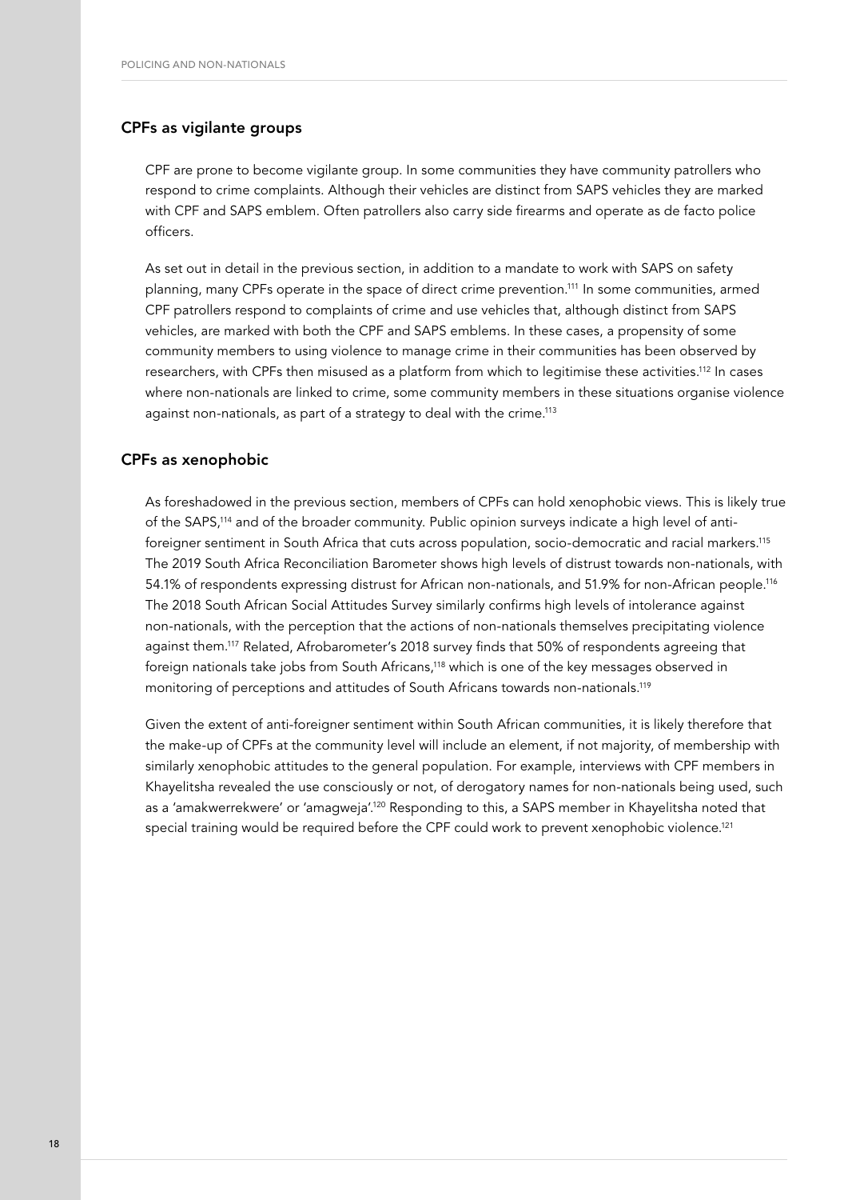### CPFs as vigilante groups

CPF are prone to become vigilante group. In some communities they have community patrollers who respond to crime complaints. Although their vehicles are distinct from SAPS vehicles they are marked with CPF and SAPS emblem. Often patrollers also carry side firearms and operate as de facto police officers.

As set out in detail in the previous section, in addition to a mandate to work with SAPS on safety planning, many CPFs operate in the space of direct crime prevention.[111] In some communities, armed CPF patrollers respond to complaints of crime and use vehicles that, although distinct from SAPS vehicles, are marked with both the CPF and SAPS emblems. In these cases, a propensity of some community members to using violence to manage crime in their communities has been observed by researchers, with CPFs then misused as a platform from which to legitimise these activities.[112] In cases where non-nationals are linked to crime, some community members in these situations organise violence against non-nationals, as part of a strategy to deal with the crime.[113]

### CPFs as xenophobic

As foreshadowed in the previous section, members of CPFs can hold xenophobic views. This is likely true of the SAPS,[114] and of the broader community. Public opinion surveys indicate a high level of anti-foreigner sentiment in South Africa that cuts across population, socio-democratic and racial markers.[115] The 2019 South Africa Reconciliation Barometer shows high levels of distrust towards non-nationals, with 54.1% of respondents expressing distrust for African non-nationals, and 51.9% for non-African people.[116] The 2018 South African Social Attitudes Survey similarly confirms high levels of intolerance against non-nationals, with the perception that the actions of non-nationals themselves precipitating violence against them.[117] Related, Afrobarometer's 2018 survey finds that 50% of respondents agreeing that foreign nationals take jobs from South Africans,[118] which is one of the key messages observed in monitoring of perceptions and attitudes of South Africans towards non-nationals.[119]

Given the extent of anti-foreigner sentiment within South African communities, it is likely therefore that the make-up of CPFs at the community level will include an element, if not majority, of membership with similarly xenophobic attitudes to the general population. For example, interviews with CPF members in Khayelitsha revealed the use consciously or not, of derogatory names for non-nationals being used, such as a 'amakwerrekwere' or 'amagweja'.[120] Responding to this, a SAPS member in Khayelitsha noted that special training would be required before the CPF could work to prevent xenophobic violence.[121]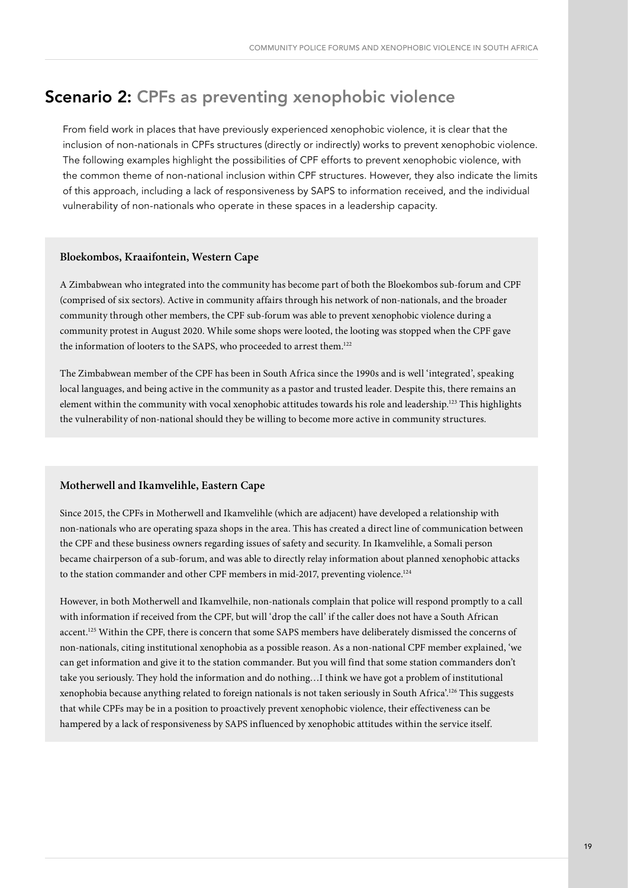## Scenario 2: CPFs as preventing xenophobic violence

From field work in places that have previously experienced xenophobic violence, it is clear that the inclusion of non-nationals in CPFs structures (directly or indirectly) works to prevent xenophobic violence. The following examples highlight the possibilities of CPF efforts to prevent xenophobic violence, with the common theme of non-national inclusion within CPF structures. However, they also indicate the limits of this approach, including a lack of responsiveness by SAPS to information received, and the individual vulnerability of non-nationals who operate in these spaces in a leadership capacity.

**Bloekombos, Kraaifontein, Western Cape**

A Zimbabwean who integrated into the community has become part of both the Bloekombos sub-forum and CPF (comprised of six sectors). Active in community affairs through his network of non-nationals, and the broader community through other members, the CPF sub-forum was able to prevent xenophobic violence during a community protest in August 2020. While some shops were looted, the looting was stopped when the CPF gave the information of looters to the SAPS, who proceeded to arrest them.[122]

The Zimbabwean member of the CPF has been in South Africa since the 1990s and is well 'integrated', speaking local languages, and being active in the community as a pastor and trusted leader. Despite this, there remains an element within the community with vocal xenophobic attitudes towards his role and leadership.[123] This highlights the vulnerability of non-national should they be willing to become more active in community structures.

**Motherwell and Ikamvelihle, Eastern Cape**

Since 2015, the CPFs in Motherwell and Ikamvelihle (which are adjacent) have developed a relationship with non-nationals who are operating spaza shops in the area. This has created a direct line of communication between the CPF and these business owners regarding issues of safety and security. In Ikamvelihle, a Somali person became chairperson of a sub-forum, and was able to directly relay information about planned xenophobic attacks to the station commander and other CPF members in mid-2017, preventing violence.[124]

However, in both Motherwell and Ikamvelhile, non-nationals complain that police will respond promptly to a call with information if received from the CPF, but will 'drop the call' if the caller does not have a South African accent.[125] Within the CPF, there is concern that some SAPS members have deliberately dismissed the concerns of non-nationals, citing institutional xenophobia as a possible reason. As a non-national CPF member explained, 'we can get information and give it to the station commander. But you will find that some station commanders don't take you seriously. They hold the information and do nothing…I think we have got a problem of institutional xenophobia because anything related to foreign nationals is not taken seriously in South Africa'.[126] This suggests that while CPFs may be in a position to proactively prevent xenophobic violence, their effectiveness can be hampered by a lack of responsiveness by SAPS influenced by xenophobic attitudes within the service itself.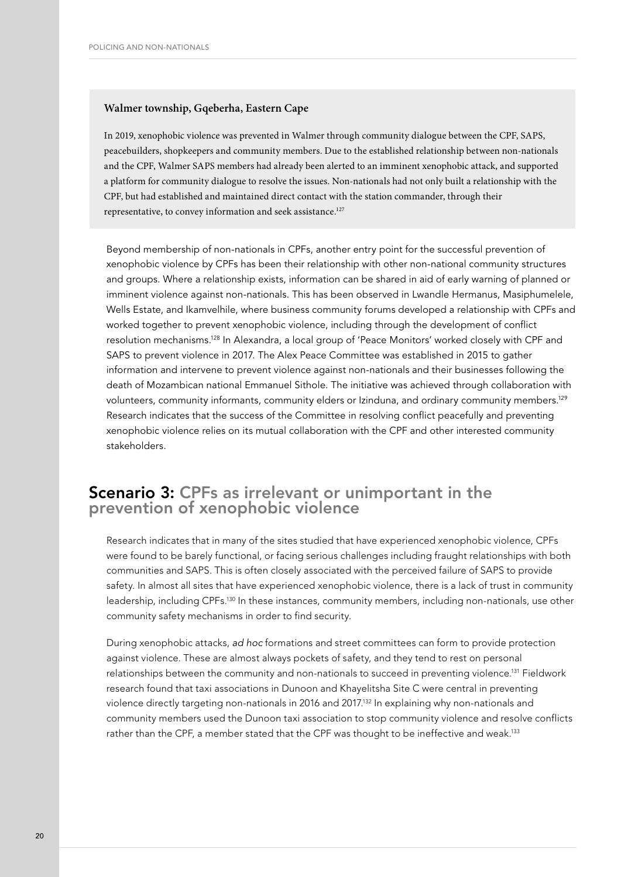**Walmer township, Gqeberha, Eastern Cape**

In 2019, xenophobic violence was prevented in Walmer through community dialogue between the CPF, SAPS, peacebuilders, shopkeepers and community members. Due to the established relationship between non-nationals and the CPF, Walmer SAPS members had already been alerted to an imminent xenophobic attack, and supported a platform for community dialogue to resolve the issues. Non-nationals had not only built a relationship with the CPF, but had established and maintained direct contact with the station commander, through their representative, to convey information and seek assistance.[127]

Beyond membership of non-nationals in CPFs, another entry point for the successful prevention of xenophobic violence by CPFs has been their relationship with other non-national community structures and groups. Where a relationship exists, information can be shared in aid of early warning of planned or imminent violence against non-nationals. This has been observed in Lwandle Hermanus, Masiphumelele, Wells Estate, and Ikamvelhile, where business community forums developed a relationship with CPFs and worked together to prevent xenophobic violence, including through the development of conflict resolution mechanisms.[128] In Alexandra, a local group of 'Peace Monitors' worked closely with CPF and SAPS to prevent violence in 2017. The Alex Peace Committee was established in 2015 to gather information and intervene to prevent violence against non-nationals and their businesses following the death of Mozambican national Emmanuel Sithole. The initiative was achieved through collaboration with volunteers, community informants, community elders or Izinduna, and ordinary community members.[129] Research indicates that the success of the Committee in resolving conflict peacefully and preventing xenophobic violence relies on its mutual collaboration with the CPF and other interested community stakeholders.

## Scenario 3: CPFs as irrelevant or unimportant in the prevention of xenophobic violence

Research indicates that in many of the sites studied that have experienced xenophobic violence, CPFs were found to be barely functional, or facing serious challenges including fraught relationships with both communities and SAPS. This is often closely associated with the perceived failure of SAPS to provide safety. In almost all sites that have experienced xenophobic violence, there is a lack of trust in community leadership, including CPFs.[130] In these instances, community members, including non-nationals, use other community safety mechanisms in order to find security.

During xenophobic attacks, *ad hoc* formations and street committees can form to provide protection against violence. These are almost always pockets of safety, and they tend to rest on personal relationships between the community and non-nationals to succeed in preventing violence.[131] Fieldwork research found that taxi associations in Dunoon and Khayelitsha Site C were central in preventing violence directly targeting non-nationals in 2016 and 2017.[132] In explaining why non-nationals and community members used the Dunoon taxi association to stop community violence and resolve conflicts rather than the CPF, a member stated that the CPF was thought to be ineffective and weak.[133]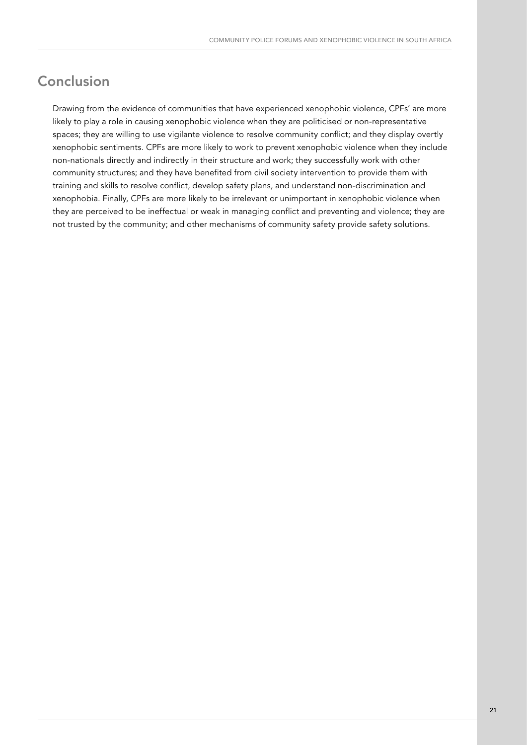## Conclusion

Drawing from the evidence of communities that have experienced xenophobic violence, CPFs' are more likely to play a role in causing xenophobic violence when they are politicised or non-representative spaces; they are willing to use vigilante violence to resolve community conflict; and they display overtly xenophobic sentiments. CPFs are more likely to work to prevent xenophobic violence when they include non-nationals directly and indirectly in their structure and work; they successfully work with other community structures; and they have benefited from civil society intervention to provide them with training and skills to resolve conflict, develop safety plans, and understand non-discrimination and xenophobia. Finally, CPFs are more likely to be irrelevant or unimportant in xenophobic violence when they are perceived to be ineffectual or weak in managing conflict and preventing and violence; they are not trusted by the community; and other mechanisms of community safety provide safety solutions.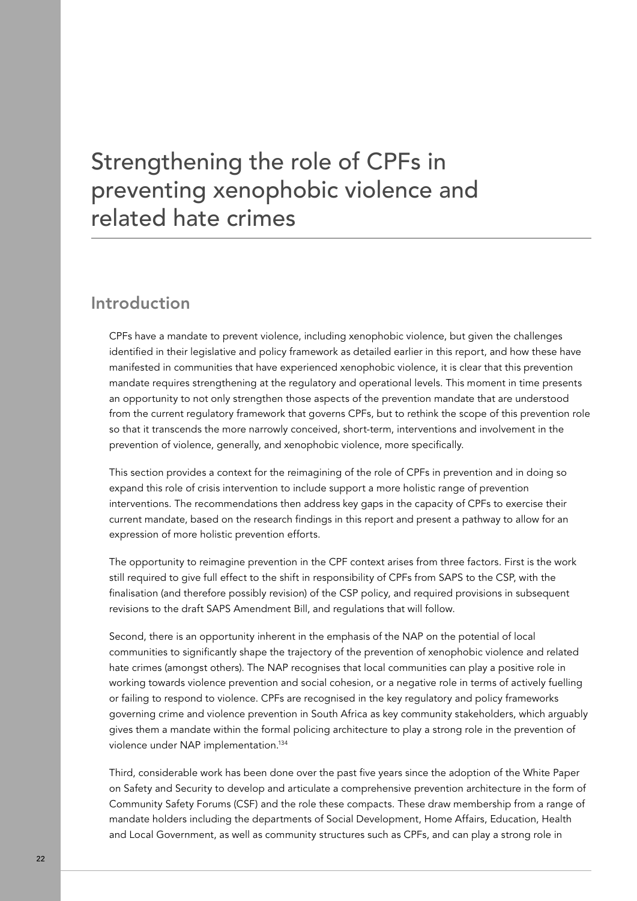# Strengthening the role of CPFs in preventing xenophobic violence and related hate crimes

## Introduction

CPFs have a mandate to prevent violence, including xenophobic violence, but given the challenges identified in their legislative and policy framework as detailed earlier in this report, and how these have manifested in communities that have experienced xenophobic violence, it is clear that this prevention mandate requires strengthening at the regulatory and operational levels. This moment in time presents an opportunity to not only strengthen those aspects of the prevention mandate that are understood from the current regulatory framework that governs CPFs, but to rethink the scope of this prevention role so that it transcends the more narrowly conceived, short-term, interventions and involvement in the prevention of violence, generally, and xenophobic violence, more specifically.

This section provides a context for the reimagining of the role of CPFs in prevention and in doing so expand this role of crisis intervention to include support a more holistic range of prevention interventions. The recommendations then address key gaps in the capacity of CPFs to exercise their current mandate, based on the research findings in this report and present a pathway to allow for an expression of more holistic prevention efforts.

The opportunity to reimagine prevention in the CPF context arises from three factors. First is the work still required to give full effect to the shift in responsibility of CPFs from SAPS to the CSP, with the finalisation (and therefore possibly revision) of the CSP policy, and required provisions in subsequent revisions to the draft SAPS Amendment Bill, and regulations that will follow.

Second, there is an opportunity inherent in the emphasis of the NAP on the potential of local communities to significantly shape the trajectory of the prevention of xenophobic violence and related hate crimes (amongst others). The NAP recognises that local communities can play a positive role in working towards violence prevention and social cohesion, or a negative role in terms of actively fuelling or failing to respond to violence. CPFs are recognised in the key regulatory and policy frameworks governing crime and violence prevention in South Africa as key community stakeholders, which arguably gives them a mandate within the formal policing architecture to play a strong role in the prevention of violence under NAP implementation.[134]

Third, considerable work has been done over the past five years since the adoption of the White Paper on Safety and Security to develop and articulate a comprehensive prevention architecture in the form of Community Safety Forums (CSF) and the role these compacts. These draw membership from a range of mandate holders including the departments of Social Development, Home Affairs, Education, Health and Local Government, as well as community structures such as CPFs, and can play a strong role in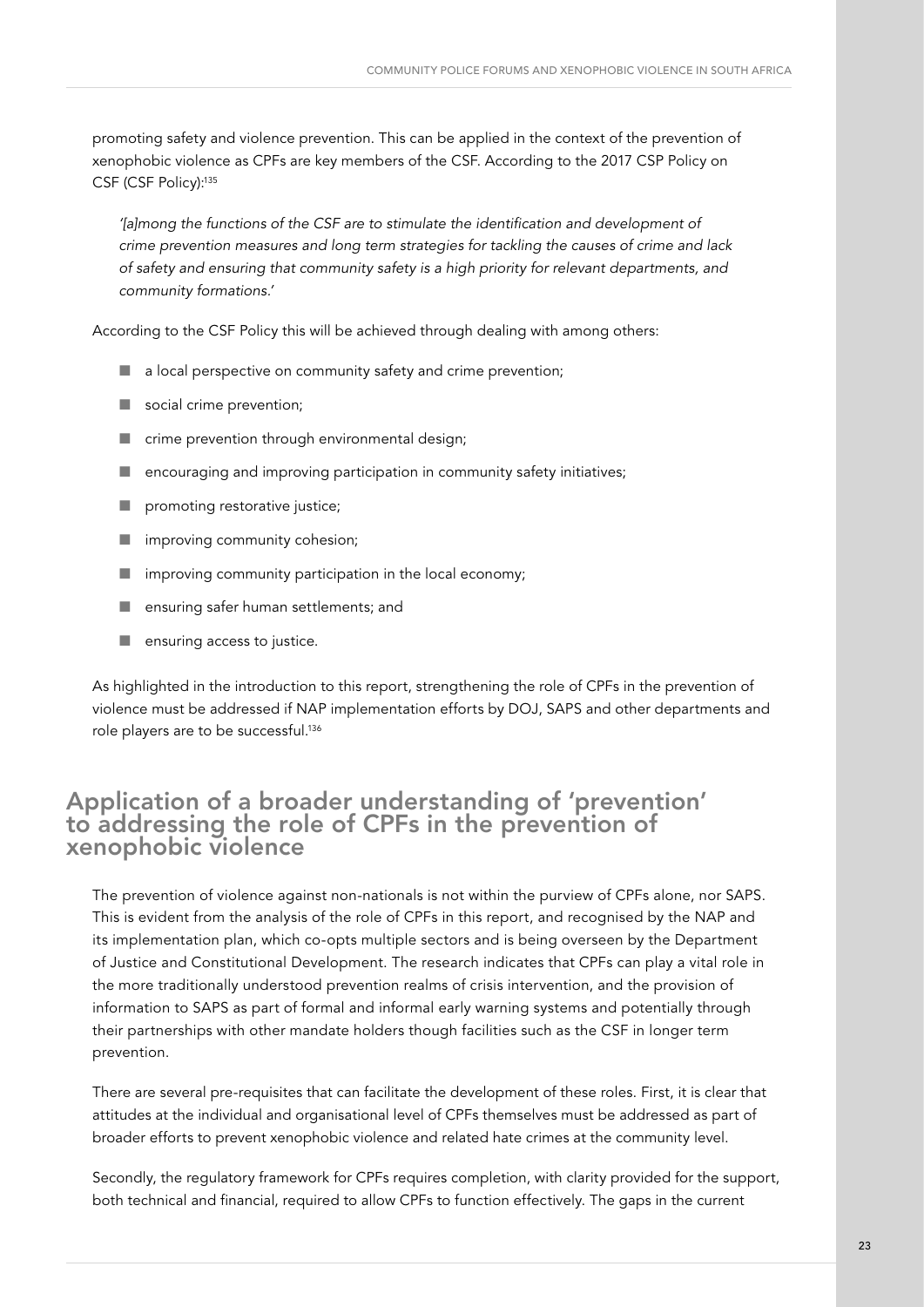promoting safety and violence prevention. This can be applied in the context of the prevention of xenophobic violence as CPFs are key members of the CSF. According to the 2017 CSP Policy on CSF (CSF Policy):[135]

> *'[a]mong the functions of the CSF are to stimulate the identification and development of crime prevention measures and long term strategies for tackling the causes of crime and lack of safety and ensuring that community safety is a high priority for relevant departments, and community formations.'*

According to the CSF Policy this will be achieved through dealing with among others:

- a local perspective on community safety and crime prevention;
- social crime prevention;
- crime prevention through environmental design;
- encouraging and improving participation in community safety initiatives;
- promoting restorative justice;
- improving community cohesion;
- improving community participation in the local economy;
- ensuring safer human settlements; and
- ensuring access to justice.

As highlighted in the introduction to this report, strengthening the role of CPFs in the prevention of violence must be addressed if NAP implementation efforts by DOJ, SAPS and other departments and role players are to be successful.[136]

## Application of a broader understanding of 'prevention' to addressing the role of CPFs in the prevention of xenophobic violence

The prevention of violence against non-nationals is not within the purview of CPFs alone, nor SAPS. This is evident from the analysis of the role of CPFs in this report, and recognised by the NAP and its implementation plan, which co-opts multiple sectors and is being overseen by the Department of Justice and Constitutional Development. The research indicates that CPFs can play a vital role in the more traditionally understood prevention realms of crisis intervention, and the provision of information to SAPS as part of formal and informal early warning systems and potentially through their partnerships with other mandate holders though facilities such as the CSF in longer term prevention.

There are several pre-requisites that can facilitate the development of these roles. First, it is clear that attitudes at the individual and organisational level of CPFs themselves must be addressed as part of broader efforts to prevent xenophobic violence and related hate crimes at the community level.

Secondly, the regulatory framework for CPFs requires completion, with clarity provided for the support, both technical and financial, required to allow CPFs to function effectively. The gaps in the current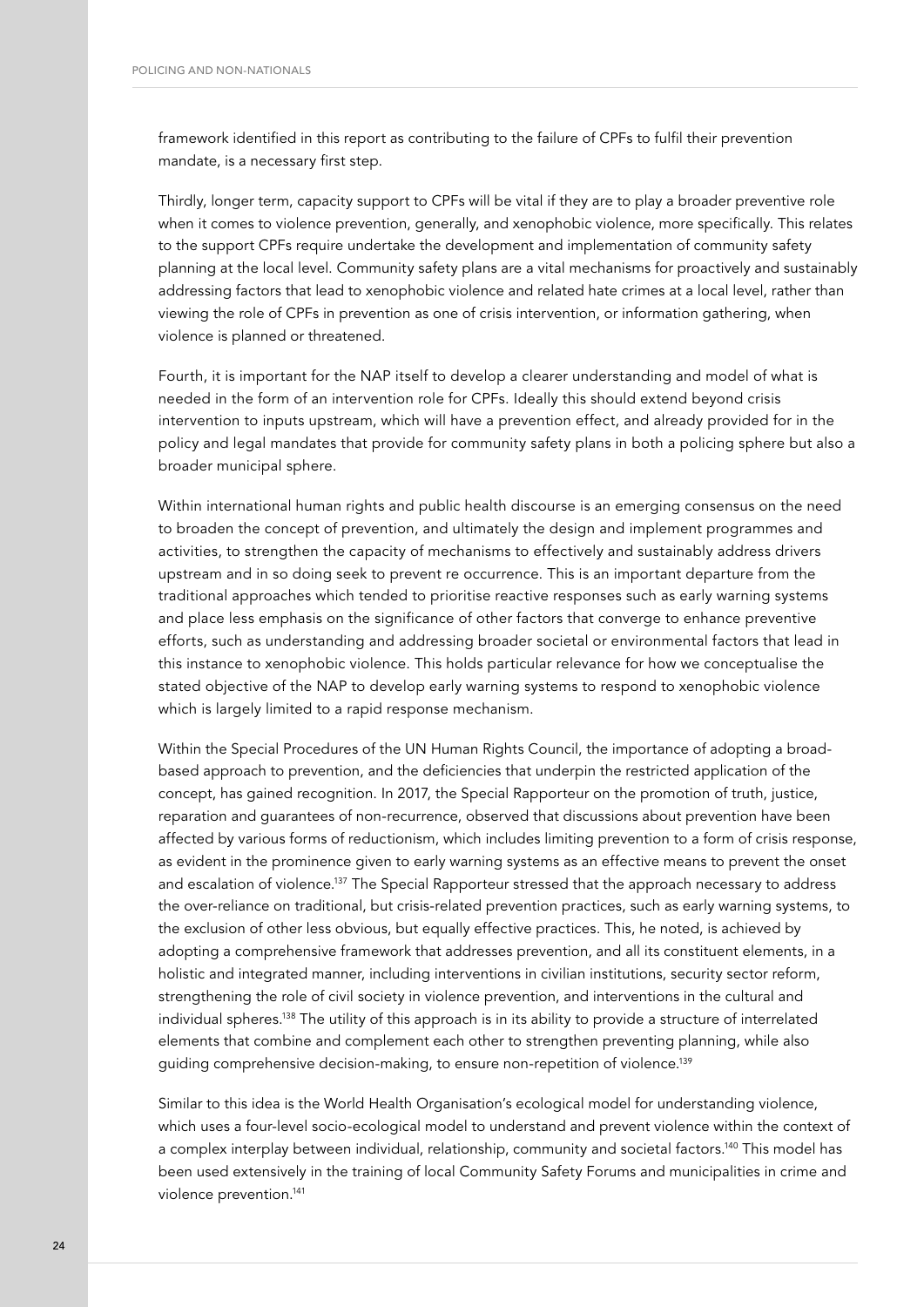framework identified in this report as contributing to the failure of CPFs to fulfil their prevention mandate, is a necessary first step.

Thirdly, longer term, capacity support to CPFs will be vital if they are to play a broader preventive role when it comes to violence prevention, generally, and xenophobic violence, more specifically. This relates to the support CPFs require undertake the development and implementation of community safety planning at the local level. Community safety plans are a vital mechanisms for proactively and sustainably addressing factors that lead to xenophobic violence and related hate crimes at a local level, rather than viewing the role of CPFs in prevention as one of crisis intervention, or information gathering, when violence is planned or threatened.

Fourth, it is important for the NAP itself to develop a clearer understanding and model of what is needed in the form of an intervention role for CPFs. Ideally this should extend beyond crisis intervention to inputs upstream, which will have a prevention effect, and already provided for in the policy and legal mandates that provide for community safety plans in both a policing sphere but also a broader municipal sphere.

Within international human rights and public health discourse is an emerging consensus on the need to broaden the concept of prevention, and ultimately the design and implement programmes and activities, to strengthen the capacity of mechanisms to effectively and sustainably address drivers upstream and in so doing seek to prevent re occurrence. This is an important departure from the traditional approaches which tended to prioritise reactive responses such as early warning systems and place less emphasis on the significance of other factors that converge to enhance preventive efforts, such as understanding and addressing broader societal or environmental factors that lead in this instance to xenophobic violence. This holds particular relevance for how we conceptualise the stated objective of the NAP to develop early warning systems to respond to xenophobic violence which is largely limited to a rapid response mechanism.

Within the Special Procedures of the UN Human Rights Council, the importance of adopting a broad-based approach to prevention, and the deficiencies that underpin the restricted application of the concept, has gained recognition. In 2017, the Special Rapporteur on the promotion of truth, justice, reparation and guarantees of non-recurrence, observed that discussions about prevention have been affected by various forms of reductionism, which includes limiting prevention to a form of crisis response, as evident in the prominence given to early warning systems as an effective means to prevent the onset and escalation of violence.[137] The Special Rapporteur stressed that the approach necessary to address the over-reliance on traditional, but crisis-related prevention practices, such as early warning systems, to the exclusion of other less obvious, but equally effective practices. This, he noted, is achieved by adopting a comprehensive framework that addresses prevention, and all its constituent elements, in a holistic and integrated manner, including interventions in civilian institutions, security sector reform, strengthening the role of civil society in violence prevention, and interventions in the cultural and individual spheres.[138] The utility of this approach is in its ability to provide a structure of interrelated elements that combine and complement each other to strengthen preventing planning, while also guiding comprehensive decision-making, to ensure non-repetition of violence.[139]

Similar to this idea is the World Health Organisation's ecological model for understanding violence, which uses a four-level socio-ecological model to understand and prevent violence within the context of a complex interplay between individual, relationship, community and societal factors.[140] This model has been used extensively in the training of local Community Safety Forums and municipalities in crime and violence prevention.[141]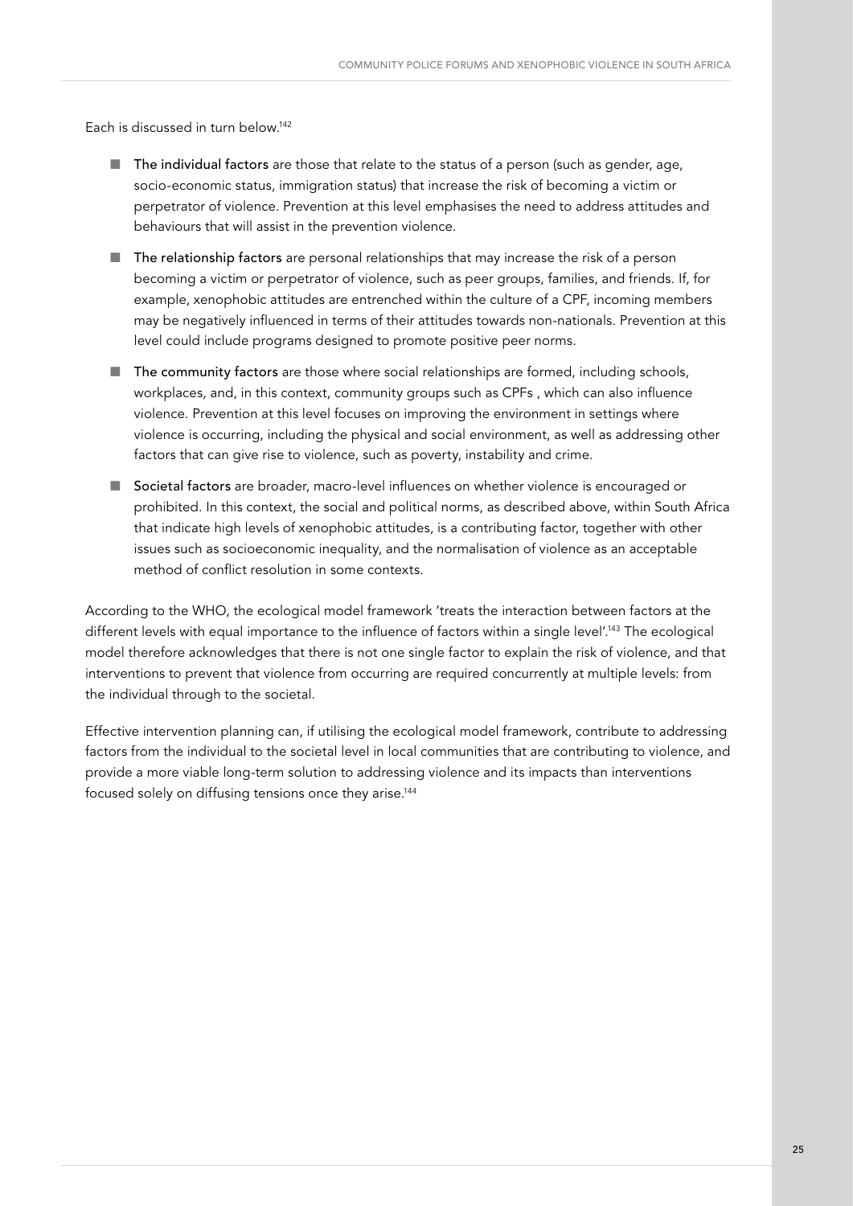Each is discussed in turn below.[142]

- **The individual factors** are those that relate to the status of a person (such as gender, age, socio-economic status, immigration status) that increase the risk of becoming a victim or perpetrator of violence. Prevention at this level emphasises the need to address attitudes and behaviours that will assist in the prevention violence.
- **The relationship factors** are personal relationships that may increase the risk of a person becoming a victim or perpetrator of violence, such as peer groups, families, and friends. If, for example, xenophobic attitudes are entrenched within the culture of a CPF, incoming members may be negatively influenced in terms of their attitudes towards non-nationals. Prevention at this level could include programs designed to promote positive peer norms.
- **The community factors** are those where social relationships are formed, including schools, workplaces, and, in this context, community groups such as CPFs , which can also influence violence. Prevention at this level focuses on improving the environment in settings where violence is occurring, including the physical and social environment, as well as addressing other factors that can give rise to violence, such as poverty, instability and crime.
- **Societal factors** are broader, macro-level influences on whether violence is encouraged or prohibited. In this context, the social and political norms, as described above, within South Africa that indicate high levels of xenophobic attitudes, is a contributing factor, together with other issues such as socioeconomic inequality, and the normalisation of violence as an acceptable method of conflict resolution in some contexts.

According to the WHO, the ecological model framework 'treats the interaction between factors at the different levels with equal importance to the influence of factors within a single level'.[143] The ecological model therefore acknowledges that there is not one single factor to explain the risk of violence, and that interventions to prevent that violence from occurring are required concurrently at multiple levels: from the individual through to the societal.

Effective intervention planning can, if utilising the ecological model framework, contribute to addressing factors from the individual to the societal level in local communities that are contributing to violence, and provide a more viable long-term solution to addressing violence and its impacts than interventions focused solely on diffusing tensions once they arise.[144]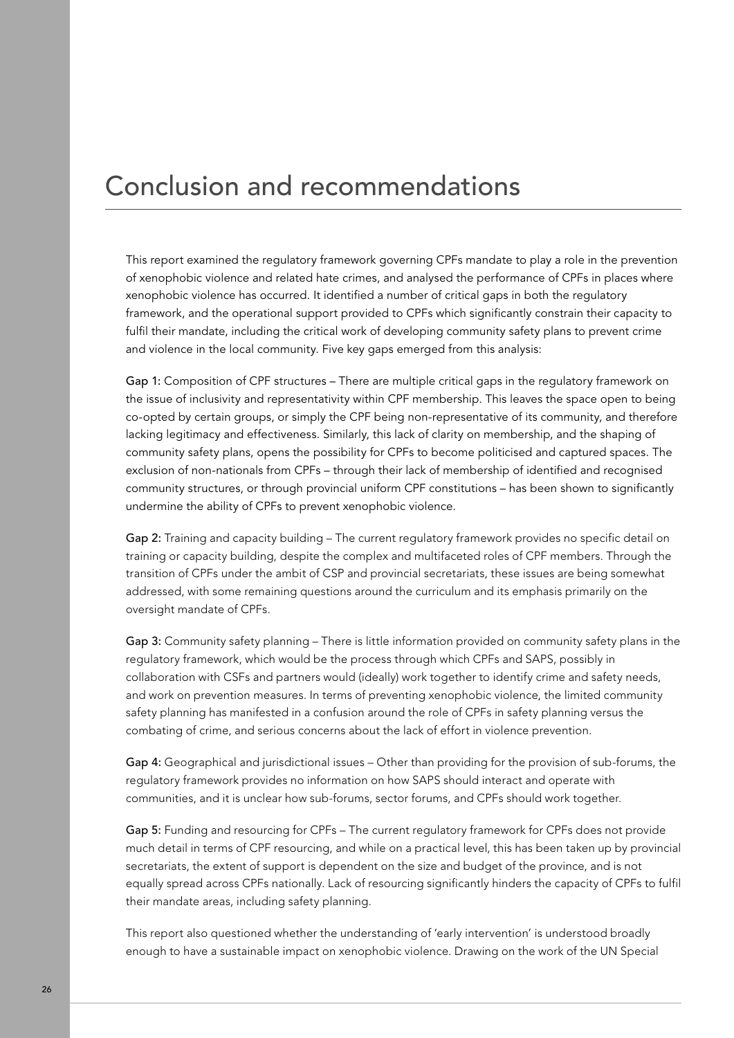# Conclusion and recommendations

This report examined the regulatory framework governing CPFs mandate to play a role in the prevention of xenophobic violence and related hate crimes, and analysed the performance of CPFs in places where xenophobic violence has occurred. It identified a number of critical gaps in both the regulatory framework, and the operational support provided to CPFs which significantly constrain their capacity to fulfil their mandate, including the critical work of developing community safety plans to prevent crime and violence in the local community. Five key gaps emerged from this analysis:

**Gap 1:** Composition of CPF structures – There are multiple critical gaps in the regulatory framework on the issue of inclusivity and representativity within CPF membership. This leaves the space open to being co-opted by certain groups, or simply the CPF being non-representative of its community, and therefore lacking legitimacy and effectiveness. Similarly, this lack of clarity on membership, and the shaping of community safety plans, opens the possibility for CPFs to become politicised and captured spaces. The exclusion of non-nationals from CPFs – through their lack of membership of identified and recognised community structures, or through provincial uniform CPF constitutions – has been shown to significantly undermine the ability of CPFs to prevent xenophobic violence.

**Gap 2:** Training and capacity building – The current regulatory framework provides no specific detail on training or capacity building, despite the complex and multifaceted roles of CPF members. Through the transition of CPFs under the ambit of CSP and provincial secretariats, these issues are being somewhat addressed, with some remaining questions around the curriculum and its emphasis primarily on the oversight mandate of CPFs.

**Gap 3:** Community safety planning – There is little information provided on community safety plans in the regulatory framework, which would be the process through which CPFs and SAPS, possibly in collaboration with CSFs and partners would (ideally) work together to identify crime and safety needs, and work on prevention measures. In terms of preventing xenophobic violence, the limited community safety planning has manifested in a confusion around the role of CPFs in safety planning versus the combating of crime, and serious concerns about the lack of effort in violence prevention.

**Gap 4:** Geographical and jurisdictional issues – Other than providing for the provision of sub-forums, the regulatory framework provides no information on how SAPS should interact and operate with communities, and it is unclear how sub-forums, sector forums, and CPFs should work together.

**Gap 5:** Funding and resourcing for CPFs – The current regulatory framework for CPFs does not provide much detail in terms of CPF resourcing, and while on a practical level, this has been taken up by provincial secretariats, the extent of support is dependent on the size and budget of the province, and is not equally spread across CPFs nationally. Lack of resourcing significantly hinders the capacity of CPFs to fulfil their mandate areas, including safety planning.

This report also questioned whether the understanding of 'early intervention' is understood broadly enough to have a sustainable impact on xenophobic violence. Drawing on the work of the UN Special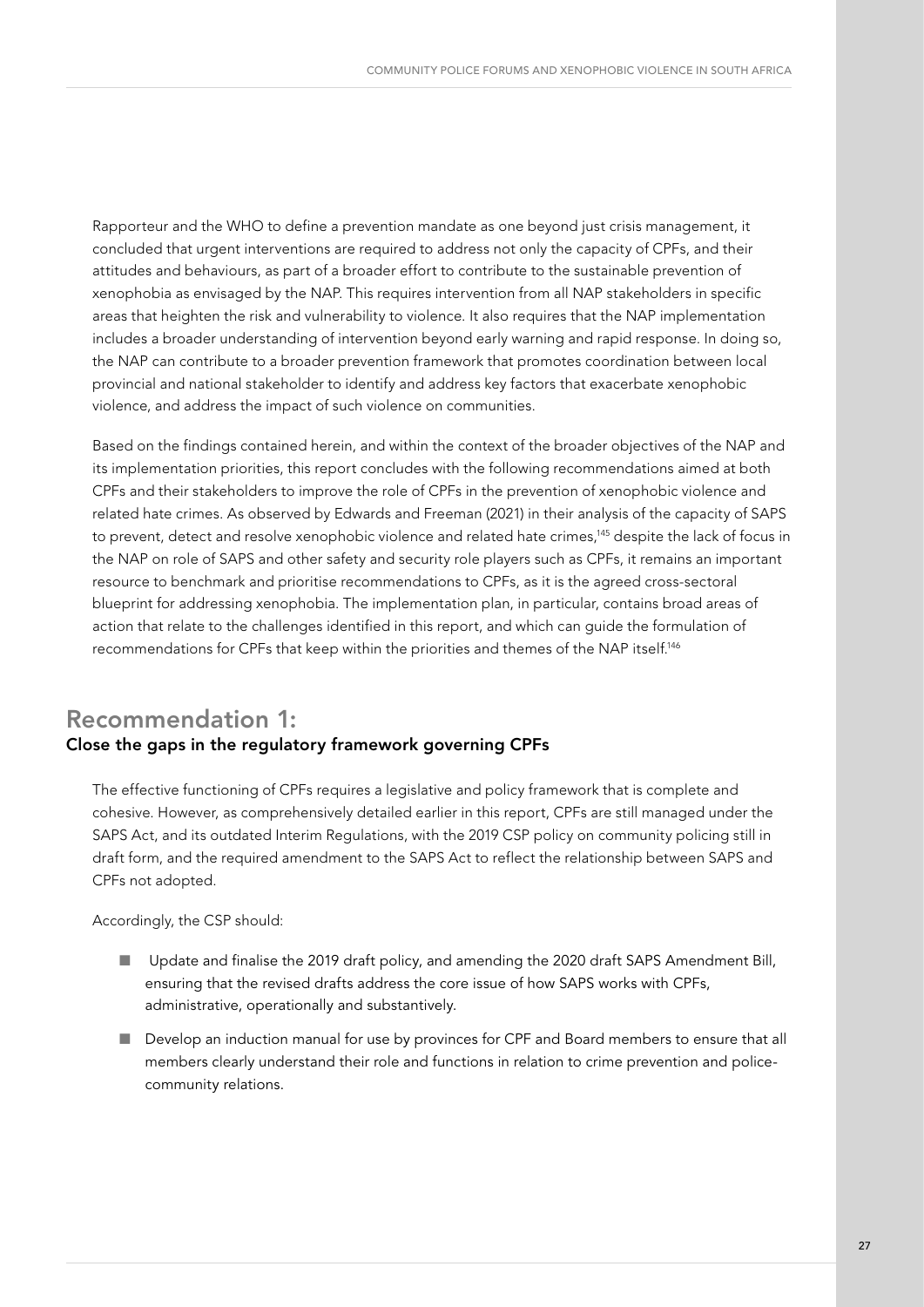Rapporteur and the WHO to define a prevention mandate as one beyond just crisis management, it concluded that urgent interventions are required to address not only the capacity of CPFs, and their attitudes and behaviours, as part of a broader effort to contribute to the sustainable prevention of xenophobia as envisaged by the NAP. This requires intervention from all NAP stakeholders in specific areas that heighten the risk and vulnerability to violence. It also requires that the NAP implementation includes a broader understanding of intervention beyond early warning and rapid response. In doing so, the NAP can contribute to a broader prevention framework that promotes coordination between local provincial and national stakeholder to identify and address key factors that exacerbate xenophobic violence, and address the impact of such violence on communities.

Based on the findings contained herein, and within the context of the broader objectives of the NAP and its implementation priorities, this report concludes with the following recommendations aimed at both CPFs and their stakeholders to improve the role of CPFs in the prevention of xenophobic violence and related hate crimes. As observed by Edwards and Freeman (2021) in their analysis of the capacity of SAPS to prevent, detect and resolve xenophobic violence and related hate crimes,[145] despite the lack of focus in the NAP on role of SAPS and other safety and security role players such as CPFs, it remains an important resource to benchmark and prioritise recommendations to CPFs, as it is the agreed cross-sectoral blueprint for addressing xenophobia. The implementation plan, in particular, contains broad areas of action that relate to the challenges identified in this report, and which can guide the formulation of recommendations for CPFs that keep within the priorities and themes of the NAP itself.[146]

## Recommendation 1:

### Close the gaps in the regulatory framework governing CPFs

The effective functioning of CPFs requires a legislative and policy framework that is complete and cohesive. However, as comprehensively detailed earlier in this report, CPFs are still managed under the SAPS Act, and its outdated Interim Regulations, with the 2019 CSP policy on community policing still in draft form, and the required amendment to the SAPS Act to reflect the relationship between SAPS and CPFs not adopted.

Accordingly, the CSP should:

- Update and finalise the 2019 draft policy, and amending the 2020 draft SAPS Amendment Bill, ensuring that the revised drafts address the core issue of how SAPS works with CPFs, administrative, operationally and substantively.
- Develop an induction manual for use by provinces for CPF and Board members to ensure that all members clearly understand their role and functions in relation to crime prevention and police-community relations.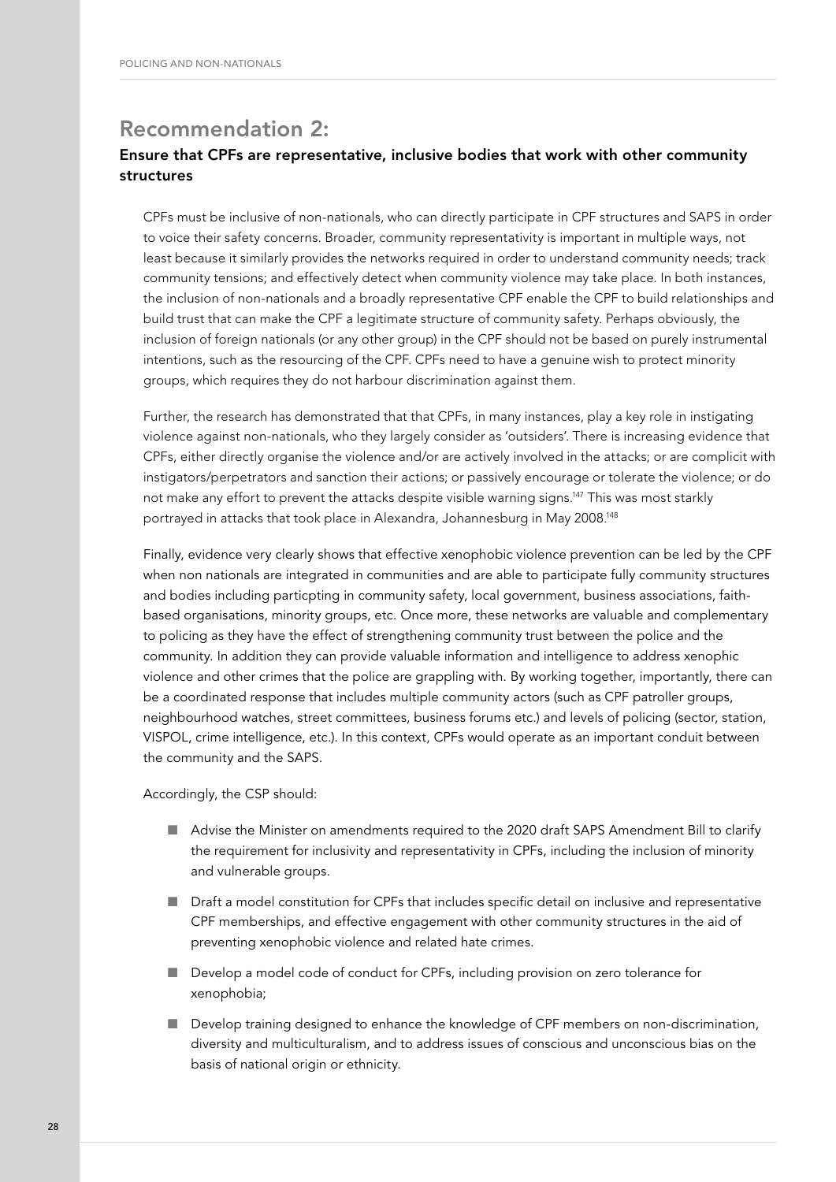## Recommendation 2:

### Ensure that CPFs are representative, inclusive bodies that work with other community structures

CPFs must be inclusive of non-nationals, who can directly participate in CPF structures and SAPS in order to voice their safety concerns. Broader, community representativity is important in multiple ways, not least because it similarly provides the networks required in order to understand community needs; track community tensions; and effectively detect when community violence may take place. In both instances, the inclusion of non-nationals and a broadly representative CPF enable the CPF to build relationships and build trust that can make the CPF a legitimate structure of community safety. Perhaps obviously, the inclusion of foreign nationals (or any other group) in the CPF should not be based on purely instrumental intentions, such as the resourcing of the CPF. CPFs need to have a genuine wish to protect minority groups, which requires they do not harbour discrimination against them.

Further, the research has demonstrated that that CPFs, in many instances, play a key role in instigating violence against non-nationals, who they largely consider as 'outsiders'. There is increasing evidence that CPFs, either directly organise the violence and/or are actively involved in the attacks; or are complicit with instigators/perpetrators and sanction their actions; or passively encourage or tolerate the violence; or do not make any effort to prevent the attacks despite visible warning signs.[147] This was most starkly portrayed in attacks that took place in Alexandra, Johannesburg in May 2008.[148]

Finally, evidence very clearly shows that effective xenophobic violence prevention can be led by the CPF when non nationals are integrated in communities and are able to participate fully community structures and bodies including particpting in community safety, local government, business associations, faith-based organisations, minority groups, etc. Once more, these networks are valuable and complementary to policing as they have the effect of strengthening community trust between the police and the community. In addition they can provide valuable information and intelligence to address xenophic violence and other crimes that the police are grappling with. By working together, importantly, there can be a coordinated response that includes multiple community actors (such as CPF patroller groups, neighbourhood watches, street committees, business forums etc.) and levels of policing (sector, station, VISPOL, crime intelligence, etc.). In this context, CPFs would operate as an important conduit between the community and the SAPS.

Accordingly, the CSP should:

- Advise the Minister on amendments required to the 2020 draft SAPS Amendment Bill to clarify the requirement for inclusivity and representativity in CPFs, including the inclusion of minority and vulnerable groups.
- Draft a model constitution for CPFs that includes specific detail on inclusive and representative CPF memberships, and effective engagement with other community structures in the aid of preventing xenophobic violence and related hate crimes.
- Develop a model code of conduct for CPFs, including provision on zero tolerance for xenophobia;
- Develop training designed to enhance the knowledge of CPF members on non-discrimination, diversity and multiculturalism, and to address issues of conscious and unconscious bias on the basis of national origin or ethnicity.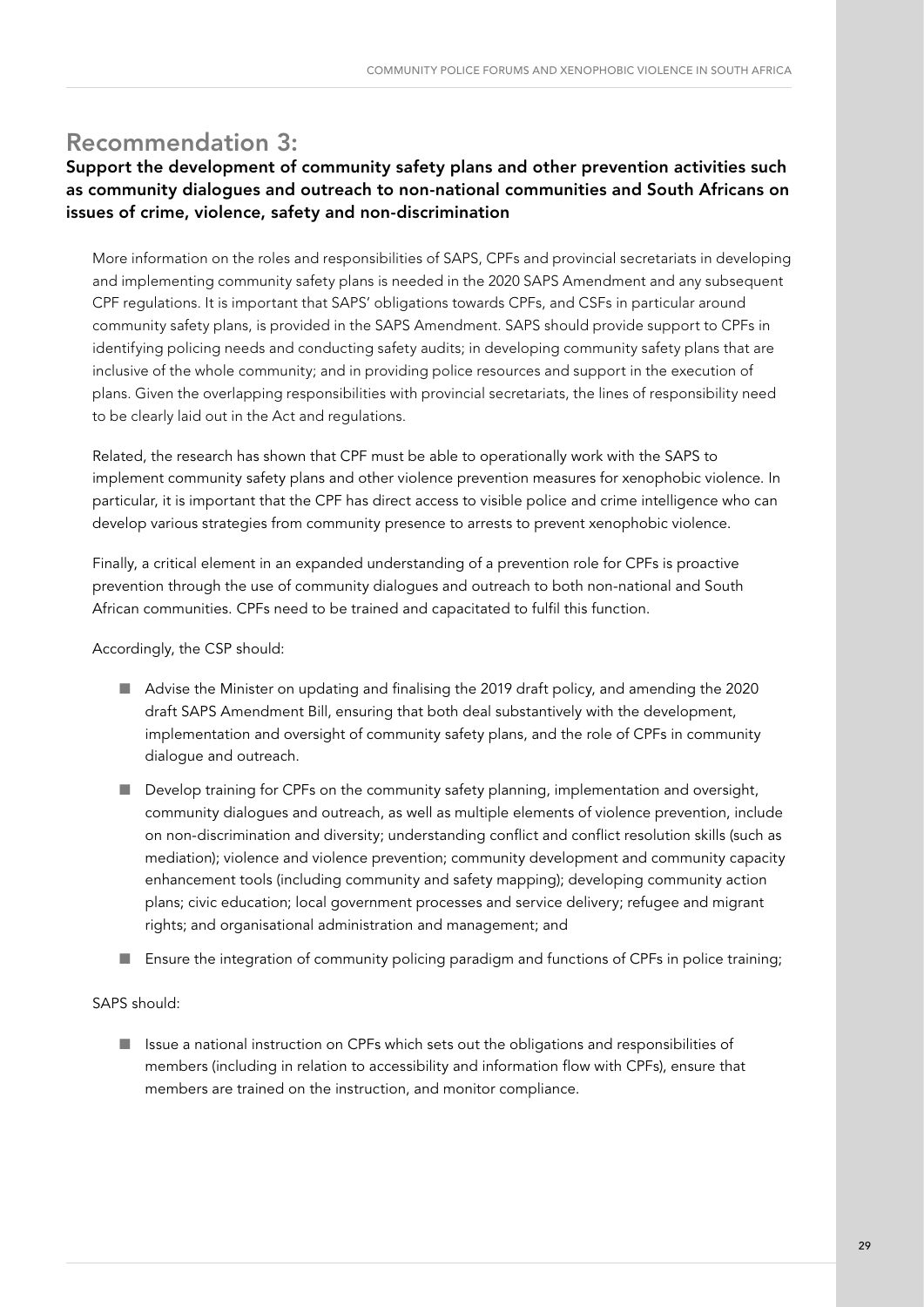## Recommendation 3:

### Support the development of community safety plans and other prevention activities such as community dialogues and outreach to non-national communities and South Africans on issues of crime, violence, safety and non-discrimination

More information on the roles and responsibilities of SAPS, CPFs and provincial secretariats in developing and implementing community safety plans is needed in the 2020 SAPS Amendment and any subsequent CPF regulations. It is important that SAPS' obligations towards CPFs, and CSFs in particular around community safety plans, is provided in the SAPS Amendment. SAPS should provide support to CPFs in identifying policing needs and conducting safety audits; in developing community safety plans that are inclusive of the whole community; and in providing police resources and support in the execution of plans. Given the overlapping responsibilities with provincial secretariats, the lines of responsibility need to be clearly laid out in the Act and regulations.

Related, the research has shown that CPF must be able to operationally work with the SAPS to implement community safety plans and other violence prevention measures for xenophobic violence. In particular, it is important that the CPF has direct access to visible police and crime intelligence who can develop various strategies from community presence to arrests to prevent xenophobic violence.

Finally, a critical element in an expanded understanding of a prevention role for CPFs is proactive prevention through the use of community dialogues and outreach to both non-national and South African communities. CPFs need to be trained and capacitated to fulfil this function.

Accordingly, the CSP should:

- Advise the Minister on updating and finalising the 2019 draft policy, and amending the 2020 draft SAPS Amendment Bill, ensuring that both deal substantively with the development, implementation and oversight of community safety plans, and the role of CPFs in community dialogue and outreach.
- Develop training for CPFs on the community safety planning, implementation and oversight, community dialogues and outreach, as well as multiple elements of violence prevention, include on non-discrimination and diversity; understanding conflict and conflict resolution skills (such as mediation); violence and violence prevention; community development and community capacity enhancement tools (including community and safety mapping); developing community action plans; civic education; local government processes and service delivery; refugee and migrant rights; and organisational administration and management; and
- Ensure the integration of community policing paradigm and functions of CPFs in police training;

SAPS should:

- Issue a national instruction on CPFs which sets out the obligations and responsibilities of members (including in relation to accessibility and information flow with CPFs), ensure that members are trained on the instruction, and monitor compliance.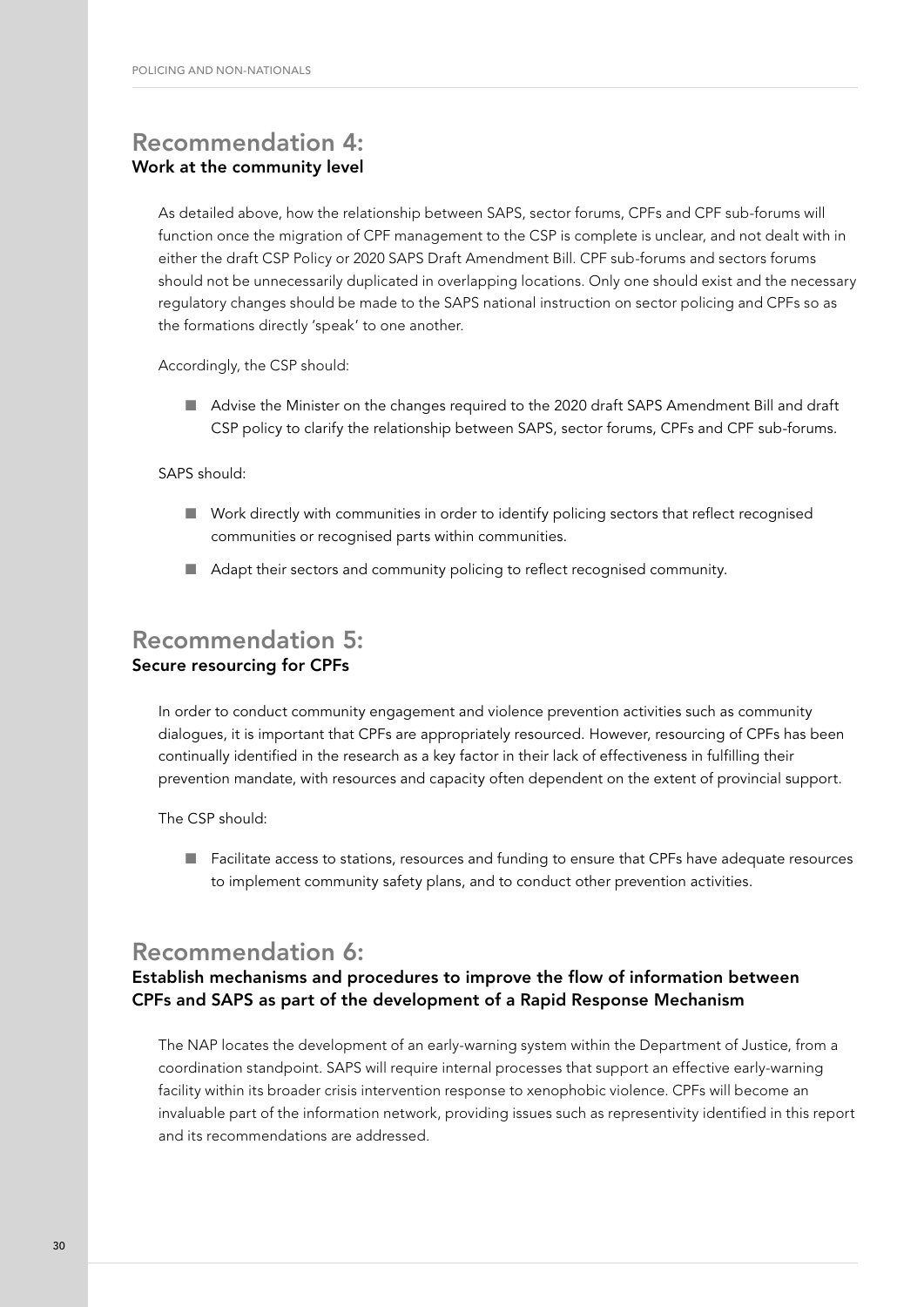## Recommendation 4:
### Work at the community level

As detailed above, how the relationship between SAPS, sector forums, CPFs and CPF sub-forums will function once the migration of CPF management to the CSP is complete is unclear, and not dealt with in either the draft CSP Policy or 2020 SAPS Draft Amendment Bill. CPF sub-forums and sectors forums should not be unnecessarily duplicated in overlapping locations. Only one should exist and the necessary regulatory changes should be made to the SAPS national instruction on sector policing and CPFs so as the formations directly 'speak' to one another.

Accordingly, the CSP should:

- Advise the Minister on the changes required to the 2020 draft SAPS Amendment Bill and draft CSP policy to clarify the relationship between SAPS, sector forums, CPFs and CPF sub-forums.

SAPS should:

- Work directly with communities in order to identify policing sectors that reflect recognised communities or recognised parts within communities.
- Adapt their sectors and community policing to reflect recognised community.

## Recommendation 5:
### Secure resourcing for CPFs

In order to conduct community engagement and violence prevention activities such as community dialogues, it is important that CPFs are appropriately resourced. However, resourcing of CPFs has been continually identified in the research as a key factor in their lack of effectiveness in fulfilling their prevention mandate, with resources and capacity often dependent on the extent of provincial support.

The CSP should:

- Facilitate access to stations, resources and funding to ensure that CPFs have adequate resources to implement community safety plans, and to conduct other prevention activities.

## Recommendation 6:
### Establish mechanisms and procedures to improve the flow of information between CPFs and SAPS as part of the development of a Rapid Response Mechanism

The NAP locates the development of an early-warning system within the Department of Justice, from a coordination standpoint. SAPS will require internal processes that support an effective early-warning facility within its broader crisis intervention response to xenophobic violence. CPFs will become an invaluable part of the information network, providing issues such as representivity identified in this report and its recommendations are addressed.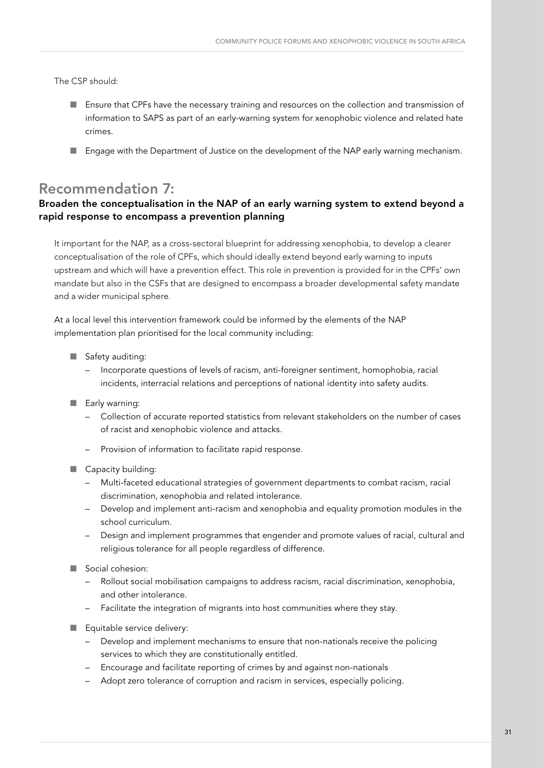The CSP should:

- Ensure that CPFs have the necessary training and resources on the collection and transmission of information to SAPS as part of an early-warning system for xenophobic violence and related hate crimes.
- Engage with the Department of Justice on the development of the NAP early warning mechanism.

## Recommendation 7:

### Broaden the conceptualisation in the NAP of an early warning system to extend beyond a rapid response to encompass a prevention planning

It important for the NAP, as a cross-sectoral blueprint for addressing xenophobia, to develop a clearer conceptualisation of the role of CPFs, which should ideally extend beyond early warning to inputs upstream and which will have a prevention effect. This role in prevention is provided for in the CPFs' own mandate but also in the CSFs that are designed to encompass a broader developmental safety mandate and a wider municipal sphere.

At a local level this intervention framework could be informed by the elements of the NAP implementation plan prioritised for the local community including:

- Safety auditing:
  - Incorporate questions of levels of racism, anti-foreigner sentiment, homophobia, racial incidents, interracial relations and perceptions of national identity into safety audits.
- Early warning:
  - Collection of accurate reported statistics from relevant stakeholders on the number of cases of racist and xenophobic violence and attacks.
  - Provision of information to facilitate rapid response.
- Capacity building:
  - Multi-faceted educational strategies of government departments to combat racism, racial discrimination, xenophobia and related intolerance.
  - Develop and implement anti-racism and xenophobia and equality promotion modules in the school curriculum.
  - Design and implement programmes that engender and promote values of racial, cultural and religious tolerance for all people regardless of difference.
- Social cohesion:
  - Rollout social mobilisation campaigns to address racism, racial discrimination, xenophobia, and other intolerance.
  - Facilitate the integration of migrants into host communities where they stay.
- Equitable service delivery:
  - Develop and implement mechanisms to ensure that non-nationals receive the policing services to which they are constitutionally entitled.
  - Encourage and facilitate reporting of crimes by and against non-nationals
  - Adopt zero tolerance of corruption and racism in services, especially policing.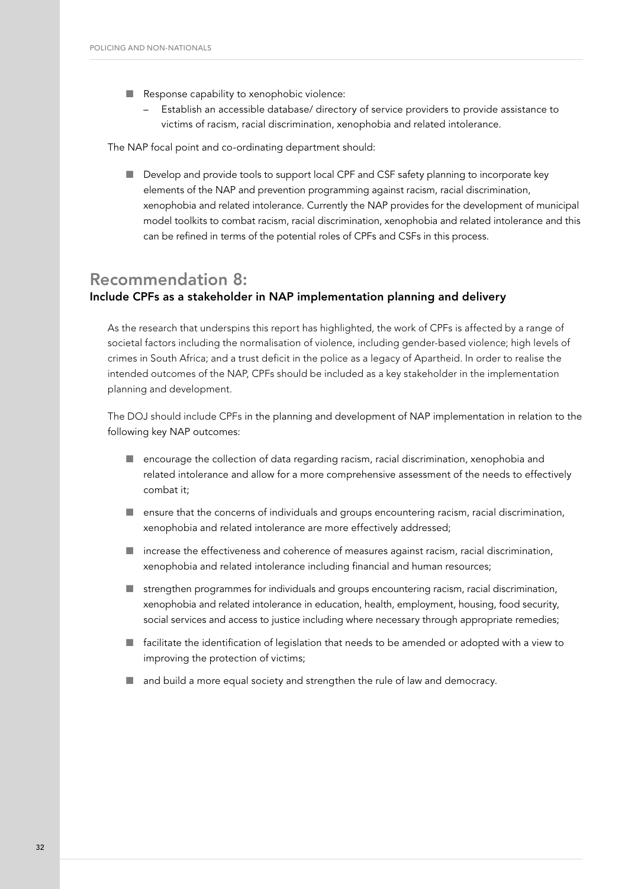- Response capability to xenophobic violence:
  - Establish an accessible database/ directory of service providers to provide assistance to victims of racism, racial discrimination, xenophobia and related intolerance.

The NAP focal point and co-ordinating department should:

- Develop and provide tools to support local CPF and CSF safety planning to incorporate key elements of the NAP and prevention programming against racism, racial discrimination, xenophobia and related intolerance. Currently the NAP provides for the development of municipal model toolkits to combat racism, racial discrimination, xenophobia and related intolerance and this can be refined in terms of the potential roles of CPFs and CSFs in this process.

## Recommendation 8:

### Include CPFs as a stakeholder in NAP implementation planning and delivery

As the research that underspins this report has highlighted, the work of CPFs is affected by a range of societal factors including the normalisation of violence, including gender-based violence; high levels of crimes in South Africa; and a trust deficit in the police as a legacy of Apartheid. In order to realise the intended outcomes of the NAP, CPFs should be included as a key stakeholder in the implementation planning and development.

The DOJ should include CPFs in the planning and development of NAP implementation in relation to the following key NAP outcomes:

- encourage the collection of data regarding racism, racial discrimination, xenophobia and related intolerance and allow for a more comprehensive assessment of the needs to effectively combat it;
- ensure that the concerns of individuals and groups encountering racism, racial discrimination, xenophobia and related intolerance are more effectively addressed;
- increase the effectiveness and coherence of measures against racism, racial discrimination, xenophobia and related intolerance including financial and human resources;
- strengthen programmes for individuals and groups encountering racism, racial discrimination, xenophobia and related intolerance in education, health, employment, housing, food security, social services and access to justice including where necessary through appropriate remedies;
- facilitate the identification of legislation that needs to be amended or adopted with a view to improving the protection of victims;
- and build a more equal society and strengthen the rule of law and democracy.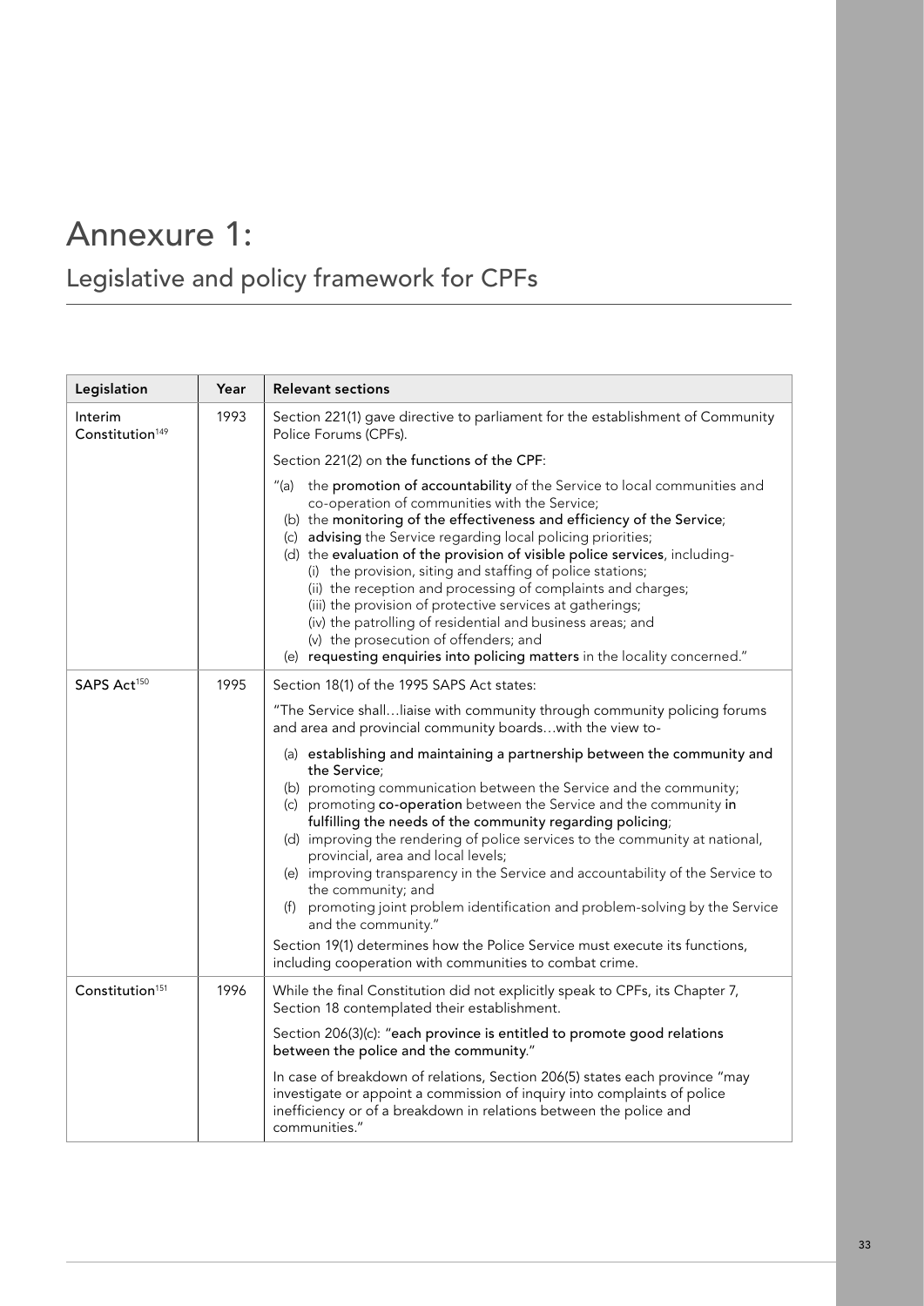# Annexure 1:

## Legislative and policy framework for CPFs

| Legislation | Year | Relevant sections |
|---|---|---|
| Interim Constitution[149] | 1993 | Section 221(1) gave directive to parliament for the establishment of Community Police Forums (CPFs).<br><br>Section 221(2) on **the functions of the CPF**:<br><br>"(a) the **promotion of accountability** of the Service to local communities and co-operation of communities with the Service;<br>(b) the **monitoring of the effectiveness and efficiency of the Service**;<br>(c) **advising** the Service regarding local policing priorities;<br>(d) the **evaluation of the provision of visible police services**, including-<br>(i) the provision, siting and staffing of police stations;<br>(ii) the reception and processing of complaints and charges;<br>(iii) the provision of protective services at gatherings;<br>(iv) the patrolling of residential and business areas; and<br>(v) the prosecution of offenders; and<br>(e) **requesting enquiries into policing matters** in the locality concerned." |
| SAPS Act[150] | 1995 | Section 18(1) of the 1995 SAPS Act states:<br><br>"The Service shall…liaise with community through community policing forums and area and provincial community boards…with the view to-<br><br>(a) **establishing and maintaining a partnership between the community and the Service**;<br>(b) promoting communication between the Service and the community;<br>(c) promoting **co-operation** between the Service and the community **in fulfilling the needs of the community regarding policing**;<br>(d) improving the rendering of police services to the community at national, provincial, area and local levels;<br>(e) improving transparency in the Service and accountability of the Service to the community; and<br>(f) promoting joint problem identification and problem-solving by the Service and the community."<br><br>Section 19(1) determines how the Police Service must execute its functions, including cooperation with communities to combat crime. |
| Constitution[151] | 1996 | While the final Constitution did not explicitly speak to CPFs, its Chapter 7, Section 18 contemplated their establishment.<br><br>Section 206(3)(c): "**each province is entitled to promote good relations between the police and the community**."<br><br>In case of breakdown of relations, Section 206(5) states each province "may investigate or appoint a commission of inquiry into complaints of police inefficiency or of a breakdown in relations between the police and communities." |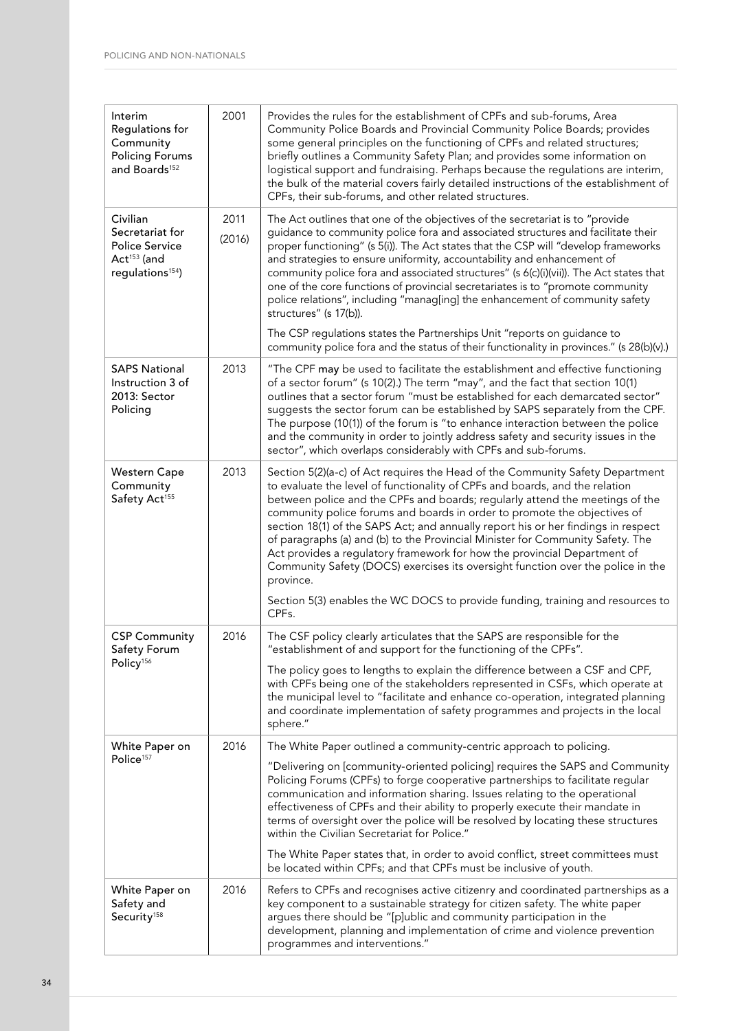| | | |
|---|---|---|
| Interim Regulations for Community Policing Forums and Boards[152] | 2001 | Provides the rules for the establishment of CPFs and sub-forums, Area Community Police Boards and Provincial Community Police Boards; provides some general principles on the functioning of CPFs and related structures; briefly outlines a Community Safety Plan; and provides some information on logistical support and fundraising. Perhaps because the regulations are interim, the bulk of the material covers fairly detailed instructions of the establishment of CPFs, their sub-forums, and other related structures. |
| Civilian Secretariat for Police Service Act[153] (and regulations[154]) | 2011 (2016) | The Act outlines that one of the objectives of the secretariat is to "provide guidance to community police fora and associated structures and facilitate their proper functioning" (s 5(i)). The Act states that the CSP will "develop frameworks and strategies to ensure uniformity, accountability and enhancement of community police fora and associated structures" (s 6(c)(i)(vii)). The Act states that one of the core functions of provincial secretariats is to "promote community police relations", including "manag[ing] the enhancement of community safety structures" (s 17(b)).<br><br>The CSP regulations states the Partnerships Unit "reports on guidance to community police fora and the status of their functionality in provinces." (s 28(b)(v).) |
| SAPS National Instruction 3 of 2013: Sector Policing | 2013 | "The CPF **may** be used to facilitate the establishment and effective functioning of a sector forum" (s 10(2).) The term "may", and the fact that section 10(1) outlines that a sector forum "must be established for each demarcated sector" suggests the sector forum can be established by SAPS separately from the CPF. The purpose (10(1)) of the forum is "to enhance interaction between the police and the community in order to jointly address safety and security issues in the sector", which overlaps considerably with CPFs and sub-forums. |
| Western Cape Community Safety Act[155] | 2013 | Section 5(2)(a-c) of Act requires the Head of the Community Safety Department to evaluate the level of functionality of CPFs and boards, and the relation between police and the CPFs and boards; regularly attend the meetings of the community police forums and boards in order to promote the objectives of section 18(1) of the SAPS Act; and annually report his or her findings in respect of paragraphs (a) and (b) to the Provincial Minister for Community Safety. The Act provides a regulatory framework for how the provincial Department of Community Safety (DOCS) exercises its oversight function over the police in the province.<br><br>Section 5(3) enables the WC DOCS to provide funding, training and resources to CPFs. |
| CSP Community Safety Forum Policy[156] | 2016 | The CSF policy clearly articulates that the SAPS are responsible for the "establishment of and support for the functioning of the CPFs".<br><br>The policy goes to lengths to explain the difference between a CSF and CPF, with CPFs being one of the stakeholders represented in CSFs, which operate at the municipal level to "facilitate and enhance co-operation, integrated planning and coordinate implementation of safety programmes and projects in the local sphere." |
| White Paper on Police[157] | 2016 | The White Paper outlined a community-centric approach to policing.<br><br>"Delivering on [community-oriented policing] requires the SAPS and Community Policing Forums (CPFs) to forge cooperative partnerships to facilitate regular communication and information sharing. Issues relating to the operational effectiveness of CPFs and their ability to properly execute their mandate in terms of oversight over the police will be resolved by locating these structures within the Civilian Secretariat for Police."<br><br>The White Paper states that, in order to avoid conflict, street committees must be located within CPFs; and that CPFs must be inclusive of youth. |
| White Paper on Safety and Security[158] | 2016 | Refers to CPFs and recognises active citizenry and coordinated partnerships as a key component to a sustainable strategy for citizen safety. The white paper argues there should be "[p]ublic and community participation in the development, planning and implementation of crime and violence prevention programmes and interventions." |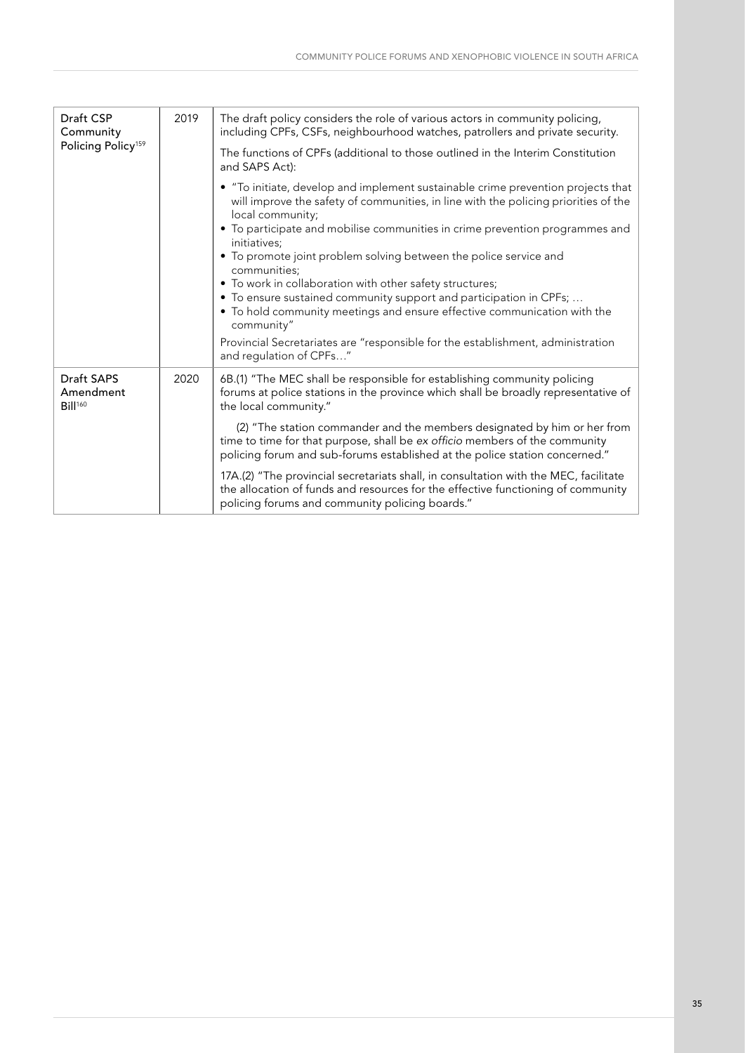| | | |
|---|---|---|
| Draft CSP Community Policing Policy[159] | 2019 | The draft policy considers the role of various actors in community policing, including CPFs, CSFs, neighbourhood watches, patrollers and private security.<br><br>The functions of CPFs (additional to those outlined in the Interim Constitution and SAPS Act):<br><br>• "To initiate, develop and implement sustainable crime prevention projects that will improve the safety of communities, in line with the policing priorities of the local community;<br>• To participate and mobilise communities in crime prevention programmes and initiatives;<br>• To promote joint problem solving between the police service and communities;<br>• To work in collaboration with other safety structures;<br>• To ensure sustained community support and participation in CPFs; …<br>• To hold community meetings and ensure effective communication with the community"<br><br>Provincial Secretariates are "responsible for the establishment, administration and regulation of CPFs…" |
| Draft SAPS Amendment Bill[160] | 2020 | 6B.(1) "The MEC shall be responsible for establishing community policing forums at police stations in the province which shall be broadly representative of the local community."<br><br>(2) "The station commander and the members designated by him or her from time to time for that purpose, shall be *ex officio* members of the community policing forum and sub-forums established at the police station concerned."<br><br>17A.(2) "The provincial secretariats shall, in consultation with the MEC, facilitate the allocation of funds and resources for the effective functioning of community policing forums and community policing boards." |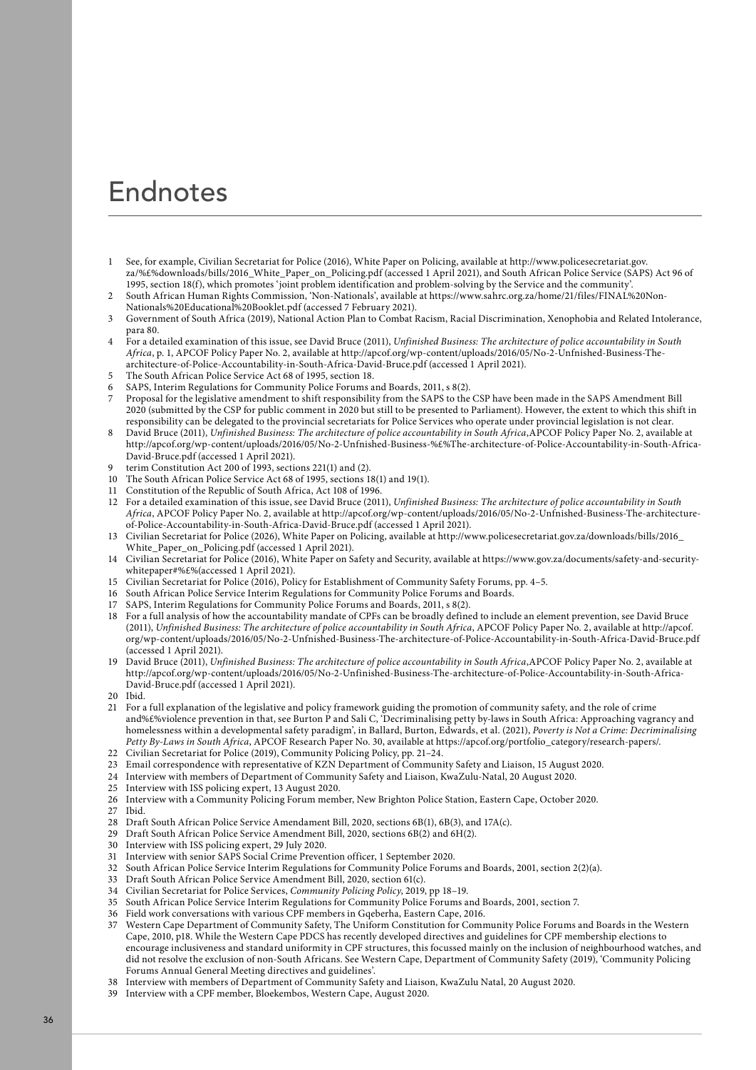# Endnotes

1. See, for example, Civilian Secretariat for Police (2016), White Paper on Policing, available at http://www.policesecretariat.gov.za/%£%downloads/bills/2016_White_Paper_on_Policing.pdf (accessed 1 April 2021), and South African Police Service (SAPS) Act 96 of 1995, section 18(f), which promotes 'joint problem identification and problem-solving by the Service and the community'.
2. South African Human Rights Commission, 'Non-Nationals', available at https://www.sahrc.org.za/home/21/files/FINAL%20Non-Nationals%20Educational%20Booklet.pdf (accessed 7 February 2021).
3. Government of South Africa (2019), National Action Plan to Combat Racism, Racial Discrimination, Xenophobia and Related Intolerance, para 80.
4. For a detailed examination of this issue, see David Bruce (2011), *Unfinished Business: The architecture of police accountability in South Africa*, p. 1, APCOF Policy Paper No. 2, available at http://apcof.org/wp-content/uploads/2016/05/No-2-Unfnished-Business-The-architecture-of-Police-Accountability-in-South-Africa-David-Bruce.pdf (accessed 1 April 2021).
5. The South African Police Service Act 68 of 1995, section 18.
6. SAPS, Interim Regulations for Community Police Forums and Boards, 2011, s 8(2).
7. Proposal for the legislative amendment to shift responsibility from the SAPS to the CSP have been made in the SAPS Amendment Bill 2020 (submitted by the CSP for public comment in 2020 but still to be presented to Parliament). However, the extent to which this shift in responsibility can be delegated to the provincial secretariats for Police Services who operate under provincial legislation is not clear.
8. David Bruce (2011), *Unfinished Business: The architecture of police accountability in South Africa*,APCOF Policy Paper No. 2, available at http://apcof.org/wp-content/uploads/2016/05/No-2-Unfnished-Business-%£%The-architecture-of-Police-Accountability-in-South-Africa-David-Bruce.pdf (accessed 1 April 2021).
9. terim Constitution Act 200 of 1993, sections 221(1) and (2).
10. The South African Police Service Act 68 of 1995, sections 18(1) and 19(1).
11. Constitution of the Republic of South Africa, Act 108 of 1996.
12. For a detailed examination of this issue, see David Bruce (2011), *Unfinished Business: The architecture of police accountability in South Africa*, APCOF Policy Paper No. 2, available at http://apcof.org/wp-content/uploads/2016/05/No-2-Unfnished-Business-The-architecture-of-Police-Accountability-in-South-Africa-David-Bruce.pdf (accessed 1 April 2021).
13. Civilian Secretariat for Police (2026), White Paper on Policing, available at http://www.policesecretariat.gov.za/downloads/bills/2016_White_Paper_on_Policing.pdf (accessed 1 April 2021).
14. Civilian Secretariat for Police (2016), White Paper on Safety and Security, available at https://www.gov.za/documents/safety-and-security-whitepaper#%£%(accessed 1 April 2021).
15. Civilian Secretariat for Police (2016), Policy for Establishment of Community Safety Forums, pp. 4–5.
16. South African Police Service Interim Regulations for Community Police Forums and Boards.
17. SAPS, Interim Regulations for Community Police Forums and Boards, 2011, s 8(2).
18. For a full analysis of how the accountability mandate of CPFs can be broadly defined to include an element prevention, see David Bruce (2011), *Unfinished Business: The architecture of police accountability in South Africa*, available at http://apcof.org/wp-content/uploads/2016/05/No-2-Unfnished-Business-The-architecture-of-Police-Accountability-in-South-Africa-David-Bruce.pdf (accessed 1 April 2021).
19. David Bruce (2011), *Unfinished Business: The architecture of police accountability in South Africa*,APCOF Policy Paper No. 2, available at http://apcof.org/wp-content/uploads/2016/05/No-2-Unfinished-Business-The-architecture-of-Police-Accountability-in-South-Africa-David-Bruce.pdf (accessed 1 April 2021).
20. Ibid.
21. For a full explanation of the legislative and policy framework guiding the promotion of community safety, and the role of crime and%£%violence prevention in that, see Burton P and Sali C, 'Decriminalising petty by-laws in South Africa: Approaching vagrancy and homelessness within a developmental safety paradigm', in Ballard, Burton, Edwards, et al. (2021), *Poverty is Not a Crime: Decriminalising Petty By-Laws in South Africa*, APCOF Research Paper No. 30, available at https://apcof.org/portfolio_category/research-papers/.
22. Civilian Secretariat for Police (2019), Community Policing Policy, pp. 21–24.
23. Email correspondence with representative of KZN Department of Community Safety and Liaison, 15 August 2020.
24. Interview with members of Department of Community Safety and Liaison, KwaZulu-Natal, 20 August 2020.
25. Interview with ISS policing expert, 13 August 2020.
26. Interview with a Community Policing Forum member, New Brighton Police Station, Eastern Cape, October 2020.
27. Ibid.
28. Draft South African Police Service Amendament Bill, 2020, sections 6B(1), 6B(3), and 17A(c).
29. Draft South African Police Service Amendment Bill, 2020, sections 6B(2) and 6H(2).
30. Interview with ISS policing expert, 29 July 2020.
31. Interview with senior SAPS Social Crime Prevention officer, 1 September 2020.
32. South African Police Service Interim Regulations for Community Police Forums and Boards, 2001, section 2(2)(a).
33. Draft South African Police Service Amendment Bill, 2020, section 61(c).
34. Civilian Secretariat for Police Services, *Community Policing Policy*, 2019, pp 18–19.
35. South African Police Service Interim Regulations for Community Police Forums and Boards, 2001, section 7.
36. Field work conversations with various CPF members in Gqeberha, Eastern Cape, 2016.
37. Western Cape Department of Community Safety, The Uniform Constitution for Community Police Forums and Boards in the Western Cape, 2010, p18. While the Western Cape PDCS has recently developed directives and guidelines for CPF membership elections to encourage inclusiveness and standard uniformity in CPF structures, this focussed mainly on the inclusion of neighbourhood watches, and did not resolve the exclusion of non-South Africans. See Western Cape, Department of Community Safety (2019), 'Community Policing Forums Annual General Meeting directives and guidelines'.
38. Interview with members of Department of Community Safety and Liaison, KwaZulu Natal, 20 August 2020.
39. Interview with a CPF member, Bloekembos, Western Cape, August 2020.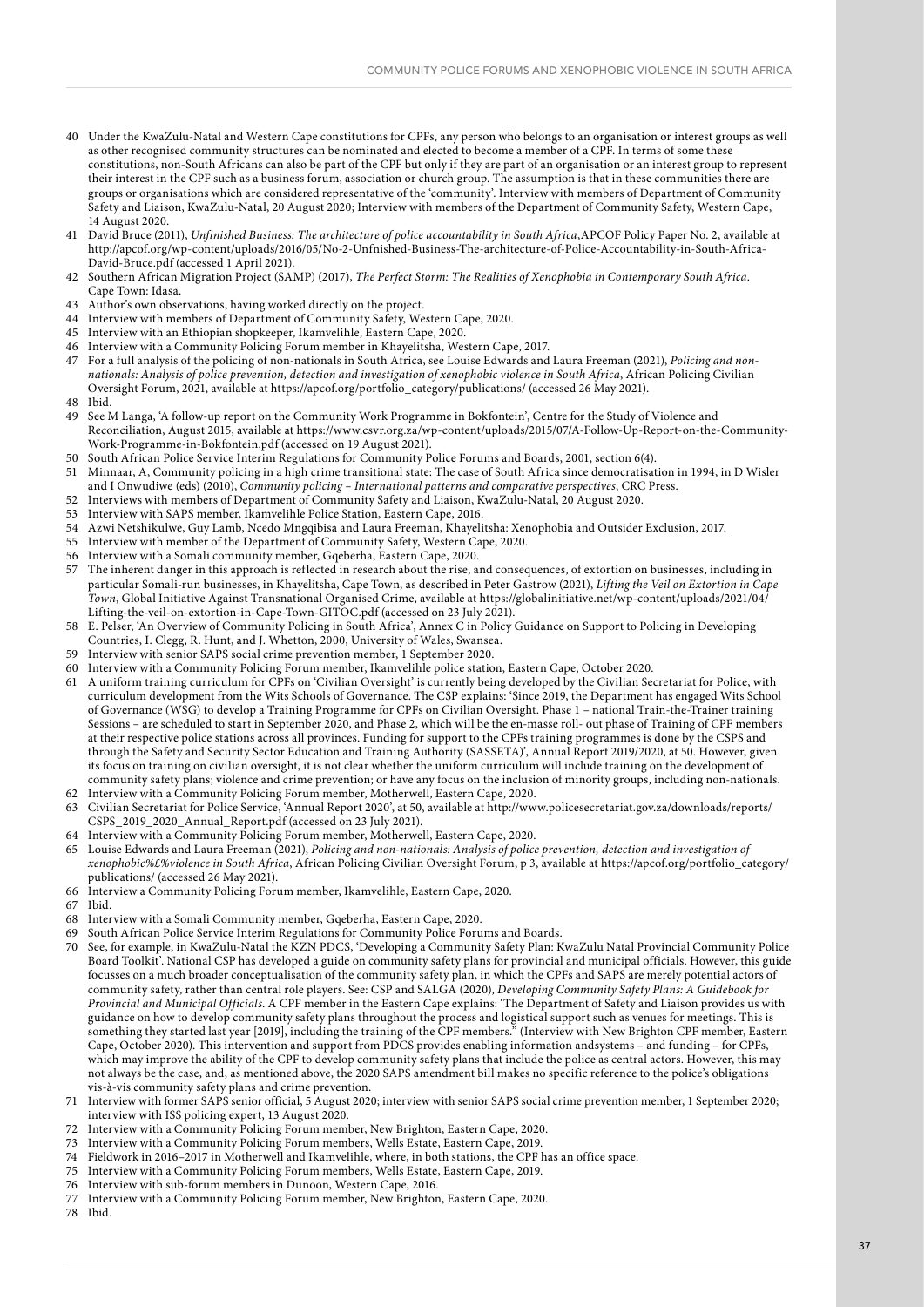40 Under the KwaZulu-Natal and Western Cape constitutions for CPFs, any person who belongs to an organisation or interest groups as well as other recognised community structures can be nominated and elected to become a member of a CPF. In terms of some these constitutions, non-South Africans can also be part of the CPF but only if they are part of an organisation or an interest group to represent their interest in the CPF such as a business forum, association or church group. The assumption is that in these communities there are groups or organisations which are considered representative of the 'community'. Interview with members of Department of Community Safety and Liaison, KwaZulu-Natal, 20 August 2020; Interview with members of the Department of Community Safety, Western Cape, 14 August 2020.

41 David Bruce (2011), *Unfinished Business: The architecture of police accountability in South Africa*,APCOF Policy Paper No. 2, available at http://apcof.org/wp-content/uploads/2016/05/No-2-Unfnished-Business-The-architecture-of-Police-Accountability-in-South-Africa-David-Bruce.pdf (accessed 1 April 2021).

42 Southern African Migration Project (SAMP) (2017), *The Perfect Storm: The Realities of Xenophobia in Contemporary South Africa*. Cape Town: Idasa.

43 Author's own observations, having worked directly on the project.

44 Interview with members of Department of Community Safety, Western Cape, 2020.

45 Interview with an Ethiopian shopkeeper, Ikamvelihle, Eastern Cape, 2020.

46 Interview with a Community Policing Forum member in Khayelitsha, Western Cape, 2017.

47 For a full analysis of the policing of non-nationals in South Africa, see Louise Edwards and Laura Freeman (2021), *Policing and non-nationals: Analysis of police prevention, detection and investigation of xenophobic violence in South Africa*, African Policing Civilian Oversight Forum, 2021, available at https://apcof.org/portfolio_category/publications/ (accessed 26 May 2021).

48 Ibid.

49 See M Langa, 'A follow-up report on the Community Work Programme in Bokfontein', Centre for the Study of Violence and Reconciliation, August 2015, available at https://www.csvr.org.za/wp-content/uploads/2015/07/A-Follow-Up-Report-on-the-Community-Work-Programme-in-Bokfontein.pdf (accessed on 19 August 2021).

50 South African Police Service Interim Regulations for Community Police Forums and Boards, 2001, section 6(4).

51 Minnaar, A, Community policing in a high crime transitional state: The case of South Africa since democratisation in 1994, in D Wisler and I Onwudiwe (eds) (2010), *Community policing – International patterns and comparative perspectives*, CRC Press.

52 Interviews with members of Department of Community Safety and Liaison, KwaZulu-Natal, 20 August 2020.

53 Interview with SAPS member, Ikamvelihle Police Station, Eastern Cape, 2016.

54 Azwi Netshikulwe, Guy Lamb, Ncedo Mngqibisa and Laura Freeman, Khayelitsha: Xenophobia and Outsider Exclusion, 2017.

55 Interview with member of the Department of Community Safety, Western Cape, 2020.

56 Interview with a Somali community member, Gqeberha, Eastern Cape, 2020.

57 The inherent danger in this approach is reflected in research about the rise, and consequences, of extortion on businesses, including in particular Somali-run businesses, in Khayelitsha, Cape Town, as described in Peter Gastrow (2021), *Lifting the Veil on Extortion in Cape Town*, Global Initiative Against Transnational Organised Crime, available at https://globalinitiative.net/wp-content/uploads/2021/04/Lifting-the-veil-on-extortion-in-Cape-Town-GITOC.pdf (accessed on 23 July 2021).

58 E. Pelser, 'An Overview of Community Policing in South Africa', Annex C in Policy Guidance on Support to Policing in Developing Countries, I. Clegg, R. Hunt, and J. Whetton, 2000, University of Wales, Swansea.

59 Interview with senior SAPS social crime prevention member, 1 September 2020.

60 Interview with a Community Policing Forum member, Ikamvelihle police station, Eastern Cape, October 2020.

61 A uniform training curriculum for CPFs on 'Civilian Oversight' is currently being developed by the Civilian Secretariat for Police, with curriculum development from the Wits Schools of Governance. The CSP explains: 'Since 2019, the Department has engaged Wits School of Governance (WSG) to develop a Training Programme for CPFs on Civilian Oversight. Phase 1 – national Train-the-Trainer training Sessions – are scheduled to start in September 2020, and Phase 2, which will be the en-masse roll- out phase of Training of CPF members at their respective police stations across all provinces. Funding for support to the CPFs training programmes is done by the CSPS and through the Safety and Security Sector Education and Training Authority (SASSETA)', Annual Report 2019/2020, at 50. However, given its focus on training on civilian oversight, it is not clear whether the uniform curriculum will include training on the development of community safety plans; violence and crime prevention; or have any focus on the inclusion of minority groups, including non-nationals.

62 Interview with a Community Policing Forum member, Motherwell, Eastern Cape, 2020.

63 Civilian Secretariat for Police Service, 'Annual Report 2020', at 50, available at http://www.policesecretariat.gov.za/downloads/reports/CSPS_2019_2020_Annual_Report.pdf (accessed on 23 July 2021).

64 Interview with a Community Policing Forum member, Motherwell, Eastern Cape, 2020.

65 Louise Edwards and Laura Freeman (2021), *Policing and non-nationals: Analysis of police prevention, detection and investigation of xenophobic%£%violence in South Africa*, African Policing Civilian Oversight Forum, p 3, available at https://apcof.org/portfolio_category/publications/ (accessed 26 May 2021).

66 Interview a Community Policing Forum member, Ikamvelihle, Eastern Cape, 2020.

67 Ibid.

68 Interview with a Somali Community member, Gqeberha, Eastern Cape, 2020.

69 South African Police Service Interim Regulations for Community Police Forums and Boards.

70 See, for example, in KwaZulu-Natal the KZN PDCS, 'Developing a Community Safety Plan: KwaZulu Natal Provincial Community Police Board Toolkit'. National CSP has developed a guide on community safety plans for provincial and municipal officials. However, this guide focusses on a much broader conceptualisation of the community safety plan, in which the CPFs and SAPS are merely potential actors of community safety, rather than central role players. See: CSP and SALGA (2020), *Developing Community Safety Plans: A Guidebook for Provincial and Municipal Officials*. A CPF member in the Eastern Cape explains: 'The Department of Safety and Liaison provides us with guidance on how to develop community safety plans throughout the process and logistical support such as venues for meetings. This is something they started last year [2019], including the training of the CPF members." (Interview with New Brighton CPF member, Eastern Cape, October 2020). This intervention and support from PDCS provides enabling information andsystems – and funding – for CPFs, which may improve the ability of the CPF to develop community safety plans that include the police as central actors. However, this may not always be the case, and, as mentioned above, the 2020 SAPS amendment bill makes no specific reference to the police's obligations vis-à-vis community safety plans and crime prevention.

71 Interview with former SAPS senior official, 5 August 2020; interview with senior SAPS social crime prevention member, 1 September 2020; interview with ISS policing expert, 13 August 2020.

72 Interview with a Community Policing Forum member, New Brighton, Eastern Cape, 2020.

73 Interview with a Community Policing Forum members, Wells Estate, Eastern Cape, 2019.

74 Fieldwork in 2016–2017 in Motherwell and Ikamvelihle, where, in both stations, the CPF has an office space.

75 Interview with a Community Policing Forum members, Wells Estate, Eastern Cape, 2019.

76 Interview with sub-forum members in Dunoon, Western Cape, 2016.

77 Interview with a Community Policing Forum member, New Brighton, Eastern Cape, 2020.

78 Ibid.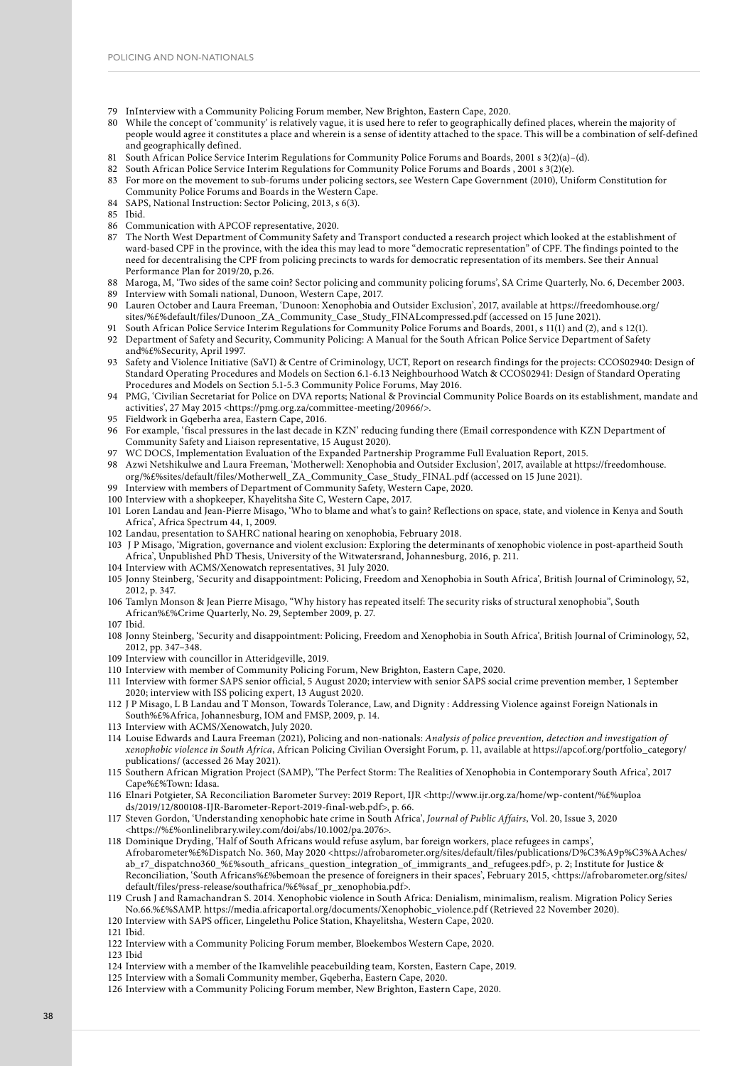79 InInterview with a Community Policing Forum member, New Brighton, Eastern Cape, 2020.

80 While the concept of 'community' is relatively vague, it is used here to refer to geographically defined places, wherein the majority of people would agree it constitutes a place and wherein is a sense of identity attached to the space. This will be a combination of self-defined and geographically defined.

81 South African Police Service Interim Regulations for Community Police Forums and Boards, 2001 s 3(2)(a)–(d).

82 South African Police Service Interim Regulations for Community Police Forums and Boards , 2001 s 3(2)(e).

83 For more on the movement to sub-forums under policing sectors, see Western Cape Government (2010), Uniform Constitution for Community Police Forums and Boards in the Western Cape.

84 SAPS, National Instruction: Sector Policing, 2013, s 6(3).

85 Ibid.

86 Communication with APCOF representative, 2020.

87 The North West Department of Community Safety and Transport conducted a research project which looked at the establishment of ward-based CPF in the province, with the idea this may lead to more "democratic representation" of CPF. The findings pointed to the need for decentralising the CPF from policing precincts to wards for democratic representation of its members. See their Annual Performance Plan for 2019/20, p.26.

88 Maroga, M, 'Two sides of the same coin? Sector policing and community policing forums', SA Crime Quarterly, No. 6, December 2003.

89 Interview with Somali national, Dunoon, Western Cape, 2017.

90 Lauren October and Laura Freeman, 'Dunoon: Xenophobia and Outsider Exclusion', 2017, available at https://freedomhouse.org/sites/%£%default/files/Dunoon_ZA_Community_Case_Study_FINALcompressed.pdf (accessed on 15 June 2021).

91 South African Police Service Interim Regulations for Community Police Forums and Boards, 2001, s 11(1) and (2), and s 12(1).

92 Department of Safety and Security, Community Policing: A Manual for the South African Police Service Department of Safety and%£%Security, April 1997.

93 Safety and Violence Initiative (SaVI) & Centre of Criminology, UCT, Report on research findings for the projects: CCOS02940: Design of Standard Operating Procedures and Models on Section 6.1-6.13 Neighbourhood Watch & CCOS02941: Design of Standard Operating Procedures and Models on Section 5.1-5.3 Community Police Forums, May 2016.

94 PMG, 'Civilian Secretariat for Police on DVA reports; National & Provincial Community Police Boards on its establishment, mandate and activities', 27 May 2015 <https://pmg.org.za/committee-meeting/20966/>.

95 Fieldwork in Gqeberha area, Eastern Cape, 2016.

96 For example, 'fiscal pressures in the last decade in KZN' reducing funding there (Email correspondence with KZN Department of Community Safety and Liaison representative, 15 August 2020).

97 WC DOCS, Implementation Evaluation of the Expanded Partnership Programme Full Evaluation Report, 2015.

98 Azwi Netshikulwe and Laura Freeman, 'Motherwell: Xenophobia and Outsider Exclusion', 2017, available at https://freedomhouse.org/%£%sites/default/files/Motherwell_ZA_Community_Case_Study_FINAL.pdf (accessed on 15 June 2021).

99 Interview with members of Department of Community Safety, Western Cape, 2020.

100 Interview with a shopkeeper, Khayelitsha Site C, Western Cape, 2017.

101 Loren Landau and Jean-Pierre Misago, 'Who to blame and what's to gain? Reflections on space, state, and violence in Kenya and South Africa', Africa Spectrum 44, 1, 2009.

102 Landau, presentation to SAHRC national hearing on xenophobia, February 2018.

103 J P Misago, 'Migration, governance and violent exclusion: Exploring the determinants of xenophobic violence in post-apartheid South Africa', Unpublished PhD Thesis, University of the Witwatersrand, Johannesburg, 2016, p. 211.

104 Interview with ACMS/Xenowatch representatives, 31 July 2020.

105 Jonny Steinberg, 'Security and disappointment: Policing, Freedom and Xenophobia in South Africa', British Journal of Criminology, 52, 2012, p. 347.

106 Tamlyn Monson & Jean Pierre Misago, "Why history has repeated itself: The security risks of structural xenophobia", South African%£%Crime Quarterly, No. 29, September 2009, p. 27.

107 Ibid.

108 Jonny Steinberg, 'Security and disappointment: Policing, Freedom and Xenophobia in South Africa', British Journal of Criminology, 52, 2012, pp. 347–348.

109 Interview with councillor in Atteridgeville, 2019.

110 Interview with member of Community Policing Forum, New Brighton, Eastern Cape, 2020.

111 Interview with former SAPS senior official, 5 August 2020; interview with senior SAPS social crime prevention member, 1 September 2020; interview with ISS policing expert, 13 August 2020.

112 J P Misago, L B Landau and T Monson, Towards Tolerance, Law, and Dignity : Addressing Violence against Foreign Nationals in South%£%Africa, Johannesburg, IOM and FMSP, 2009, p. 14.

113 Interview with ACMS/Xenowatch, July 2020.

114 Louise Edwards and Laura Freeman (2021), Policing and non-nationals: *Analysis of police prevention, detection and investigation of xenophobic violence in South Africa*, African Policing Civilian Oversight Forum, p. 11, available at https://apcof.org/portfolio_category/publications/ (accessed 26 May 2021).

115 Southern African Migration Project (SAMP), 'The Perfect Storm: The Realities of Xenophobia in Contemporary South Africa', 2017 Cape%£%Town: Idasa.

116 Elnari Potgieter, SA Reconciliation Barometer Survey: 2019 Report, IJR <http://www.ijr.org.za/home/wp-content/%£%uploads/2019/12/800108-IJR-Barometer-Report-2019-final-web.pdf>, p. 66.

117 Steven Gordon, 'Understanding xenophobic hate crime in South Africa', *Journal of Public Affairs*, Vol. 20, Issue 3, 2020 <https://%£%onlinelibrary.wiley.com/doi/abs/10.1002/pa.2076>.

118 Dominique Dryding, 'Half of South Africans would refuse asylum, bar foreign workers, place refugees in camps', Afrobarometer%£%Dispatch No. 360, May 2020 <https://afrobarometer.org/sites/default/files/publications/D%C3%A9p%C3%AAches/ab_r7_dispatchno360_%£%south_africans_question_integration_of_immigrants_and_refugees.pdf>, p. 2; Institute for Justice & Reconciliation, 'South Africans%£%bemoan the presence of foreigners in their spaces', February 2015, <https://afrobarometer.org/sites/default/files/press-release/southafrica/%£%saf_pr_xenophobia.pdf>.

119 Crush J and Ramachandran S. 2014. Xenophobic violence in South Africa: Denialism, minimalism, realism. Migration Policy Series No.66.%£%SAMP. https://media.africaportal.org/documents/Xenophobic_violence.pdf (Retrieved 22 November 2020).

120 Interview with SAPS officer, Lingelethu Police Station, Khayelitsha, Western Cape, 2020.

121 Ibid.

122 Interview with a Community Policing Forum member, Bloekembos Western Cape, 2020.

123 Ibid

124 Interview with a member of the Ikamvelihle peacebuilding team, Korsten, Eastern Cape, 2019.

125 Interview with a Somali Community member, Gqeberha, Eastern Cape, 2020.

126 Interview with a Community Policing Forum member, New Brighton, Eastern Cape, 2020.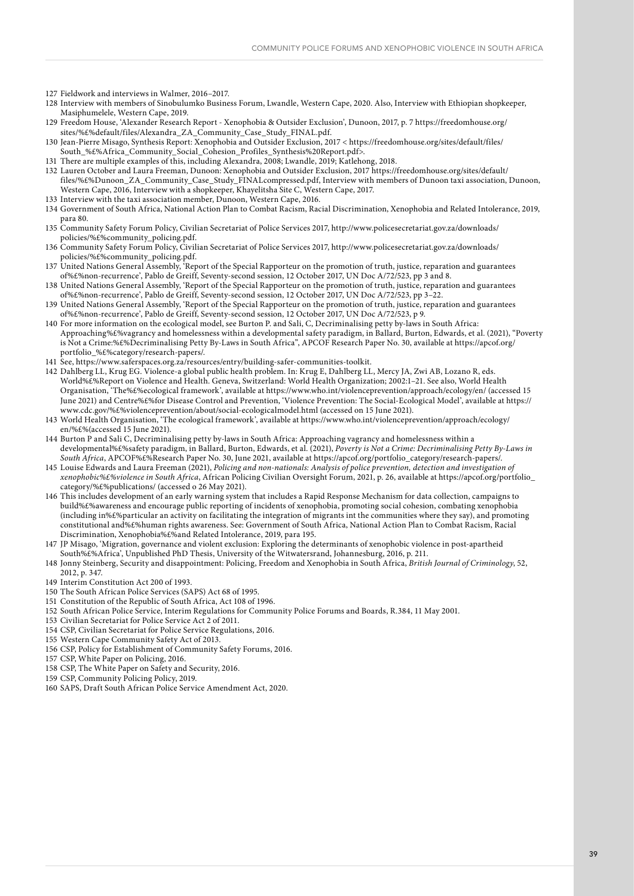127 Fieldwork and interviews in Walmer, 2016–2017.

128 Interview with members of Sinobulumko Business Forum, Lwandle, Western Cape, 2020. Also, Interview with Ethiopian shopkeeper, Masiphumelele, Western Cape, 2019.

129 Freedom House, 'Alexander Research Report - Xenophobia & Outsider Exclusion', Dunoon, 2017, p. 7 https://freedomhouse.org/sites/%£%default/files/Alexandra_ZA_Community_Case_Study_FINAL.pdf.

130 Jean-Pierre Misago, Synthesis Report: Xenophobia and Outsider Exclusion, 2017 < https://freedomhouse.org/sites/default/files/South_%£%Africa_Community_Social_Cohesion_Profiles_Synthesis%20Report.pdf>.

131 There are multiple examples of this, including Alexandra, 2008; Lwandle, 2019; Katlehong, 2018.

132 Lauren October and Laura Freeman, Dunoon: Xenophobia and Outsider Exclusion, 2017 https://freedomhouse.org/sites/default/files/%£%Dunoon_ZA_Community_Case_Study_FINALcompressed.pdf, Interview with members of Dunoon taxi association, Dunoon, Western Cape, 2016, Interview with a shopkeeper, Khayelitsha Site C, Western Cape, 2017.

133 Interview with the taxi association member, Dunoon, Western Cape, 2016.

134 Government of South Africa, National Action Plan to Combat Racism, Racial Discrimination, Xenophobia and Related Intolerance, 2019, para 80.

135 Community Safety Forum Policy, Civilian Secretariat of Police Services 2017, http://www.policesecretariat.gov.za/downloads/policies/%£%community_policing.pdf.

136 Community Safety Forum Policy, Civilian Secretariat of Police Services 2017, http://www.policesecretariat.gov.za/downloads/policies/%£%community_policing.pdf.

137 United Nations General Assembly, 'Report of the Special Rapporteur on the promotion of truth, justice, reparation and guarantees of%£%non-recurrence', Pablo de Greiff, Seventy-second session, 12 October 2017, UN Doc A/72/523, pp 3 and 8.

138 United Nations General Assembly, 'Report of the Special Rapporteur on the promotion of truth, justice, reparation and guarantees of%£%non-recurrence', Pablo de Greiff, Seventy-second session, 12 October 2017, UN Doc A/72/523, pp 3–22.

139 United Nations General Assembly, 'Report of the Special Rapporteur on the promotion of truth, justice, reparation and guarantees of%£%non-recurrence', Pablo de Greiff, Seventy-second session, 12 October 2017, UN Doc A/72/523, p 9.

140 For more information on the ecological model, see Burton P. and Sali, C, Decriminalising petty by-laws in South Africa: Approaching%£%vagrancy and homelessness within a developmental safety paradigm, in Ballard, Burton, Edwards, et al. (2021), "Poverty is Not a Crime:%£%Decriminalising Petty By-Laws in South Africa", APCOF Research Paper No. 30, available at https://apcof.org/portfolio_%£%category/research-papers/.

141 See, https://www.saferspaces.org.za/resources/entry/building-safer-communities-toolkit.

142 Dahlberg LL, Krug EG. Violence-a global public health problem. In: Krug E, Dahlberg LL, Mercy JA, Zwi AB, Lozano R, eds. World%£%Report on Violence and Health. Geneva, Switzerland: World Health Organization; 2002:1–21. See also, World Health Organisation, 'The%£%ecological framework', available at https://www.who.int/violenceprevention/approach/ecology/en/ (accessed 15 June 2021) and Centre%£%for Disease Control and Prevention, 'Violence Prevention: The Social-Ecological Model', available at https://www.cdc.gov/%£%violenceprevention/about/social-ecologicalmodel.html (accessed on 15 June 2021).

143 World Health Organisation, 'The ecological framework', available at https://www.who.int/violenceprevention/approach/ecology/en/%£%(accessed 15 June 2021).

144 Burton P and Sali C, Decriminalising petty by-laws in South Africa: Approaching vagrancy and homelessness within a developmental%£%safety paradigm, in Ballard, Burton, Edwards, et al. (2021), *Poverty is Not a Crime: Decriminalising Petty By-Laws in South Africa*, APCOF%£%Research Paper No. 30, June 2021, available at https://apcof.org/portfolio_category/research-papers/.

145 Louise Edwards and Laura Freeman (2021), *Policing and non-nationals: Analysis of police prevention, detection and investigation of xenophobic%£%violence in South Africa*, African Policing Civilian Oversight Forum, 2021, p. 26, available at https://apcof.org/portfolio_category/%£%publications/ (accessed o 26 May 2021).

146 This includes development of an early warning system that includes a Rapid Response Mechanism for data collection, campaigns to build%£%awareness and encourage public reporting of incidents of xenophobia, promoting social cohesion, combating xenophobia (including in%£%particular an activity on facilitating the integration of migrants int the communities where they say), and promoting constitutional and%£%human rights awareness. See: Government of South Africa, National Action Plan to Combat Racism, Racial Discrimination, Xenophobia%£%and Related Intolerance, 2019, para 195.

147 JP Misago, 'Migration, governance and violent exclusion: Exploring the determinants of xenophobic violence in post-apartheid South%£%Africa', Unpublished PhD Thesis, University of the Witwatersrand, Johannesburg, 2016, p. 211.

148 Jonny Steinberg, Security and disappointment: Policing, Freedom and Xenophobia in South Africa, *British Journal of Criminology*, 52, 2012, p. 347.

149 Interim Constitution Act 200 of 1993.

150 The South African Police Services (SAPS) Act 68 of 1995.

151 Constitution of the Republic of South Africa, Act 108 of 1996.

152 South African Police Service, Interim Regulations for Community Police Forums and Boards, R.384, 11 May 2001.

153 Civilian Secretariat for Police Service Act 2 of 2011.

154 CSP, Civilian Secretariat for Police Service Regulations, 2016.

155 Western Cape Community Safety Act of 2013.

156 CSP, Policy for Establishment of Community Safety Forums, 2016.

157 CSP, White Paper on Policing, 2016.

158 CSP, The White Paper on Safety and Security, 2016.

159 CSP, Community Policing Policy, 2019.

160 SAPS, Draft South African Police Service Amendment Act, 2020.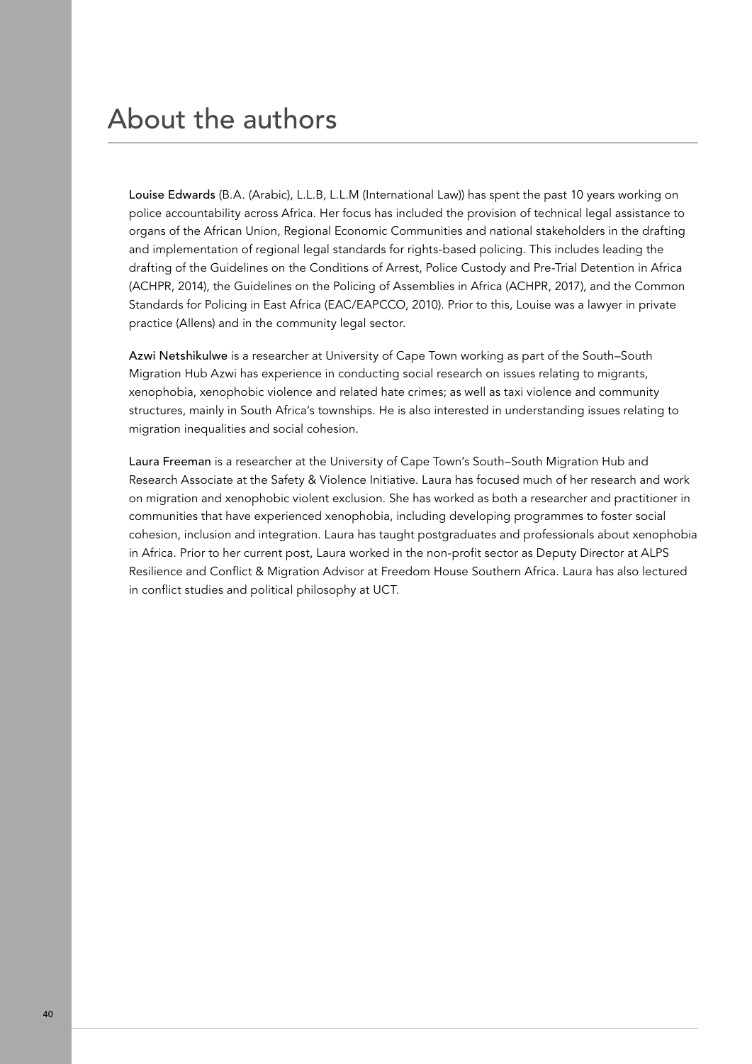# About the authors

**Louise Edwards** (B.A. (Arabic), L.L.B, L.L.M (International Law)) has spent the past 10 years working on police accountability across Africa. Her focus has included the provision of technical legal assistance to organs of the African Union, Regional Economic Communities and national stakeholders in the drafting and implementation of regional legal standards for rights-based policing. This includes leading the drafting of the Guidelines on the Conditions of Arrest, Police Custody and Pre-Trial Detention in Africa (ACHPR, 2014), the Guidelines on the Policing of Assemblies in Africa (ACHPR, 2017), and the Common Standards for Policing in East Africa (EAC/EAPCCO, 2010). Prior to this, Louise was a lawyer in private practice (Allens) and in the community legal sector.

**Azwi Netshikulwe** is a researcher at University of Cape Town working as part of the South–South Migration Hub Azwi has experience in conducting social research on issues relating to migrants, xenophobia, xenophobic violence and related hate crimes; as well as taxi violence and community structures, mainly in South Africa's townships. He is also interested in understanding issues relating to migration inequalities and social cohesion.

**Laura Freeman** is a researcher at the University of Cape Town's South–South Migration Hub and Research Associate at the Safety & Violence Initiative. Laura has focused much of her research and work on migration and xenophobic violent exclusion. She has worked as both a researcher and practitioner in communities that have experienced xenophobia, including developing programmes to foster social cohesion, inclusion and integration. Laura has taught postgraduates and professionals about xenophobia in Africa. Prior to her current post, Laura worked in the non-profit sector as Deputy Director at ALPS Resilience and Conflict & Migration Advisor at Freedom House Southern Africa. Laura has also lectured in conflict studies and political philosophy at UCT.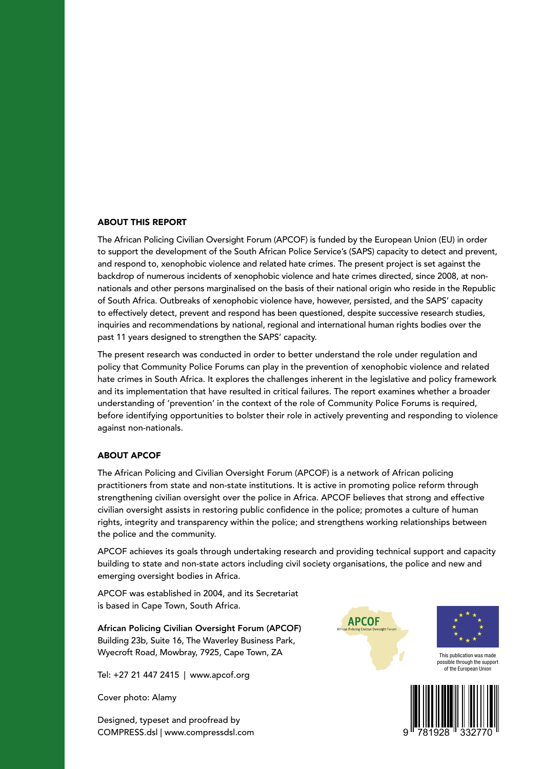## ABOUT THIS REPORT

The African Policing Civilian Oversight Forum (APCOF) is funded by the European Union (EU) in order to support the development of the South African Police Service's (SAPS) capacity to detect and prevent, and respond to, xenophobic violence and related hate crimes. The present project is set against the backdrop of numerous incidents of xenophobic violence and hate crimes directed, since 2008, at non-nationals and other persons marginalised on the basis of their national origin who reside in the Republic of South Africa. Outbreaks of xenophobic violence have, however, persisted, and the SAPS' capacity to effectively detect, prevent and respond has been questioned, despite successive research studies, inquiries and recommendations by national, regional and international human rights bodies over the past 11 years designed to strengthen the SAPS' capacity.

The present research was conducted in order to better understand the role under regulation and policy that Community Police Forums can play in the prevention of xenophobic violence and related hate crimes in South Africa. It explores the challenges inherent in the legislative and policy framework and its implementation that have resulted in critical failures. The report examines whether a broader understanding of 'prevention' in the context of the role of Community Police Forums is required, before identifying opportunities to bolster their role in actively preventing and responding to violence against non-nationals.

## ABOUT APCOF

The African Policing and Civilian Oversight Forum (APCOF) is a network of African policing practitioners from state and non-state institutions. It is active in promoting police reform through strengthening civilian oversight over the police in Africa. APCOF believes that strong and effective civilian oversight assists in restoring public confidence in the police; promotes a culture of human rights, integrity and transparency within the police; and strengthens working relationships between the police and the community.

APCOF achieves its goals through undertaking research and providing technical support and capacity building to state and non-state actors including civil society organisations, the police and new and emerging oversight bodies in Africa.

APCOF was established in 2004, and its Secretariat is based in Cape Town, South Africa.

**African Policing Civilian Oversight Forum (APCOF)**
Building 23b, Suite 16, The Waverley Business Park,
Wyecroft Road, Mowbray, 7925, Cape Town, ZA

Tel: +27 21 447 2415 | www.apcof.org

Cover photo: Alamy

Designed, typeset and proofread by
COMPRESS.dsl | www.compressdsl.com

APCOF
African Policing Civilian Oversight Forum

This publication was made possible through the support of the European Union

9 781928 332770